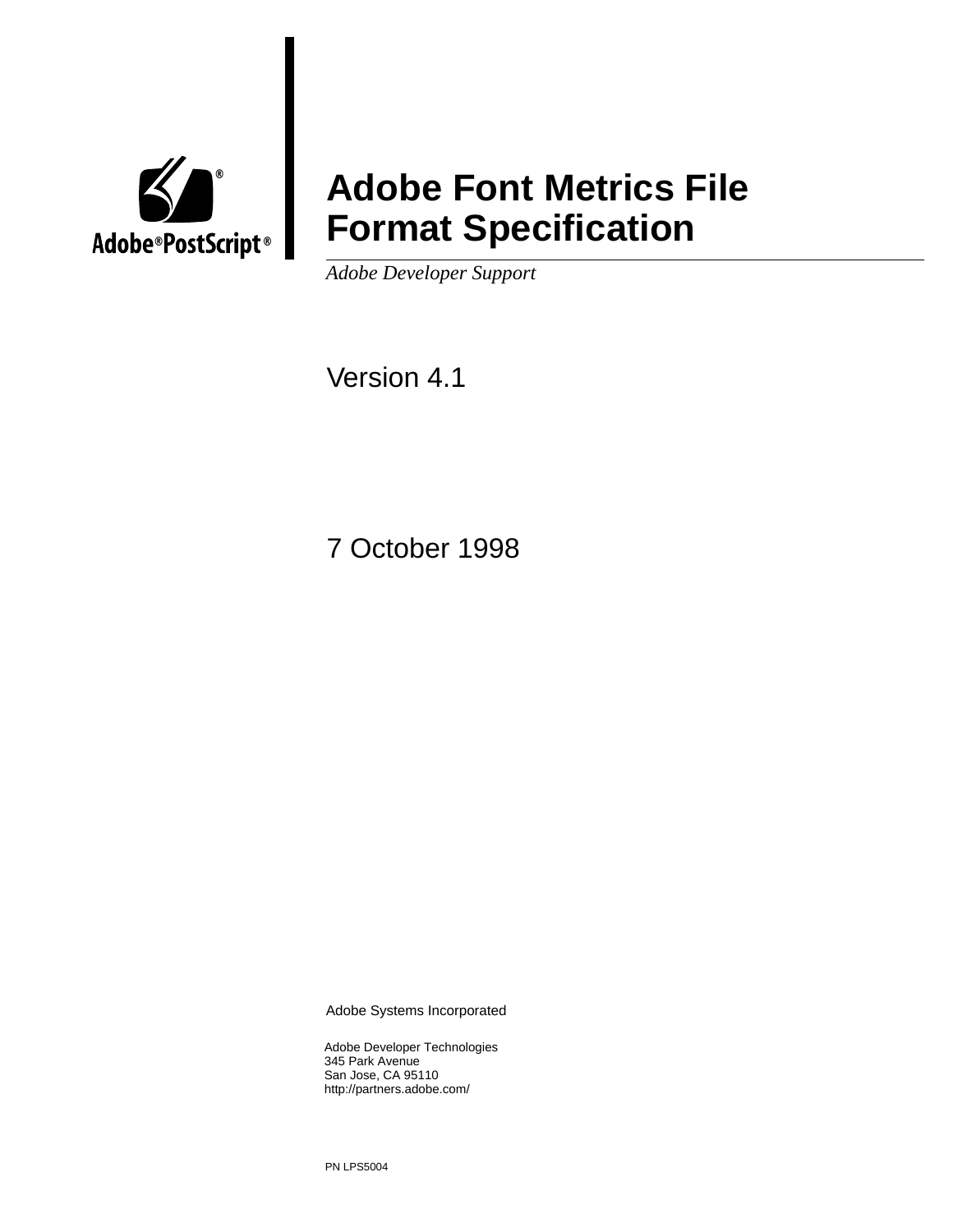Adobe®PostScript®

# Adobe Font Metrics File Format Specification

*Adobe Developer Support*

Version 4.1

7 October 1998

Adobe Systems Incorporated

Adobe Developer Technologies
345 Park Avenue
San Jose, CA 95110
http://partners.adobe.com/

PN LPS5004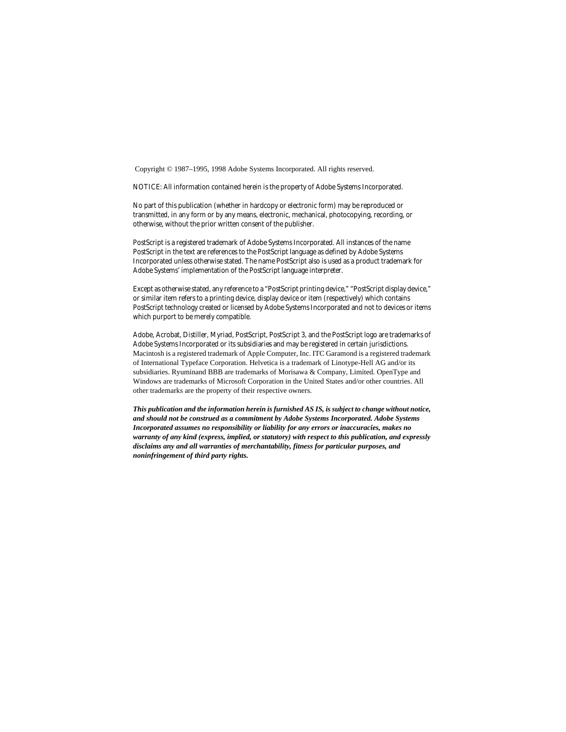Copyright © 1987–1995, 1998 Adobe Systems Incorporated. All rights reserved.

NOTICE: All information contained herein is the property of Adobe Systems Incorporated.

No part of this publication (whether in hardcopy or electronic form) may be reproduced or transmitted, in any form or by any means, electronic, mechanical, photocopying, recording, or otherwise, without the prior written consent of the publisher.

PostScript is a registered trademark of Adobe Systems Incorporated. All instances of the name PostScript in the text are references to the PostScript language as defined by Adobe Systems Incorporated unless otherwise stated. The name PostScript also is used as a product trademark for Adobe Systems' implementation of the PostScript language interpreter.

Except as otherwise stated, any reference to a "PostScript printing device," "PostScript display device," or similar item refers to a printing device, display device or item (respectively) which contains PostScript technology created or licensed by Adobe Systems Incorporated and not to devices or items which purport to be merely compatible.

Adobe, Acrobat, Distiller, Myriad, PostScript, PostScript 3, and the PostScript logo are trademarks of Adobe Systems Incorporated or its subsidiaries and may be registered in certain jurisdictions. Macintosh is a registered trademark of Apple Computer, Inc. ITC Garamond is a registered trademark of International Typeface Corporation. Helvetica is a trademark of Linotype-Hell AG and/or its subsidiaries. Ryuminand BBB are trademarks of Morisawa & Company, Limited. OpenType and Windows are trademarks of Microsoft Corporation in the United States and/or other countries. All other trademarks are the property of their respective owners.

***This publication and the information herein is furnished AS IS, is subject to change without notice, and should not be construed as a commitment by Adobe Systems Incorporated. Adobe Systems Incorporated assumes no responsibility or liability for any errors or inaccuracies, makes no warranty of any kind (express, implied, or statutory) with respect to this publication, and expressly disclaims any and all warranties of merchantability, fitness for particular purposes, and noninfringement of third party rights.***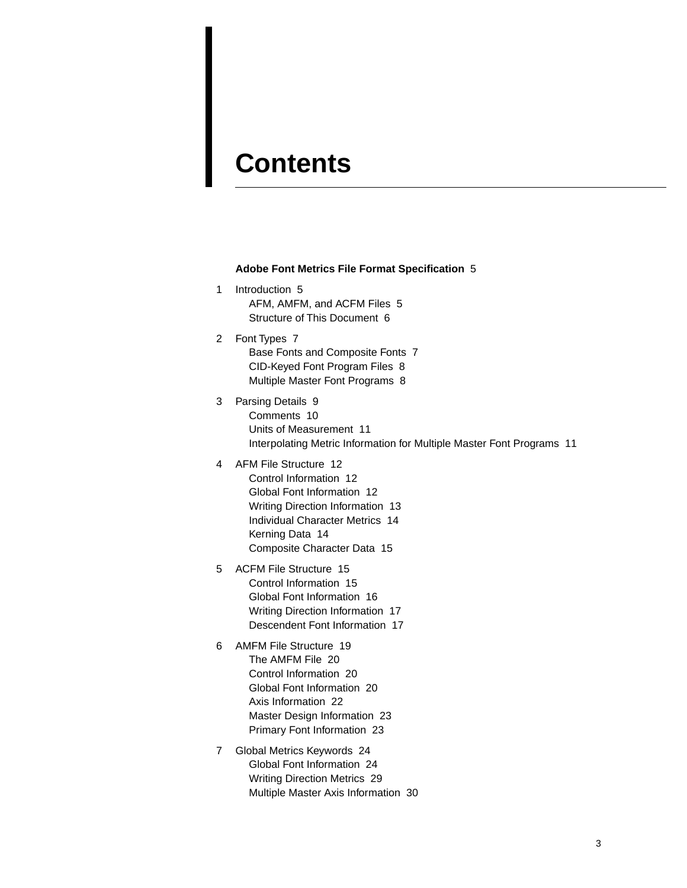# Contents

**Adobe Font Metrics File Format Specification** 5

1 Introduction 5
- AFM, AMFM, and ACFM Files 5
- Structure of This Document 6

2 Font Types 7
- Base Fonts and Composite Fonts 7
- CID-Keyed Font Program Files 8
- Multiple Master Font Programs 8

3 Parsing Details 9
- Comments 10
- Units of Measurement 11
- Interpolating Metric Information for Multiple Master Font Programs 11

4 AFM File Structure 12
- Control Information 12
- Global Font Information 12
- Writing Direction Information 13
- Individual Character Metrics 14
- Kerning Data 14
- Composite Character Data 15

5 ACFM File Structure 15
- Control Information 15
- Global Font Information 16
- Writing Direction Information 17
- Descendent Font Information 17

6 AMFM File Structure 19
- The AMFM File 20
- Control Information 20
- Global Font Information 20
- Axis Information 22
- Master Design Information 23
- Primary Font Information 23

7 Global Metrics Keywords 24
- Global Font Information 24
- Writing Direction Metrics 29
- Multiple Master Axis Information 30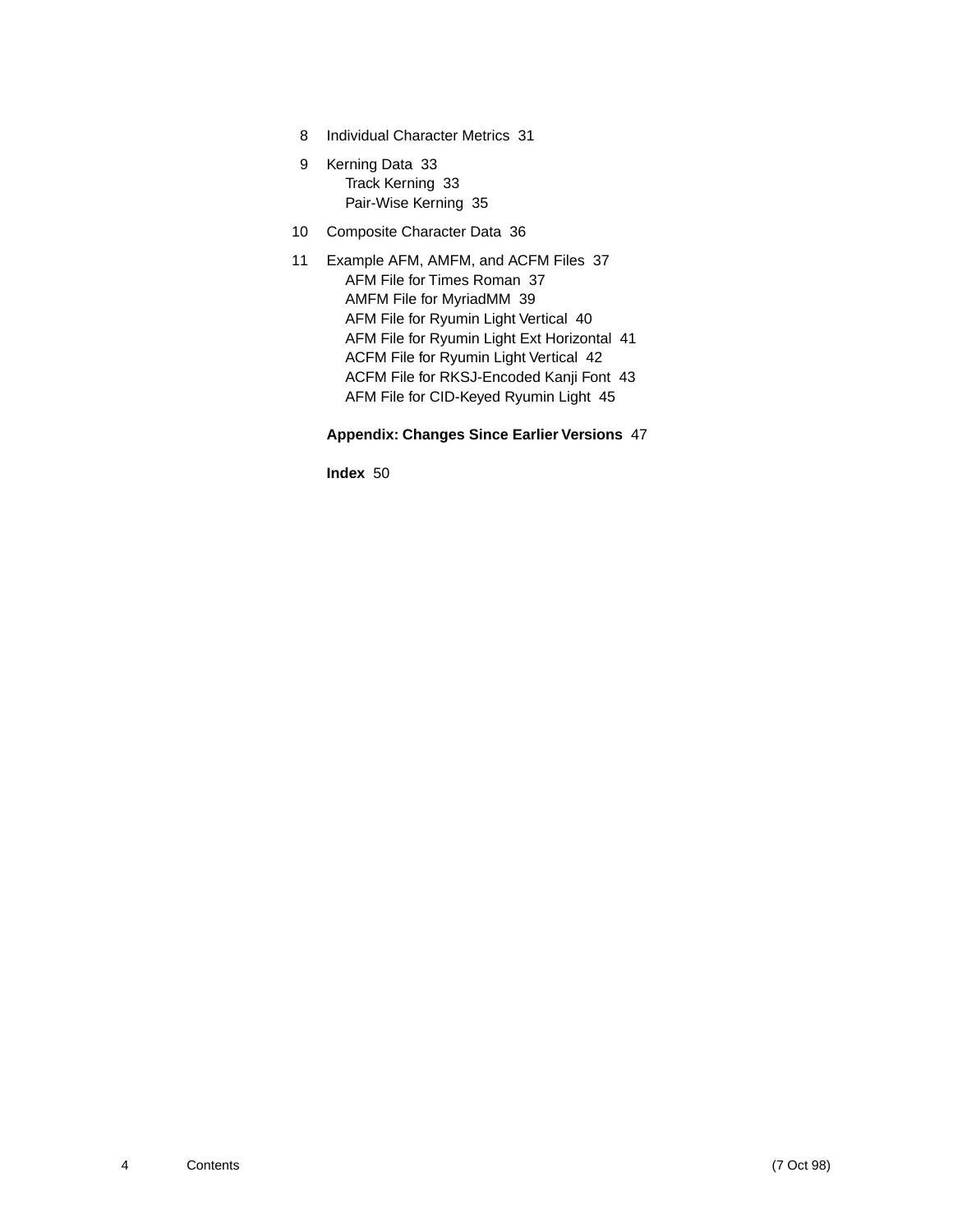8 Individual Character Metrics 31

9 Kerning Data 33
- Track Kerning 33
- Pair-Wise Kerning 35

10 Composite Character Data 36

11 Example AFM, AMFM, and ACFM Files 37
- AFM File for Times Roman 37
- AMFM File for MyriadMM 39
- AFM File for Ryumin Light Vertical 40
- AFM File for Ryumin Light Ext Horizontal 41
- ACFM File for Ryumin Light Vertical 42
- ACFM File for RKSJ-Encoded Kanji Font 43
- AFM File for CID-Keyed Ryumin Light 45

**Appendix: Changes Since Earlier Versions** 47

**Index** 50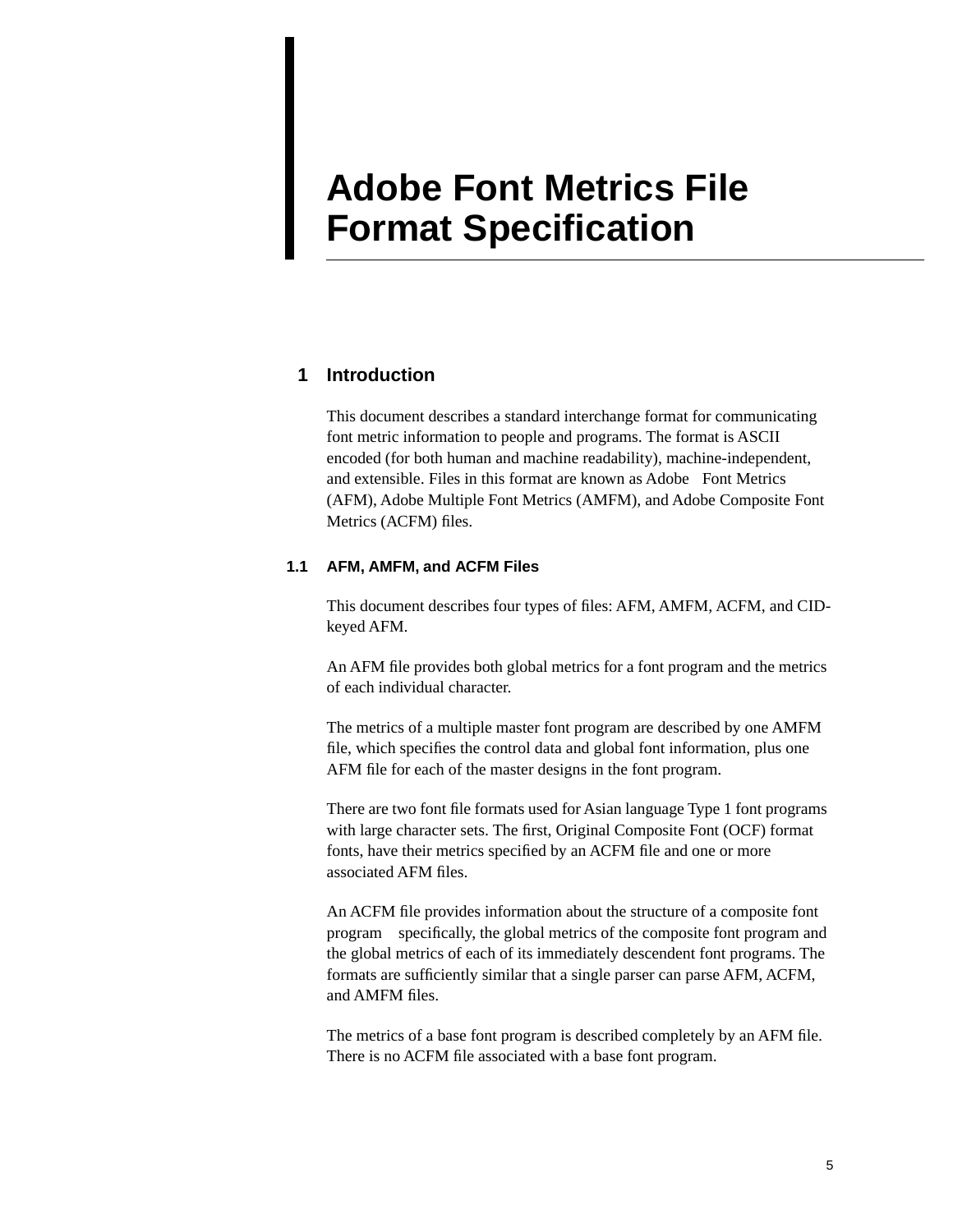# Adobe Font Metrics File Format Specification

## 1 Introduction

This document describes a standard interchange format for communicating font metric information to people and programs. The format is ASCII encoded (for both human and machine readability), machine-independent, and extensible. Files in this format are known as Adobe Font Metrics (AFM), Adobe Multiple Font Metrics (AMFM), and Adobe Composite Font Metrics (ACFM) files.

### 1.1 AFM, AMFM, and ACFM Files

This document describes four types of files: AFM, AMFM, ACFM, and CID-keyed AFM.

An AFM file provides both global metrics for a font program and the metrics of each individual character.

The metrics of a multiple master font program are described by one AMFM file, which specifies the control data and global font information, plus one AFM file for each of the master designs in the font program.

There are two font file formats used for Asian language Type 1 font programs with large character sets. The first, Original Composite Font (OCF) format fonts, have their metrics specified by an ACFM file and one or more associated AFM files.

An ACFM file provides information about the structure of a composite font program specifically, the global metrics of the composite font program and the global metrics of each of its immediately descendent font programs. The formats are sufficiently similar that a single parser can parse AFM, ACFM, and AMFM files.

The metrics of a base font program is described completely by an AFM file. There is no ACFM file associated with a base font program.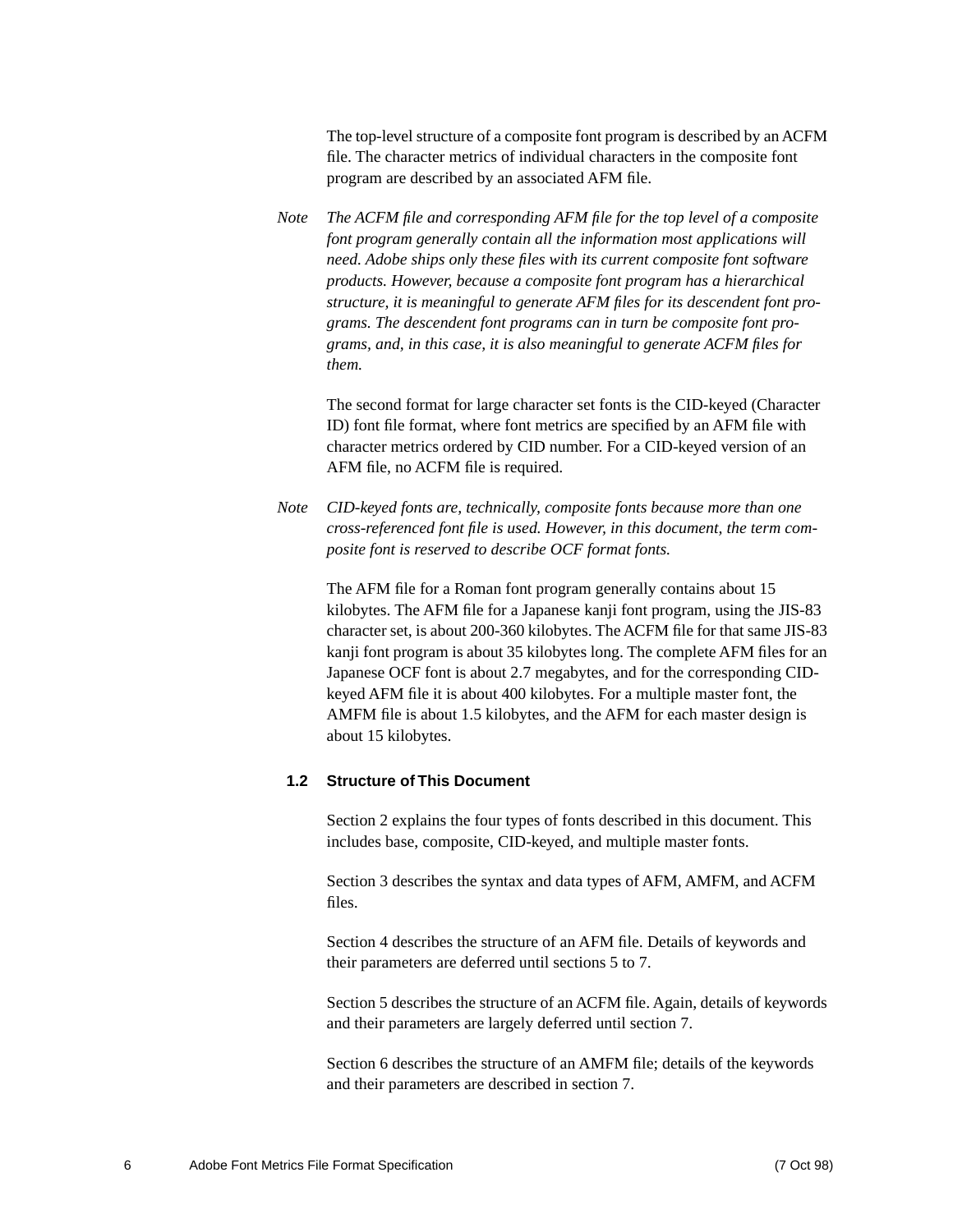The top-level structure of a composite font program is described by an ACFM file. The character metrics of individual characters in the composite font program are described by an associated AFM file.

*Note* *The ACFM file and corresponding AFM file for the top level of a composite font program generally contain all the information most applications will need. Adobe ships only these files with its current composite font software products. However, because a composite font program has a hierarchical structure, it is meaningful to generate AFM files for its descendent font programs. The descendent font programs can in turn be composite font programs, and, in this case, it is also meaningful to generate ACFM files for them.*

The second format for large character set fonts is the CID-keyed (Character ID) font file format, where font metrics are specified by an AFM file with character metrics ordered by CID number. For a CID-keyed version of an AFM file, no ACFM file is required.

*Note* *CID-keyed fonts are, technically, composite fonts because more than one cross-referenced font file is used. However, in this document, the term composite font is reserved to describe OCF format fonts.*

The AFM file for a Roman font program generally contains about 15 kilobytes. The AFM file for a Japanese kanji font program, using the JIS-83 character set, is about 200-360 kilobytes. The ACFM file for that same JIS-83 kanji font program is about 35 kilobytes long. The complete AFM files for an Japanese OCF font is about 2.7 megabytes, and for the corresponding CID-keyed AFM file it is about 400 kilobytes. For a multiple master font, the AMFM file is about 1.5 kilobytes, and the AFM for each master design is about 15 kilobytes.

## 1.2 Structure of This Document

Section 2 explains the four types of fonts described in this document. This includes base, composite, CID-keyed, and multiple master fonts.

Section 3 describes the syntax and data types of AFM, AMFM, and ACFM files.

Section 4 describes the structure of an AFM file. Details of keywords and their parameters are deferred until sections 5 to 7.

Section 5 describes the structure of an ACFM file. Again, details of keywords and their parameters are largely deferred until section 7.

Section 6 describes the structure of an AMFM file; details of the keywords and their parameters are described in section 7.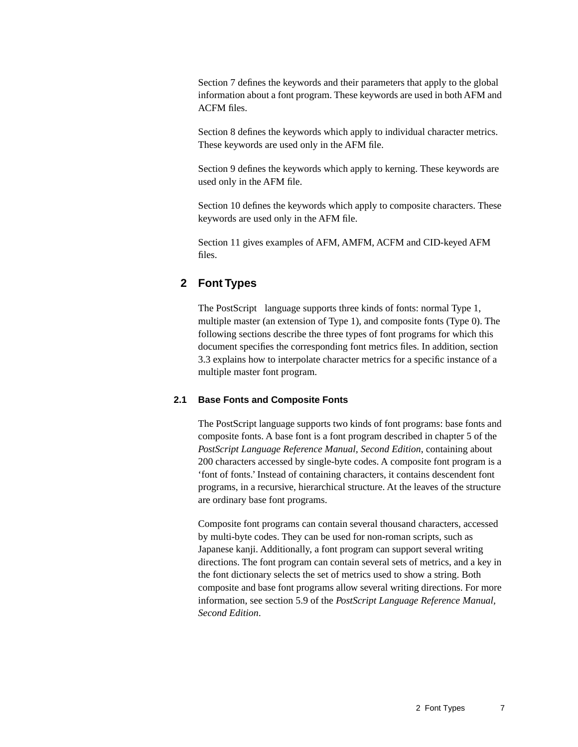Section 7 defines the keywords and their parameters that apply to the global information about a font program. These keywords are used in both AFM and ACFM files.

Section 8 defines the keywords which apply to individual character metrics. These keywords are used only in the AFM file.

Section 9 defines the keywords which apply to kerning. These keywords are used only in the AFM file.

Section 10 defines the keywords which apply to composite characters. These keywords are used only in the AFM file.

Section 11 gives examples of AFM, AMFM, ACFM and CID-keyed AFM files.

## 2 Font Types

The PostScript language supports three kinds of fonts: normal Type 1, multiple master (an extension of Type 1), and composite fonts (Type 0). The following sections describe the three types of font programs for which this document specifies the corresponding font metrics files. In addition, section 3.3 explains how to interpolate character metrics for a specific instance of a multiple master font program.

### 2.1 Base Fonts and Composite Fonts

The PostScript language supports two kinds of font programs: base fonts and composite fonts. A base font is a font program described in chapter 5 of the *PostScript Language Reference Manual, Second Edition*, containing about 200 characters accessed by single-byte codes. A composite font program is a 'font of fonts.' Instead of containing characters, it contains descendent font programs, in a recursive, hierarchical structure. At the leaves of the structure are ordinary base font programs.

Composite font programs can contain several thousand characters, accessed by multi-byte codes. They can be used for non-roman scripts, such as Japanese kanji. Additionally, a font program can support several writing directions. The font program can contain several sets of metrics, and a key in the font dictionary selects the set of metrics used to show a string. Both composite and base font programs allow several writing directions. For more information, see section 5.9 of the *PostScript Language Reference Manual, Second Edition*.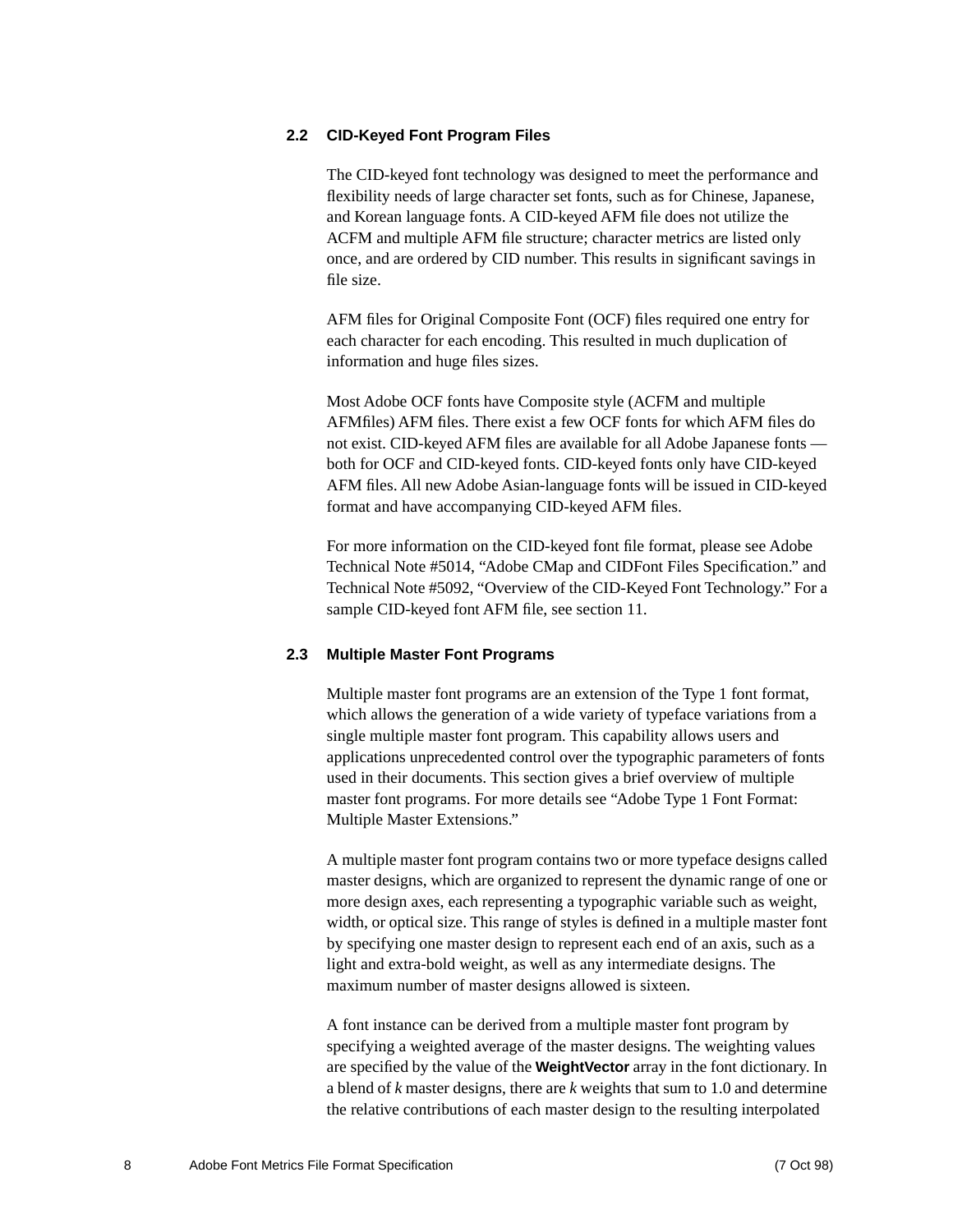### 2.2 CID-Keyed Font Program Files

The CID-keyed font technology was designed to meet the performance and flexibility needs of large character set fonts, such as for Chinese, Japanese, and Korean language fonts. A CID-keyed AFM file does not utilize the ACFM and multiple AFM file structure; character metrics are listed only once, and are ordered by CID number. This results in significant savings in file size.

AFM files for Original Composite Font (OCF) files required one entry for each character for each encoding. This resulted in much duplication of information and huge files sizes.

Most Adobe OCF fonts have Composite style (ACFM and multiple AFMfiles) AFM files. There exist a few OCF fonts for which AFM files do not exist. CID-keyed AFM files are available for all Adobe Japanese fonts — both for OCF and CID-keyed fonts. CID-keyed fonts only have CID-keyed AFM files. All new Adobe Asian-language fonts will be issued in CID-keyed format and have accompanying CID-keyed AFM files.

For more information on the CID-keyed font file format, please see Adobe Technical Note #5014, “Adobe CMap and CIDFont Files Specification.” and Technical Note #5092, “Overview of the CID-Keyed Font Technology.” For a sample CID-keyed font AFM file, see section 11.

### 2.3 Multiple Master Font Programs

Multiple master font programs are an extension of the Type 1 font format, which allows the generation of a wide variety of typeface variations from a single multiple master font program. This capability allows users and applications unprecedented control over the typographic parameters of fonts used in their documents. This section gives a brief overview of multiple master font programs. For more details see “Adobe Type 1 Font Format: Multiple Master Extensions.”

A multiple master font program contains two or more typeface designs called master designs, which are organized to represent the dynamic range of one or more design axes, each representing a typographic variable such as weight, width, or optical size. This range of styles is defined in a multiple master font by specifying one master design to represent each end of an axis, such as a light and extra-bold weight, as well as any intermediate designs. The maximum number of master designs allowed is sixteen.

A font instance can be derived from a multiple master font program by specifying a weighted average of the master designs. The weighting values are specified by the value of the **WeightVector** array in the font dictionary. In a blend of *k* master designs, there are *k* weights that sum to 1.0 and determine the relative contributions of each master design to the resulting interpolated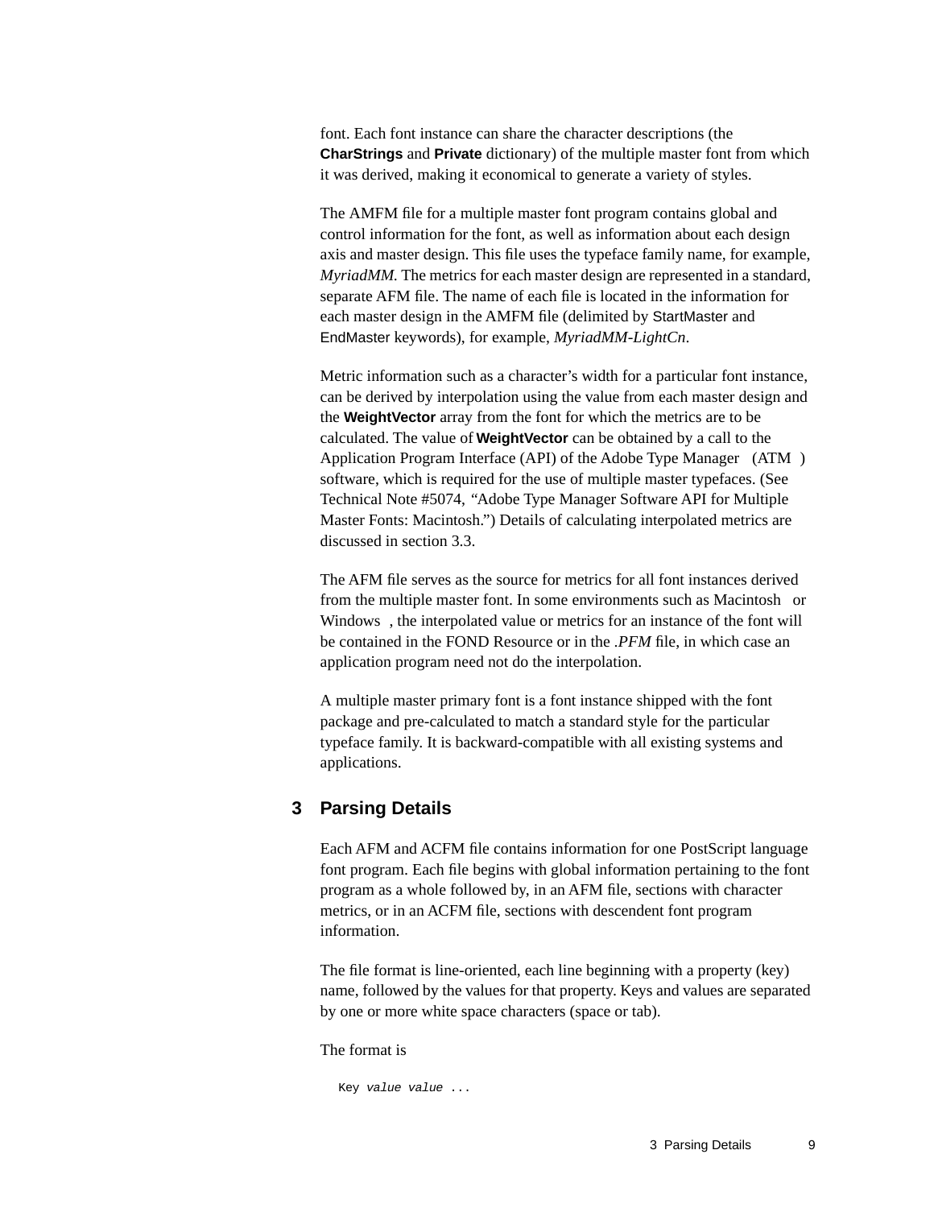font. Each font instance can share the character descriptions (the **CharStrings** and **Private** dictionary) of the multiple master font from which it was derived, making it economical to generate a variety of styles.

The AMFM file for a multiple master font program contains global and control information for the font, as well as information about each design axis and master design. This file uses the typeface family name, for example, *MyriadMM.* The metrics for each master design are represented in a standard, separate AFM file. The name of each file is located in the information for each master design in the AMFM file (delimited by StartMaster and EndMaster keywords), for example, *MyriadMM-LightCn*.

Metric information such as a character's width for a particular font instance, can be derived by interpolation using the value from each master design and the **WeightVector** array from the font for which the metrics are to be calculated. The value of **WeightVector** can be obtained by a call to the Application Program Interface (API) of the Adobe Type Manager (ATM) software, which is required for the use of multiple master typefaces. (See Technical Note #5074, "Adobe Type Manager Software API for Multiple Master Fonts: Macintosh.") Details of calculating interpolated metrics are discussed in section 3.3.

The AFM file serves as the source for metrics for all font instances derived from the multiple master font. In some environments such as Macintosh or Windows, the interpolated value or metrics for an instance of the font will be contained in the FOND Resource or in the *.PFM* file, in which case an application program need not do the interpolation.

A multiple master primary font is a font instance shipped with the font package and pre-calculated to match a standard style for the particular typeface family. It is backward-compatible with all existing systems and applications.

## 3 Parsing Details

Each AFM and ACFM file contains information for one PostScript language font program. Each file begins with global information pertaining to the font program as a whole followed by, in an AFM file, sections with character metrics, or in an ACFM file, sections with descendent font program information.

The file format is line-oriented, each line beginning with a property (key) name, followed by the values for that property. Keys and values are separated by one or more white space characters (space or tab).

The format is

```
Key value value ...
```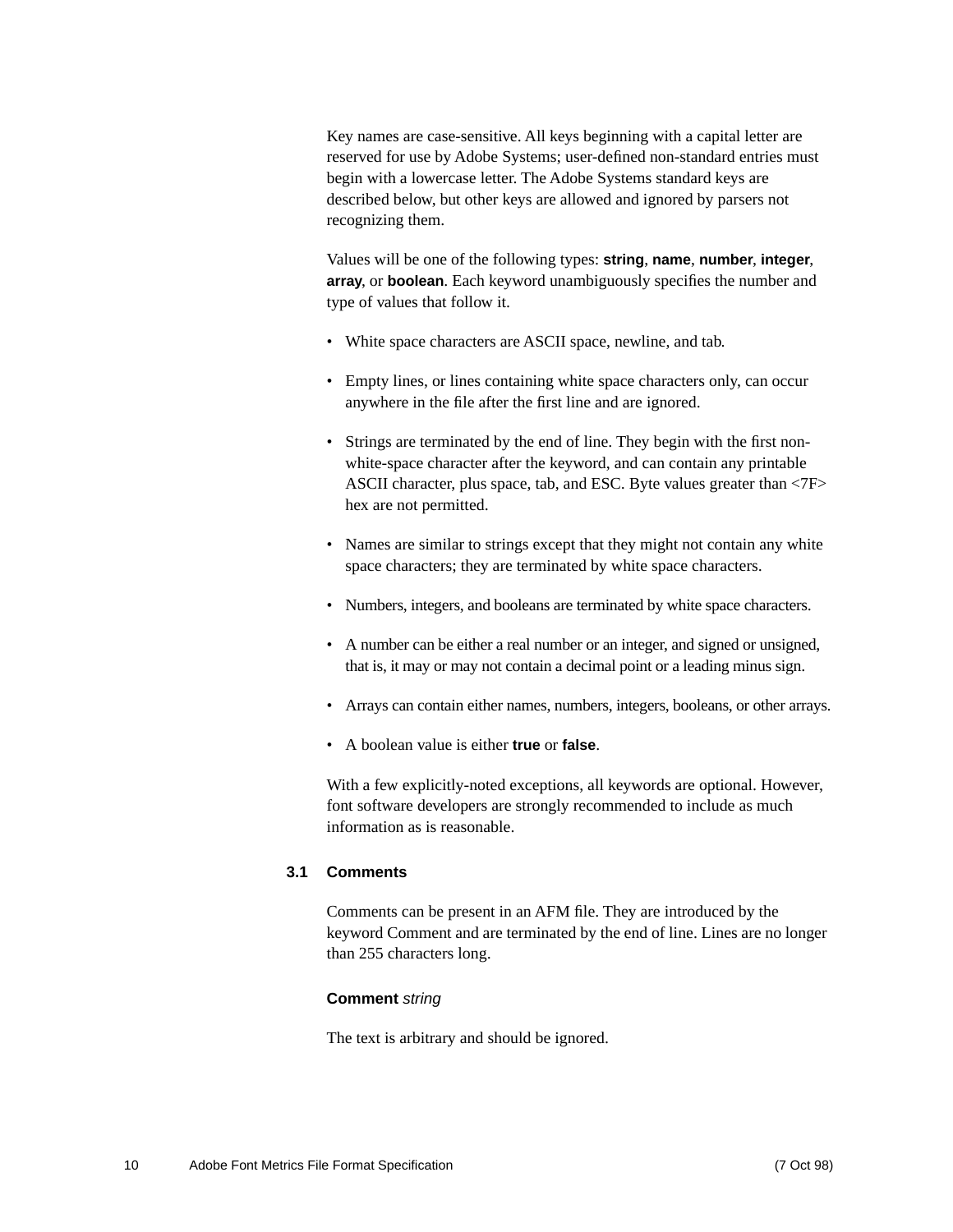Key names are case-sensitive. All keys beginning with a capital letter are reserved for use by Adobe Systems; user-defined non-standard entries must begin with a lowercase letter. The Adobe Systems standard keys are described below, but other keys are allowed and ignored by parsers not recognizing them.

Values will be one of the following types: **string**, **name**, **number**, **integer**, **array**, or **boolean**. Each keyword unambiguously specifies the number and type of values that follow it.

- White space characters are ASCII space, newline, and tab.
- Empty lines, or lines containing white space characters only, can occur anywhere in the file after the first line and are ignored.
- Strings are terminated by the end of line. They begin with the first non-white-space character after the keyword, and can contain any printable ASCII character, plus space, tab, and ESC. Byte values greater than <7F> hex are not permitted.
- Names are similar to strings except that they might not contain any white space characters; they are terminated by white space characters.
- Numbers, integers, and booleans are terminated by white space characters.
- A number can be either a real number or an integer, and signed or unsigned, that is, it may or may not contain a decimal point or a leading minus sign.
- Arrays can contain either names, numbers, integers, booleans, or other arrays.
- A boolean value is either **true** or **false**.

With a few explicitly-noted exceptions, all keywords are optional. However, font software developers are strongly recommended to include as much information as is reasonable.

### 3.1 Comments

Comments can be present in an AFM file. They are introduced by the keyword Comment and are terminated by the end of line. Lines are no longer than 255 characters long.

**Comment** *string*

The text is arbitrary and should be ignored.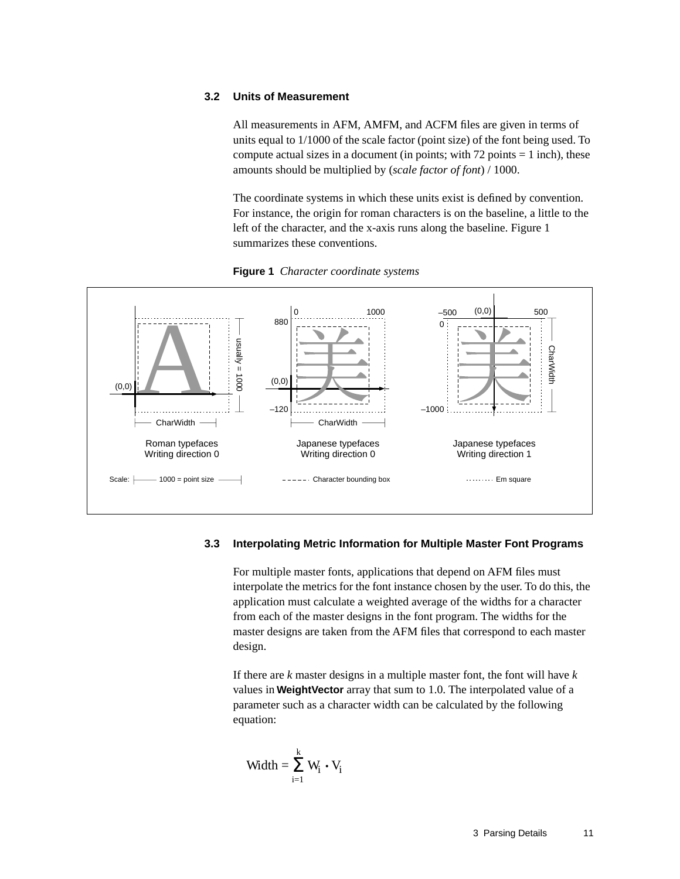### 3.2 Units of Measurement

All measurements in AFM, AMFM, and ACFM files are given in terms of units equal to 1/1000 of the scale factor (point size) of the font being used. To compute actual sizes in a document (in points; with 72 points = 1 inch), these amounts should be multiplied by (*scale factor of font*) / 1000.

The coordinate systems in which these units exist is defined by convention. For instance, the origin for roman characters is on the baseline, a little to the left of the character, and the x-axis runs along the baseline. Figure 1 summarizes these conventions.

**Figure 1** *Character coordinate systems*

### 3.3 Interpolating Metric Information for Multiple Master Font Programs

For multiple master fonts, applications that depend on AFM files must interpolate the metrics for the font instance chosen by the user. To do this, the application must calculate a weighted average of the widths for a character from each of the master designs in the font program. The widths for the master designs are taken from the AFM files that correspond to each master design.

If there are *k* master designs in a multiple master font, the font will have *k* values in **WeightVector** array that sum to 1.0. The interpolated value of a parameter such as a character width can be calculated by the following equation:

$$\text{Width} = \sum_{i=1}^{k} W_i \cdot V_i$$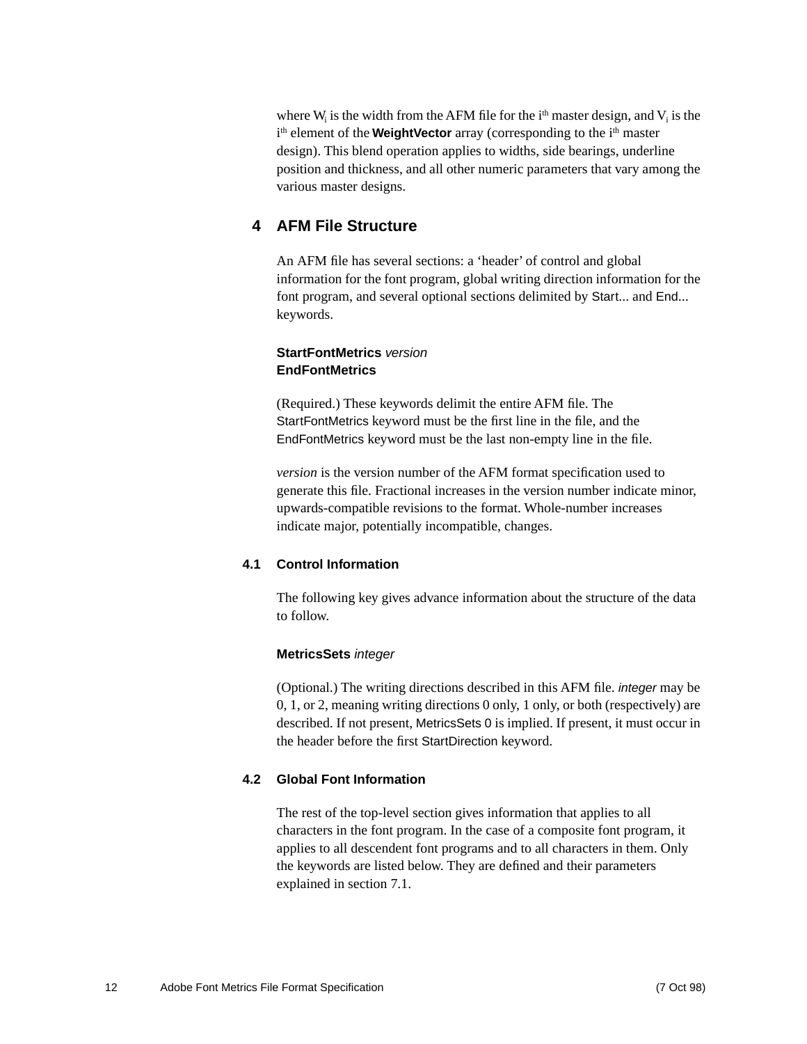where $W_i$ is the width from the AFM file for the $i^{th}$ master design, and $V_i$ is the $i^{th}$ element of the **WeightVector** array (corresponding to the $i^{th}$ master design). This blend operation applies to widths, side bearings, underline position and thickness, and all other numeric parameters that vary among the various master designs.

# 4 AFM File Structure

An AFM file has several sections: a 'header' of control and global information for the font program, global writing direction information for the font program, and several optional sections delimited by Start... and End... keywords.

**StartFontMetrics** *version*
**EndFontMetrics**

(Required.) These keywords delimit the entire AFM file. The StartFontMetrics keyword must be the first line in the file, and the EndFontMetrics keyword must be the last non-empty line in the file.

*version* is the version number of the AFM format specification used to generate this file. Fractional increases in the version number indicate minor, upwards-compatible revisions to the format. Whole-number increases indicate major, potentially incompatible, changes.

## 4.1 Control Information

The following key gives advance information about the structure of the data to follow.

**MetricsSets** *integer*

(Optional.) The writing directions described in this AFM file. *integer* may be 0, 1, or 2, meaning writing directions 0 only, 1 only, or both (respectively) are described. If not present, MetricsSets 0 is implied. If present, it must occur in the header before the first StartDirection keyword.

## 4.2 Global Font Information

The rest of the top-level section gives information that applies to all characters in the font program. In the case of a composite font program, it applies to all descendent font programs and to all characters in them. Only the keywords are listed below. They are defined and their parameters explained in section 7.1.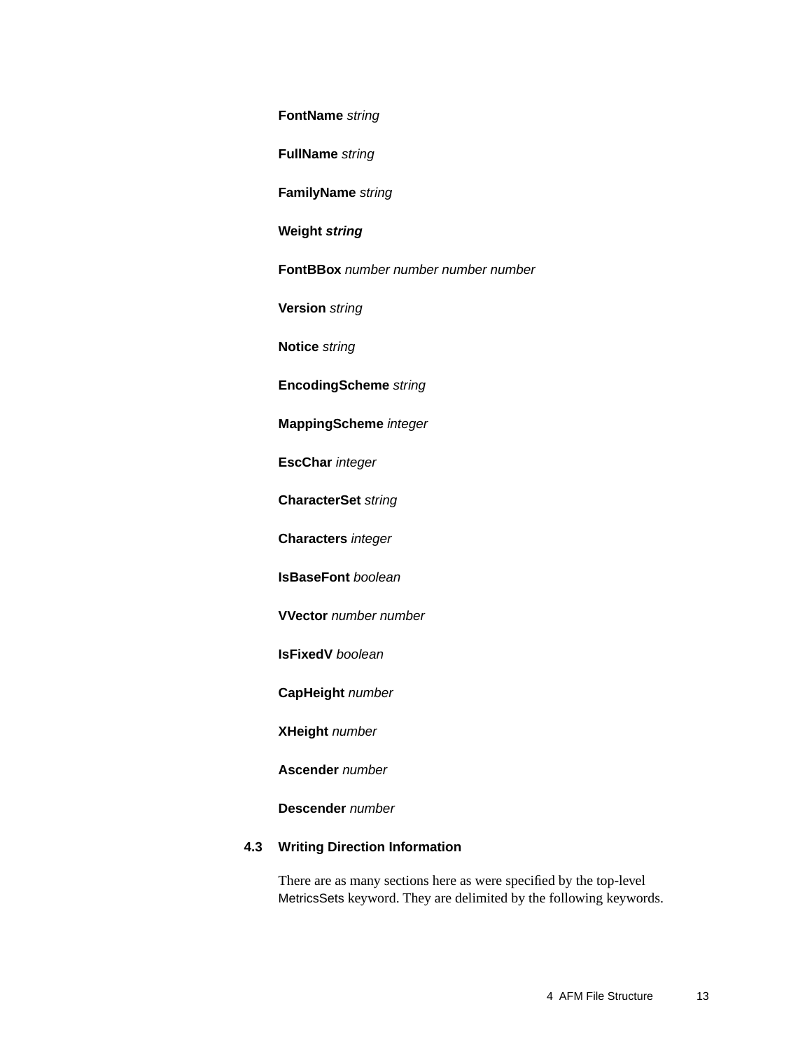**FontName** *string*

**FullName** *string*

**FamilyName** *string*

**Weight** ***string***

**FontBBox** *number number number number*

**Version** *string*

**Notice** *string*

**EncodingScheme** *string*

**MappingScheme** *integer*

**EscChar** *integer*

**CharacterSet** *string*

**Characters** *integer*

**IsBaseFont** *boolean*

**VVector** *number number*

**IsFixedV** *boolean*

**CapHeight** *number*

**XHeight** *number*

**Ascender** *number*

**Descender** *number*

### 4.3 Writing Direction Information

There are as many sections here as were specified by the top-level MetricsSets keyword. They are delimited by the following keywords.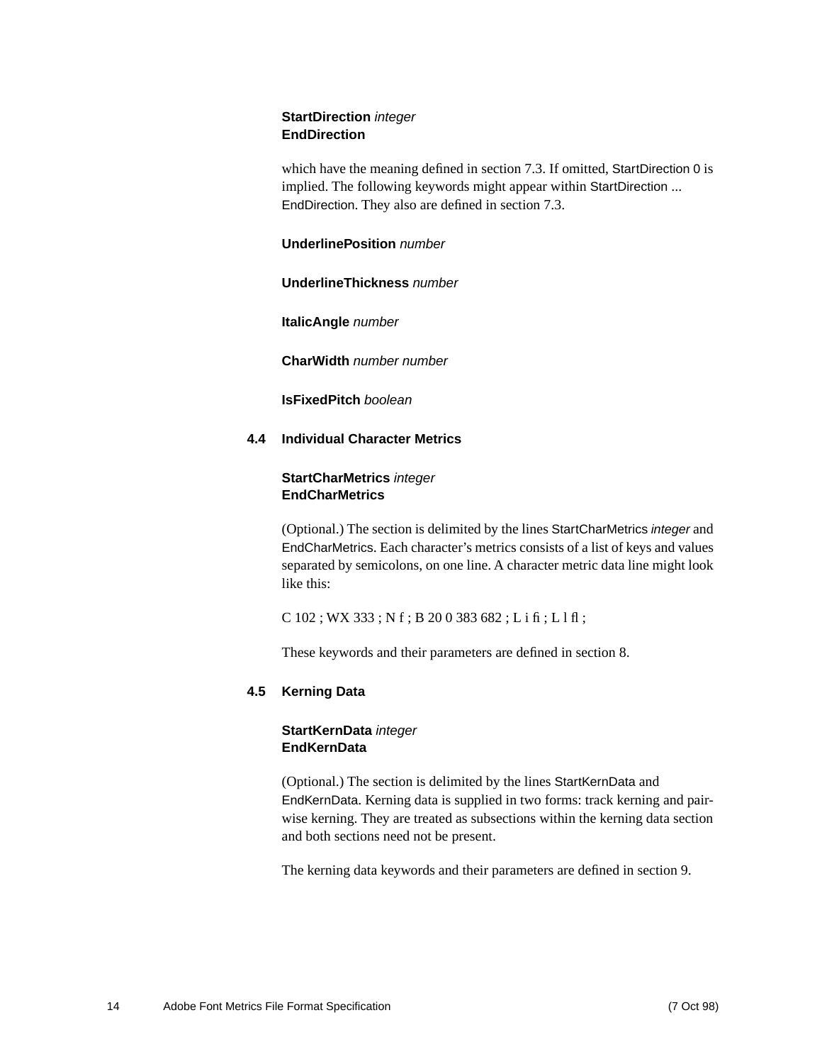**StartDirection** *integer*
**EndDirection**

which have the meaning defined in section 7.3. If omitted, StartDirection 0 is implied. The following keywords might appear within StartDirection ... EndDirection. They also are defined in section 7.3.

**UnderlinePosition** *number*

**UnderlineThickness** *number*

**ItalicAngle** *number*

**CharWidth** *number number*

**IsFixedPitch** *boolean*

### 4.4 Individual Character Metrics

**StartCharMetrics** *integer*
**EndCharMetrics**

(Optional.) The section is delimited by the lines StartCharMetrics *integer* and EndCharMetrics. Each character's metrics consists of a list of keys and values separated by semicolons, on one line. A character metric data line might look like this:

C 102 ; WX 333 ; N f ; B 20 0 383 682 ; L i fi ; L l fl ;

These keywords and their parameters are defined in section 8.

### 4.5 Kerning Data

**StartKernData** *integer*
**EndKernData**

(Optional.) The section is delimited by the lines StartKernData and EndKernData. Kerning data is supplied in two forms: track kerning and pair-wise kerning. They are treated as subsections within the kerning data section and both sections need not be present.

The kerning data keywords and their parameters are defined in section 9.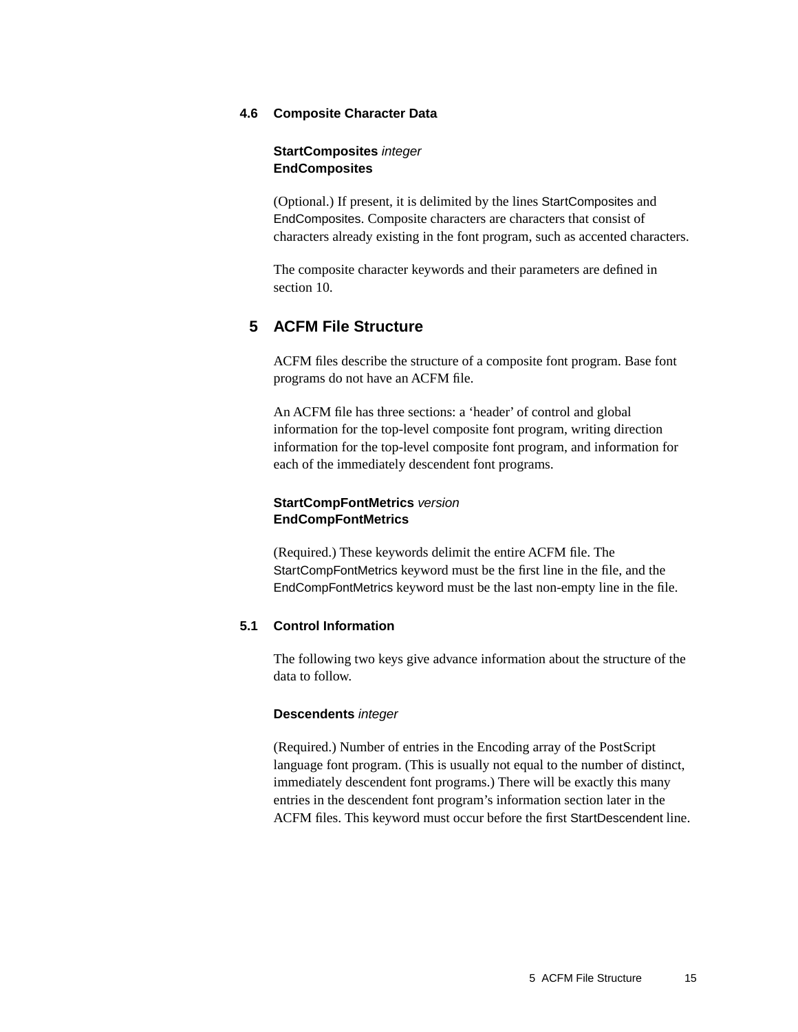### 4.6 Composite Character Data

**StartComposites** *integer*
**EndComposites**

(Optional.) If present, it is delimited by the lines StartComposites and EndComposites. Composite characters are characters that consist of characters already existing in the font program, such as accented characters.

The composite character keywords and their parameters are defined in section 10.

## 5 ACFM File Structure

ACFM files describe the structure of a composite font program. Base font programs do not have an ACFM file.

An ACFM file has three sections: a 'header' of control and global information for the top-level composite font program, writing direction information for the top-level composite font program, and information for each of the immediately descendent font programs.

**StartCompFontMetrics** *version*
**EndCompFontMetrics**

(Required.) These keywords delimit the entire ACFM file. The StartCompFontMetrics keyword must be the first line in the file, and the EndCompFontMetrics keyword must be the last non-empty line in the file.

### 5.1 Control Information

The following two keys give advance information about the structure of the data to follow.

**Descendents** *integer*

(Required.) Number of entries in the Encoding array of the PostScript language font program. (This is usually not equal to the number of distinct, immediately descendent font programs.) There will be exactly this many entries in the descendent font program's information section later in the ACFM files. This keyword must occur before the first StartDescendent line.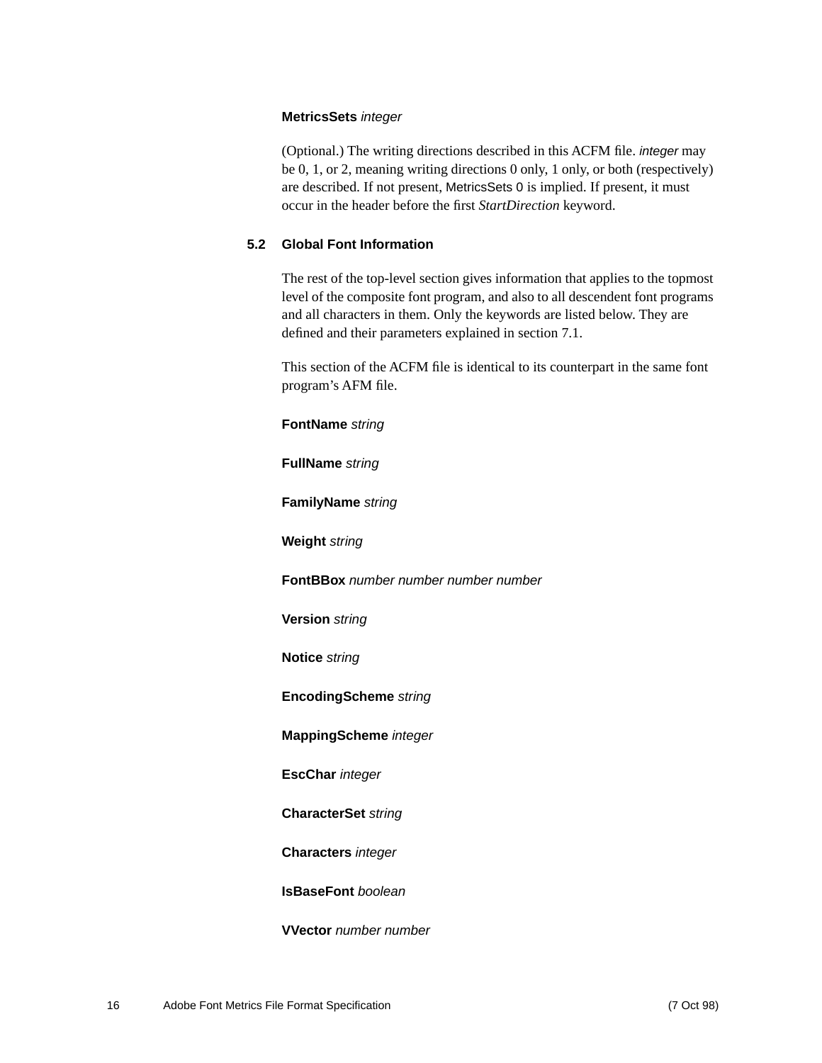**MetricsSets** *integer*

(Optional.) The writing directions described in this ACFM file. *integer* may be 0, 1, or 2, meaning writing directions 0 only, 1 only, or both (respectively) are described. If not present, `MetricsSets 0` is implied. If present, it must occur in the header before the first *StartDirection* keyword.

## 5.2 Global Font Information

The rest of the top-level section gives information that applies to the topmost level of the composite font program, and also to all descendent font programs and all characters in them. Only the keywords are listed below. They are defined and their parameters explained in section 7.1.

This section of the ACFM file is identical to its counterpart in the same font program's AFM file.

**FontName** *string*

**FullName** *string*

**FamilyName** *string*

**Weight** *string*

**FontBBox** *number number number number*

**Version** *string*

**Notice** *string*

**EncodingScheme** *string*

**MappingScheme** *integer*

**EscChar** *integer*

**CharacterSet** *string*

**Characters** *integer*

**IsBaseFont** *boolean*

**VVector** *number number*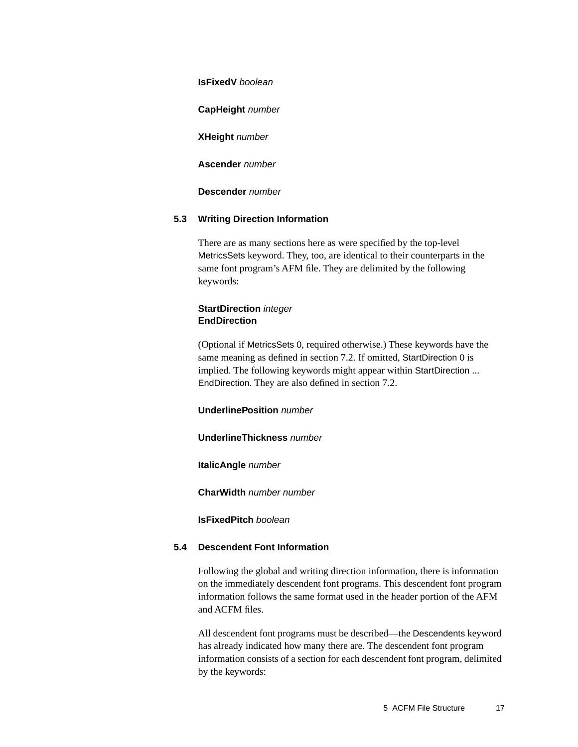**IsFixedV** *boolean*

**CapHeight** *number*

**XHeight** *number*

**Ascender** *number*

**Descender** *number*

### 5.3 Writing Direction Information

There are as many sections here as were specified by the top-level MetricsSets keyword. They, too, are identical to their counterparts in the same font program's AFM file. They are delimited by the following keywords:

**StartDirection** *integer*
**EndDirection**

(Optional if MetricsSets 0, required otherwise.) These keywords have the same meaning as defined in section 7.2. If omitted, StartDirection 0 is implied. The following keywords might appear within StartDirection ... EndDirection. They are also defined in section 7.2.

**UnderlinePosition** *number*

**UnderlineThickness** *number*

**ItalicAngle** *number*

**CharWidth** *number number*

**IsFixedPitch** *boolean*

### 5.4 Descendent Font Information

Following the global and writing direction information, there is information on the immediately descendent font programs. This descendent font program information follows the same format used in the header portion of the AFM and ACFM files.

All descendent font programs must be described—the Descendents keyword has already indicated how many there are. The descendent font program information consists of a section for each descendent font program, delimited by the keywords: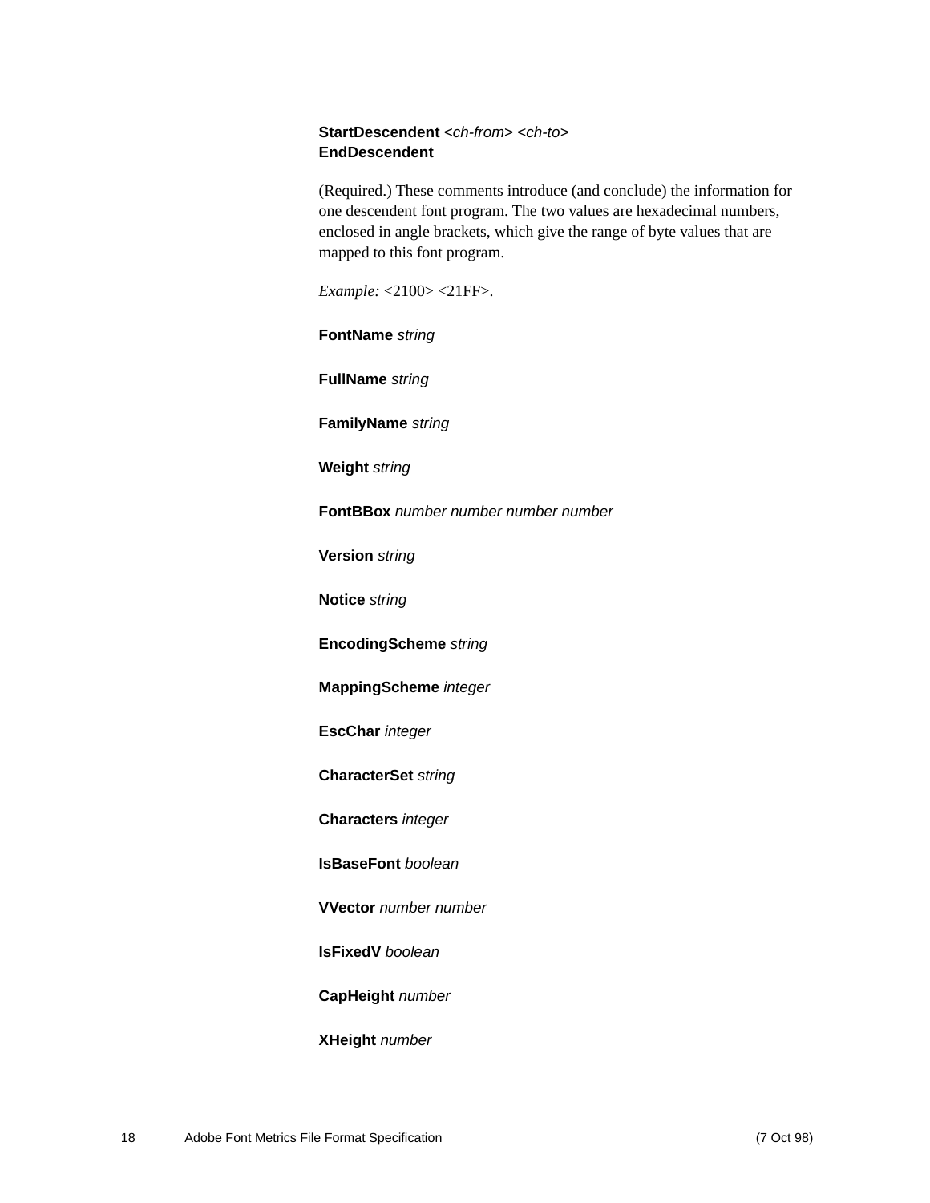**StartDescendent** *<ch-from> <ch-to>*
**EndDescendent**

(Required.) These comments introduce (and conclude) the information for one descendent font program. The two values are hexadecimal numbers, enclosed in angle brackets, which give the range of byte values that are mapped to this font program.

*Example:* <2100> <21FF>.

**FontName** *string*

**FullName** *string*

**FamilyName** *string*

**Weight** *string*

**FontBBox** *number number number number*

**Version** *string*

**Notice** *string*

**EncodingScheme** *string*

**MappingScheme** *integer*

**EscChar** *integer*

**CharacterSet** *string*

**Characters** *integer*

**IsBaseFont** *boolean*

**VVector** *number number*

**IsFixedV** *boolean*

**CapHeight** *number*

**XHeight** *number*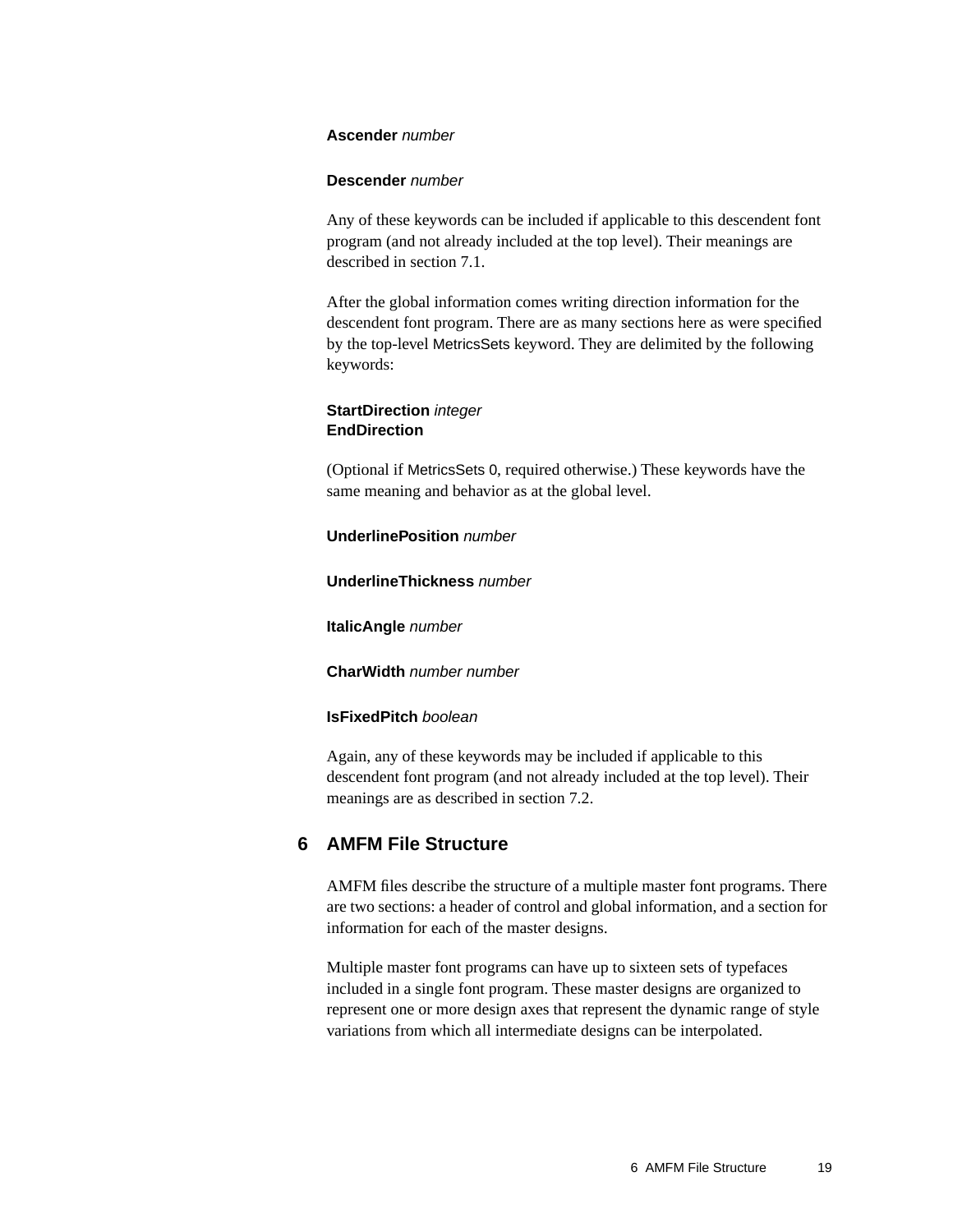**Ascender** *number*

**Descender** *number*

Any of these keywords can be included if applicable to this descendent font program (and not already included at the top level). Their meanings are described in section 7.1.

After the global information comes writing direction information for the descendent font program. There are as many sections here as were specified by the top-level MetricsSets keyword. They are delimited by the following keywords:

**StartDirection** *integer*
**EndDirection**

(Optional if MetricsSets 0, required otherwise.) These keywords have the same meaning and behavior as at the global level.

**UnderlinePosition** *number*

**UnderlineThickness** *number*

**ItalicAngle** *number*

**CharWidth** *number number*

**IsFixedPitch** *boolean*

Again, any of these keywords may be included if applicable to this descendent font program (and not already included at the top level). Their meanings are as described in section 7.2.

## 6 AMFM File Structure

AMFM files describe the structure of a multiple master font programs. There are two sections: a header of control and global information, and a section for information for each of the master designs.

Multiple master font programs can have up to sixteen sets of typefaces included in a single font program. These master designs are organized to represent one or more design axes that represent the dynamic range of style variations from which all intermediate designs can be interpolated.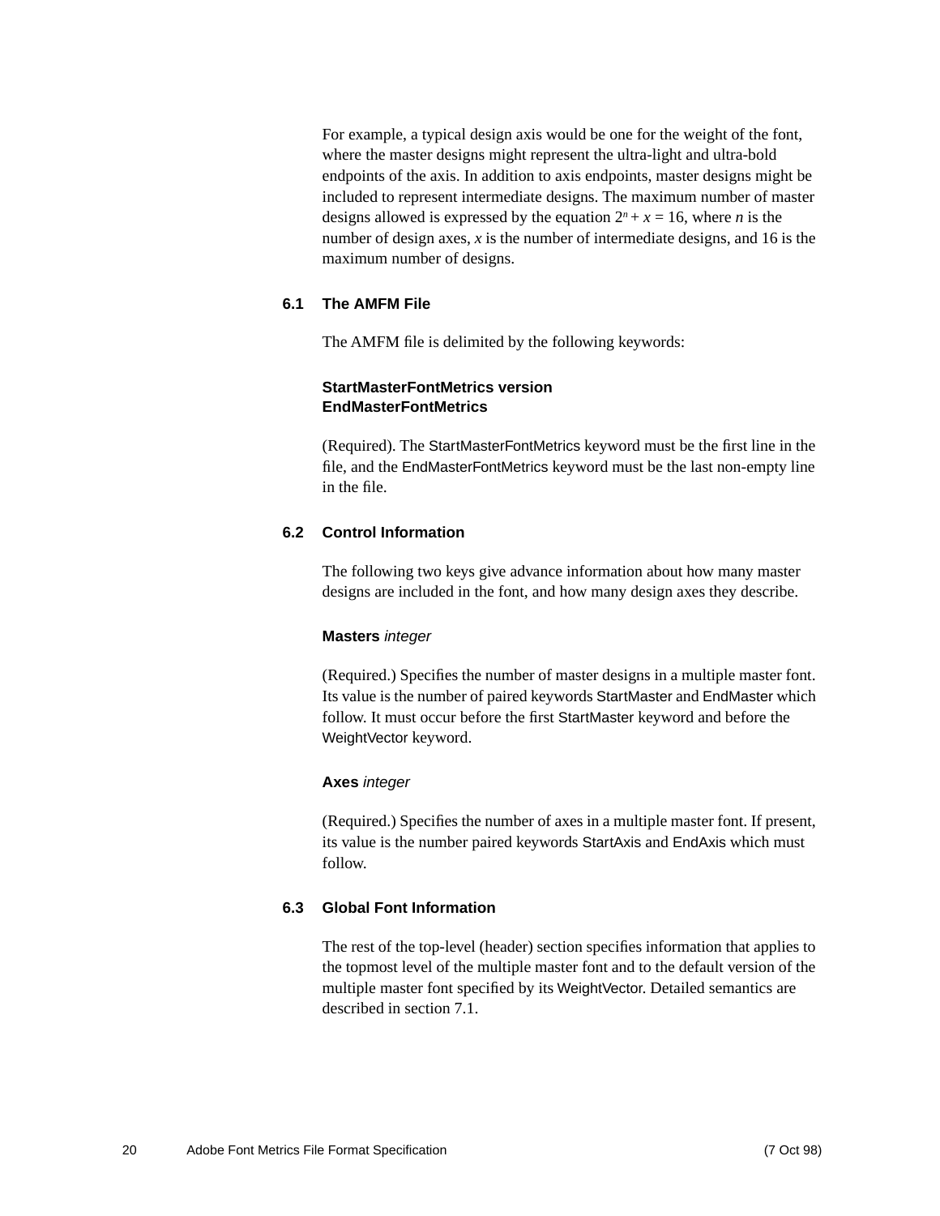For example, a typical design axis would be one for the weight of the font, where the master designs might represent the ultra-light and ultra-bold endpoints of the axis. In addition to axis endpoints, master designs might be included to represent intermediate designs. The maximum number of master designs allowed is expressed by the equation $2^n + x = 16$, where $n$ is the number of design axes, $x$ is the number of intermediate designs, and 16 is the maximum number of designs.

## 6.1 The AMFM File

The AMFM file is delimited by the following keywords:

**StartMasterFontMetrics version**
**EndMasterFontMetrics**

(Required). The StartMasterFontMetrics keyword must be the first line in the file, and the EndMasterFontMetrics keyword must be the last non-empty line in the file.

## 6.2 Control Information

The following two keys give advance information about how many master designs are included in the font, and how many design axes they describe.

**Masters** *integer*

(Required.) Specifies the number of master designs in a multiple master font. Its value is the number of paired keywords StartMaster and EndMaster which follow. It must occur before the first StartMaster keyword and before the WeightVector keyword.

**Axes** *integer*

(Required.) Specifies the number of axes in a multiple master font. If present, its value is the number paired keywords StartAxis and EndAxis which must follow.

## 6.3 Global Font Information

The rest of the top-level (header) section specifies information that applies to the topmost level of the multiple master font and to the default version of the multiple master font specified by its WeightVector. Detailed semantics are described in section 7.1.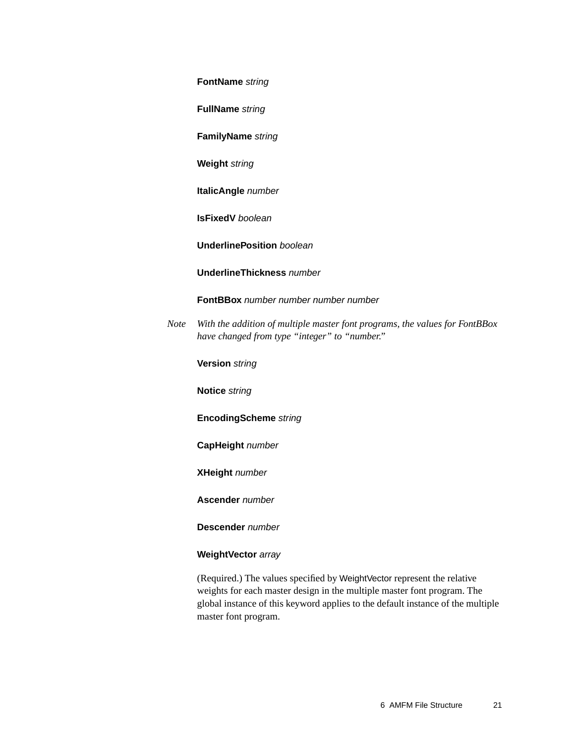**FontName** *string*

**FullName** *string*

**FamilyName** *string*

**Weight** *string*

**ItalicAngle** *number*

**IsFixedV** *boolean*

**UnderlinePosition** *boolean*

**UnderlineThickness** *number*

**FontBBox** *number number number number*

*Note* *With the addition of multiple master font programs, the values for FontBBox have changed from type "integer" to "number."*

**Version** *string*

**Notice** *string*

**EncodingScheme** *string*

**CapHeight** *number*

**XHeight** *number*

**Ascender** *number*

**Descender** *number*

**WeightVector** *array*

(Required.) The values specified by WeightVector represent the relative weights for each master design in the multiple master font program. The global instance of this keyword applies to the default instance of the multiple master font program.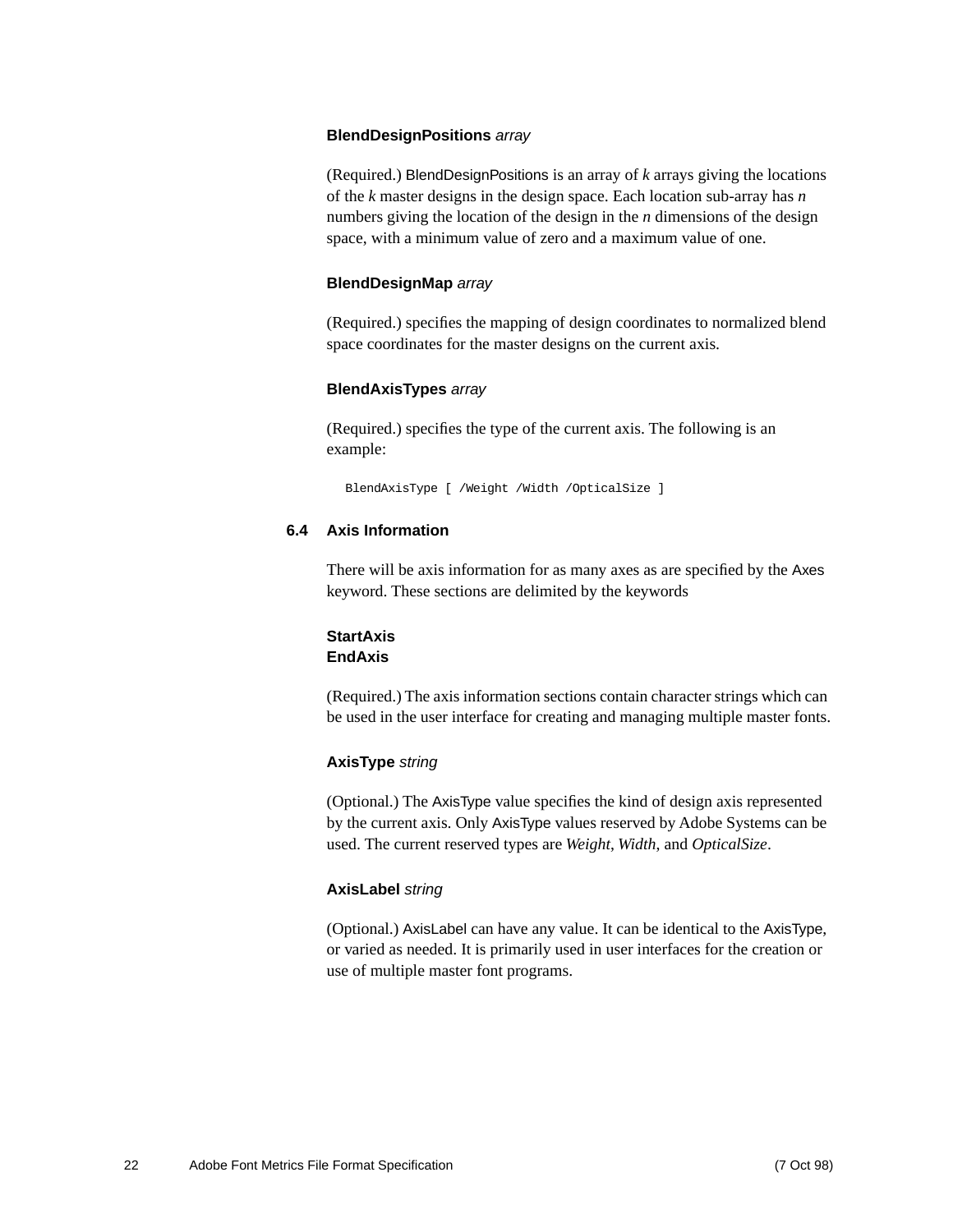**BlendDesignPositions** *array*

(Required.) BlendDesignPositions is an array of *k* arrays giving the locations of the *k* master designs in the design space. Each location sub-array has *n* numbers giving the location of the design in the *n* dimensions of the design space, with a minimum value of zero and a maximum value of one.

**BlendDesignMap** *array*

(Required.) specifies the mapping of design coordinates to normalized blend space coordinates for the master designs on the current axis.

**BlendAxisTypes** *array*

(Required.) specifies the type of the current axis. The following is an example:

```
BlendAxisType [ /Weight /Width /OpticalSize ]
```

## 6.4 Axis Information

There will be axis information for as many axes as are specified by the Axes keyword. These sections are delimited by the keywords

**StartAxis**
**EndAxis**

(Required.) The axis information sections contain character strings which can be used in the user interface for creating and managing multiple master fonts.

**AxisType** *string*

(Optional.) The AxisType value specifies the kind of design axis represented by the current axis. Only AxisType values reserved by Adobe Systems can be used. The current reserved types are *Weight*, *Width*, and *OpticalSize*.

**AxisLabel** *string*

(Optional.) AxisLabel can have any value. It can be identical to the AxisType, or varied as needed. It is primarily used in user interfaces for the creation or use of multiple master font programs.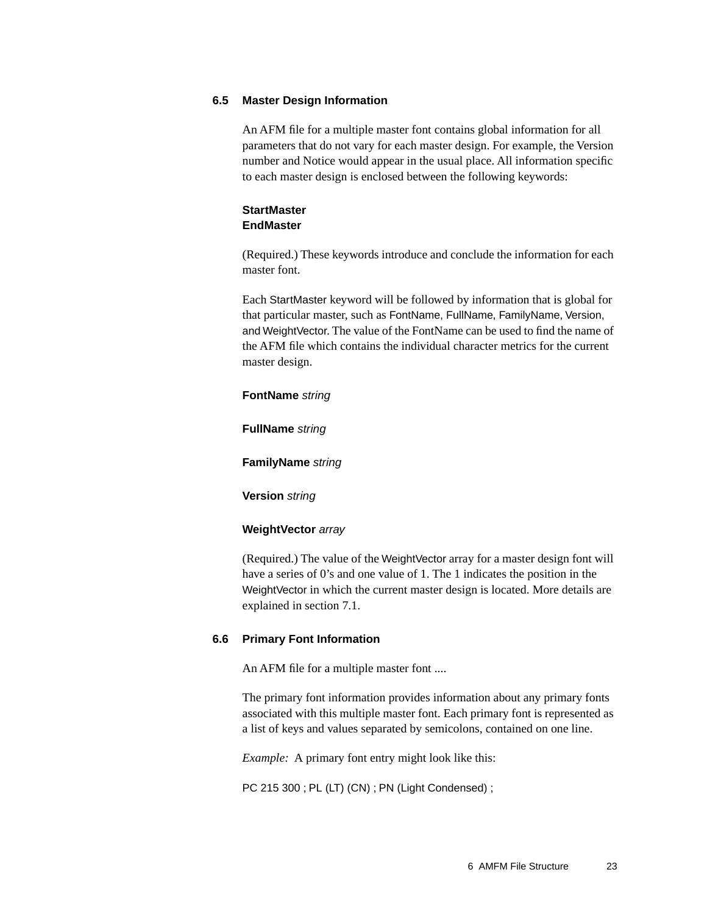## 6.5 Master Design Information

An AFM file for a multiple master font contains global information for all parameters that do not vary for each master design. For example, the Version number and Notice would appear in the usual place. All information specific to each master design is enclosed between the following keywords:

**StartMaster**
**EndMaster**

(Required.) These keywords introduce and conclude the information for each master font.

Each StartMaster keyword will be followed by information that is global for that particular master, such as FontName, FullName, FamilyName, Version, and WeightVector. The value of the FontName can be used to find the name of the AFM file which contains the individual character metrics for the current master design.

**FontName** *string*

**FullName** *string*

**FamilyName** *string*

**Version** *string*

**WeightVector** *array*

(Required.) The value of the WeightVector array for a master design font will have a series of 0's and one value of 1. The 1 indicates the position in the WeightVector in which the current master design is located. More details are explained in section 7.1.

## 6.6 Primary Font Information

An AFM file for a multiple master font ....

The primary font information provides information about any primary fonts associated with this multiple master font. Each primary font is represented as a list of keys and values separated by semicolons, contained on one line.

*Example:* A primary font entry might look like this:

```
PC 215 300 ; PL (LT) (CN) ; PN (Light Condensed) ;
```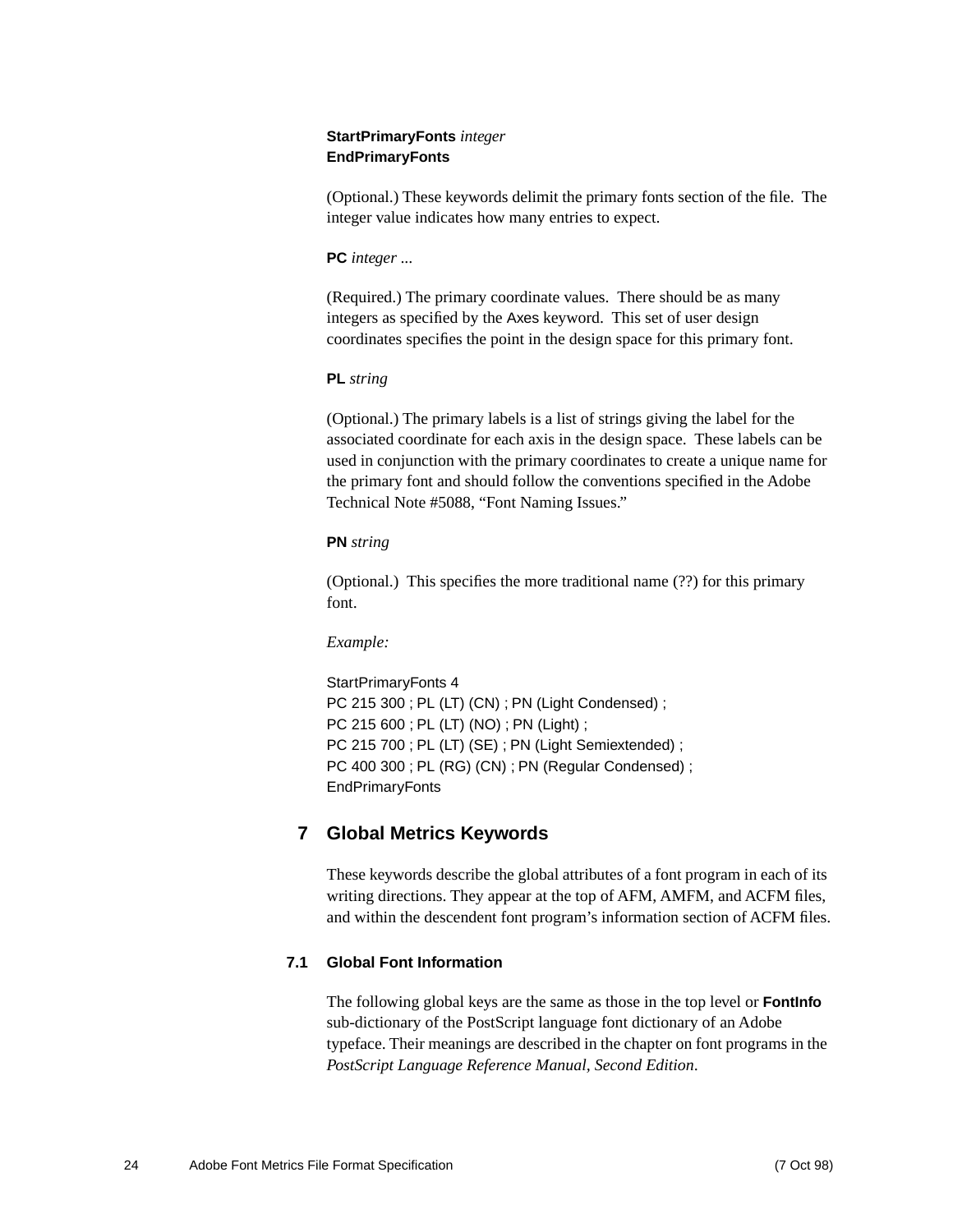**StartPrimaryFonts** *integer*
**EndPrimaryFonts**

(Optional.) These keywords delimit the primary fonts section of the file. The integer value indicates how many entries to expect.

**PC** *integer ...*

(Required.) The primary coordinate values. There should be as many integers as specified by the Axes keyword. This set of user design coordinates specifies the point in the design space for this primary font.

**PL** *string*

(Optional.) The primary labels is a list of strings giving the label for the associated coordinate for each axis in the design space. These labels can be used in conjunction with the primary coordinates to create a unique name for the primary font and should follow the conventions specified in the Adobe Technical Note #5088, "Font Naming Issues."

**PN** *string*

(Optional.) This specifies the more traditional name (??) for this primary font.

*Example:*

```
StartPrimaryFonts 4
PC 215 300 ; PL (LT) (CN) ; PN (Light Condensed) ;
PC 215 600 ; PL (LT) (NO) ; PN (Light) ;
PC 215 700 ; PL (LT) (SE) ; PN (Light Semiextended) ;
PC 400 300 ; PL (RG) (CN) ; PN (Regular Condensed) ;
EndPrimaryFonts
```

## 7 Global Metrics Keywords

These keywords describe the global attributes of a font program in each of its writing directions. They appear at the top of AFM, AMFM, and ACFM files, and within the descendent font program's information section of ACFM files.

### 7.1 Global Font Information

The following global keys are the same as those in the top level or **FontInfo** sub-dictionary of the PostScript language font dictionary of an Adobe typeface. Their meanings are described in the chapter on font programs in the *PostScript Language Reference Manual, Second Edition*.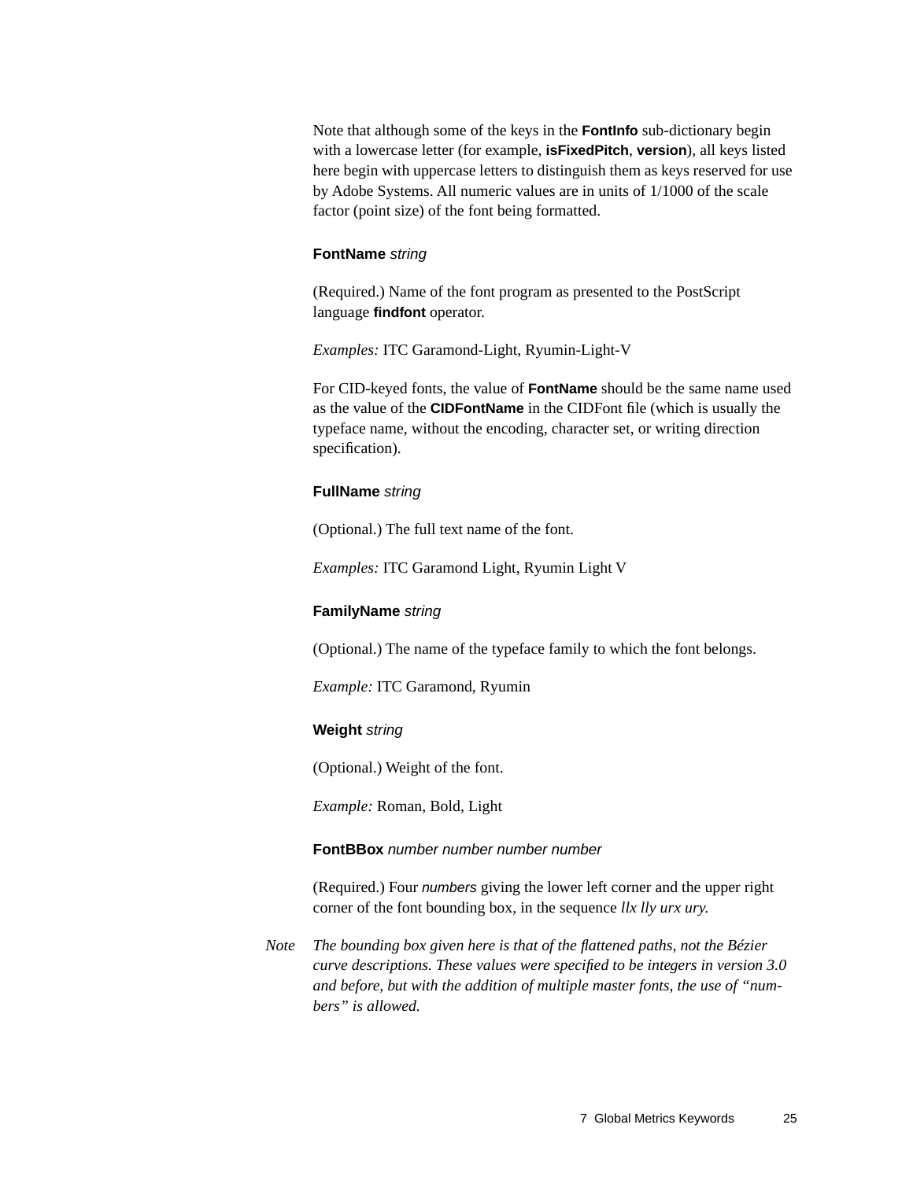Note that although some of the keys in the **FontInfo** sub-dictionary begin with a lowercase letter (for example, **isFixedPitch**, **version**), all keys listed here begin with uppercase letters to distinguish them as keys reserved for use by Adobe Systems. All numeric values are in units of 1/1000 of the scale factor (point size) of the font being formatted.

**FontName** *string*

(Required.) Name of the font program as presented to the PostScript language **findfont** operator.

*Examples:* ITC Garamond-Light, Ryumin-Light-V

For CID-keyed fonts, the value of **FontName** should be the same name used as the value of the **CIDFontName** in the CIDFont file (which is usually the typeface name, without the encoding, character set, or writing direction specification).

**FullName** *string*

(Optional.) The full text name of the font.

*Examples:* ITC Garamond Light, Ryumin Light V

**FamilyName** *string*

(Optional.) The name of the typeface family to which the font belongs.

*Example:* ITC Garamond, Ryumin

**Weight** *string*

(Optional.) Weight of the font.

*Example:* Roman, Bold, Light

**FontBBox** *number number number number*

(Required.) Four *numbers* giving the lower left corner and the upper right corner of the font bounding box, in the sequence *llx lly urx ury.*

*Note* *The bounding box given here is that of the flattened paths, not the Bézier curve descriptions. These values were specified to be integers in version 3.0 and before, but with the addition of multiple master fonts, the use of "numbers" is allowed.*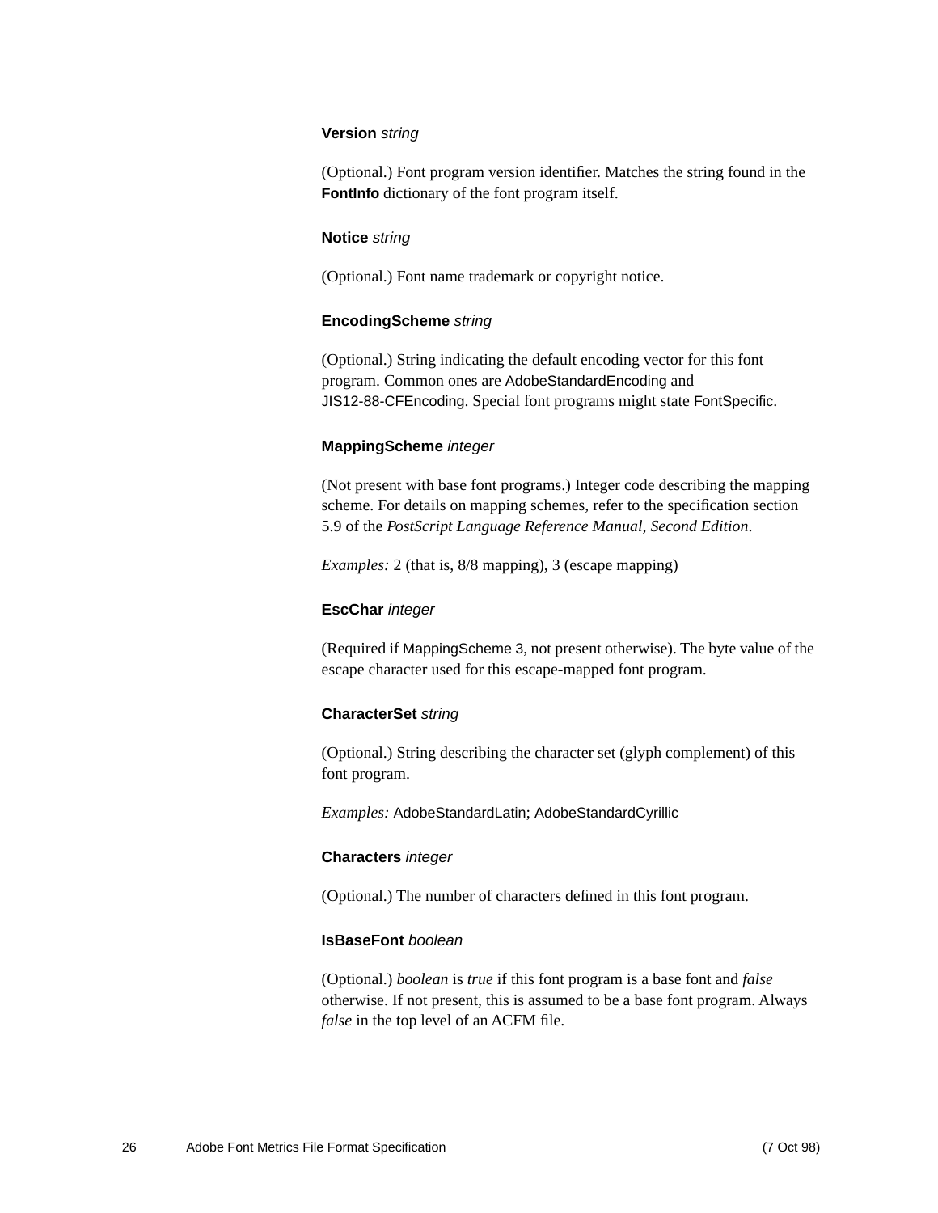**Version** *string*

(Optional.) Font program version identifier. Matches the string found in the **FontInfo** dictionary of the font program itself.

**Notice** *string*

(Optional.) Font name trademark or copyright notice.

**EncodingScheme** *string*

(Optional.) String indicating the default encoding vector for this font program. Common ones are AdobeStandardEncoding and JIS12-88-CFEncoding. Special font programs might state FontSpecific.

**MappingScheme** *integer*

(Not present with base font programs.) Integer code describing the mapping scheme. For details on mapping schemes, refer to the specification section 5.9 of the *PostScript Language Reference Manual, Second Edition*.

*Examples:* 2 (that is, 8/8 mapping), 3 (escape mapping)

**EscChar** *integer*

(Required if MappingScheme 3, not present otherwise). The byte value of the escape character used for this escape-mapped font program.

**CharacterSet** *string*

(Optional.) String describing the character set (glyph complement) of this font program.

*Examples:* AdobeStandardLatin; AdobeStandardCyrillic

**Characters** *integer*

(Optional.) The number of characters defined in this font program.

**IsBaseFont** *boolean*

(Optional.) *boolean* is *true* if this font program is a base font and *false* otherwise. If not present, this is assumed to be a base font program. Always *false* in the top level of an ACFM file.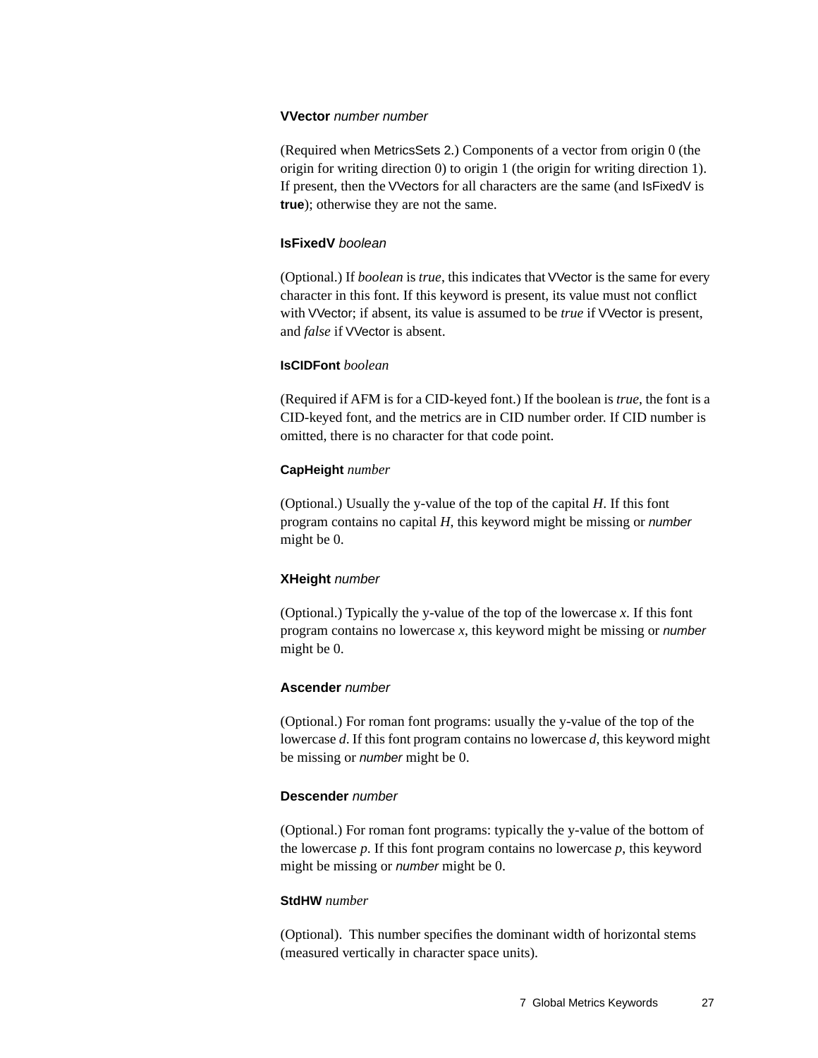**VVector** *number number*

(Required when MetricsSets 2.) Components of a vector from origin 0 (the origin for writing direction 0) to origin 1 (the origin for writing direction 1). If present, then the VVectors for all characters are the same (and IsFixedV is **true**); otherwise they are not the same.

**IsFixedV** *boolean*

(Optional.) If *boolean* is *true*, this indicates that VVector is the same for every character in this font. If this keyword is present, its value must not conflict with VVector; if absent, its value is assumed to be *true* if VVector is present, and *false* if VVector is absent.

**IsCIDFont** *boolean*

(Required if AFM is for a CID-keyed font.) If the boolean is *true*, the font is a CID-keyed font, and the metrics are in CID number order. If CID number is omitted, there is no character for that code point.

**CapHeight** *number*

(Optional.) Usually the y-value of the top of the capital *H*. If this font program contains no capital *H*, this keyword might be missing or *number* might be 0.

**XHeight** *number*

(Optional.) Typically the y-value of the top of the lowercase *x*. If this font program contains no lowercase *x*, this keyword might be missing or *number* might be 0.

**Ascender** *number*

(Optional.) For roman font programs: usually the y-value of the top of the lowercase *d*. If this font program contains no lowercase *d*, this keyword might be missing or *number* might be 0.

**Descender** *number*

(Optional.) For roman font programs: typically the y-value of the bottom of the lowercase *p*. If this font program contains no lowercase *p*, this keyword might be missing or *number* might be 0.

**StdHW** *number*

(Optional). This number specifies the dominant width of horizontal stems (measured vertically in character space units).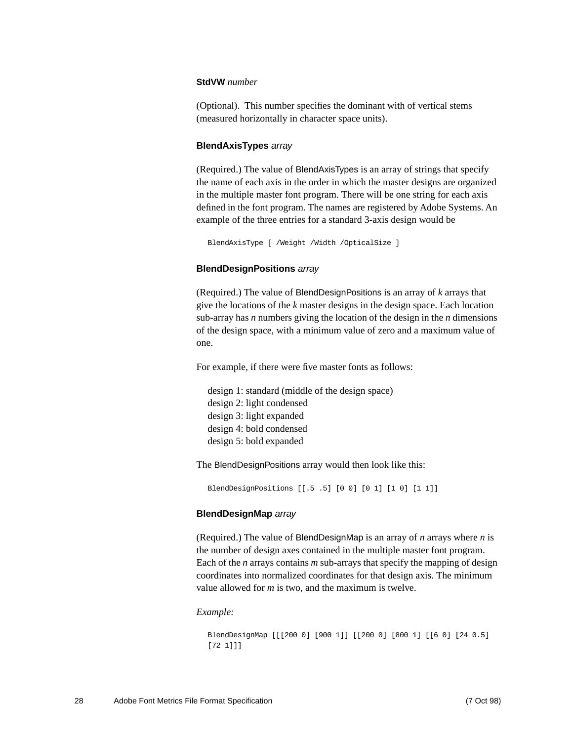**StdVW** *number*

(Optional). This number specifies the dominant with of vertical stems (measured horizontally in character space units).

**BlendAxisTypes** *array*

(Required.) The value of BlendAxisTypes is an array of strings that specify the name of each axis in the order in which the master designs are organized in the multiple master font program. There will be one string for each axis defined in the font program. The names are registered by Adobe Systems. An example of the three entries for a standard 3-axis design would be

```
BlendAxisType [ /Weight /Width /OpticalSize ]
```

**BlendDesignPositions** *array*

(Required.) The value of BlendDesignPositions is an array of *k* arrays that give the locations of the *k* master designs in the design space. Each location sub-array has *n* numbers giving the location of the design in the *n* dimensions of the design space, with a minimum value of zero and a maximum value of one.

For example, if there were five master fonts as follows:

design 1: standard (middle of the design space)
design 2: light condensed
design 3: light expanded
design 4: bold condensed
design 5: bold expanded

The BlendDesignPositions array would then look like this:

```
BlendDesignPositions [[.5 .5] [0 0] [0 1] [1 0] [1 1]]
```

**BlendDesignMap** *array*

(Required.) The value of BlendDesignMap is an array of *n* arrays where *n* is the number of design axes contained in the multiple master font program. Each of the *n* arrays contains *m* sub-arrays that specify the mapping of design coordinates into normalized coordinates for that design axis. The minimum value allowed for *m* is two, and the maximum is twelve.

*Example:*

```
BlendDesignMap [[[200 0] [900 1]] [[200 0] [800 1] [[6 0] [24 0.5]
[72 1]]]
```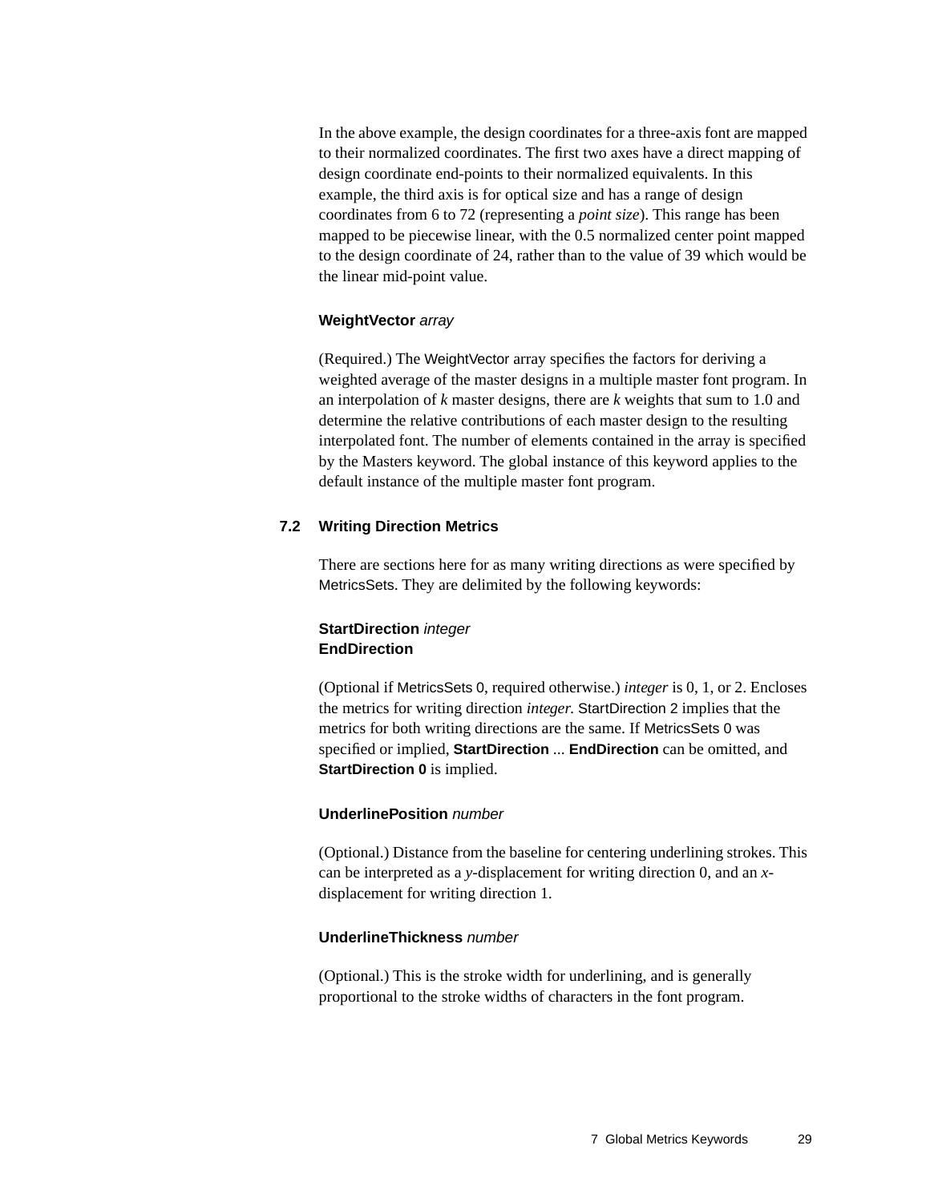In the above example, the design coordinates for a three-axis font are mapped to their normalized coordinates. The first two axes have a direct mapping of design coordinate end-points to their normalized equivalents. In this example, the third axis is for optical size and has a range of design coordinates from 6 to 72 (representing a *point size*). This range has been mapped to be piecewise linear, with the 0.5 normalized center point mapped to the design coordinate of 24, rather than to the value of 39 which would be the linear mid-point value.

**WeightVector** *array*

(Required.) The WeightVector array specifies the factors for deriving a weighted average of the master designs in a multiple master font program. In an interpolation of *k* master designs, there are *k* weights that sum to 1.0 and determine the relative contributions of each master design to the resulting interpolated font. The number of elements contained in the array is specified by the Masters keyword. The global instance of this keyword applies to the default instance of the multiple master font program.

## 7.2 Writing Direction Metrics

There are sections here for as many writing directions as were specified by MetricsSets. They are delimited by the following keywords:

**StartDirection** *integer*
**EndDirection**

(Optional if MetricsSets 0, required otherwise.) *integer* is 0, 1, or 2. Encloses the metrics for writing direction *integer.* StartDirection 2 implies that the metrics for both writing directions are the same. If MetricsSets 0 was specified or implied, **StartDirection** ... **EndDirection** can be omitted, and **StartDirection 0** is implied.

**UnderlinePosition** *number*

(Optional.) Distance from the baseline for centering underlining strokes. This can be interpreted as a *y*-displacement for writing direction 0, and an *x*-displacement for writing direction 1.

**UnderlineThickness** *number*

(Optional.) This is the stroke width for underlining, and is generally proportional to the stroke widths of characters in the font program.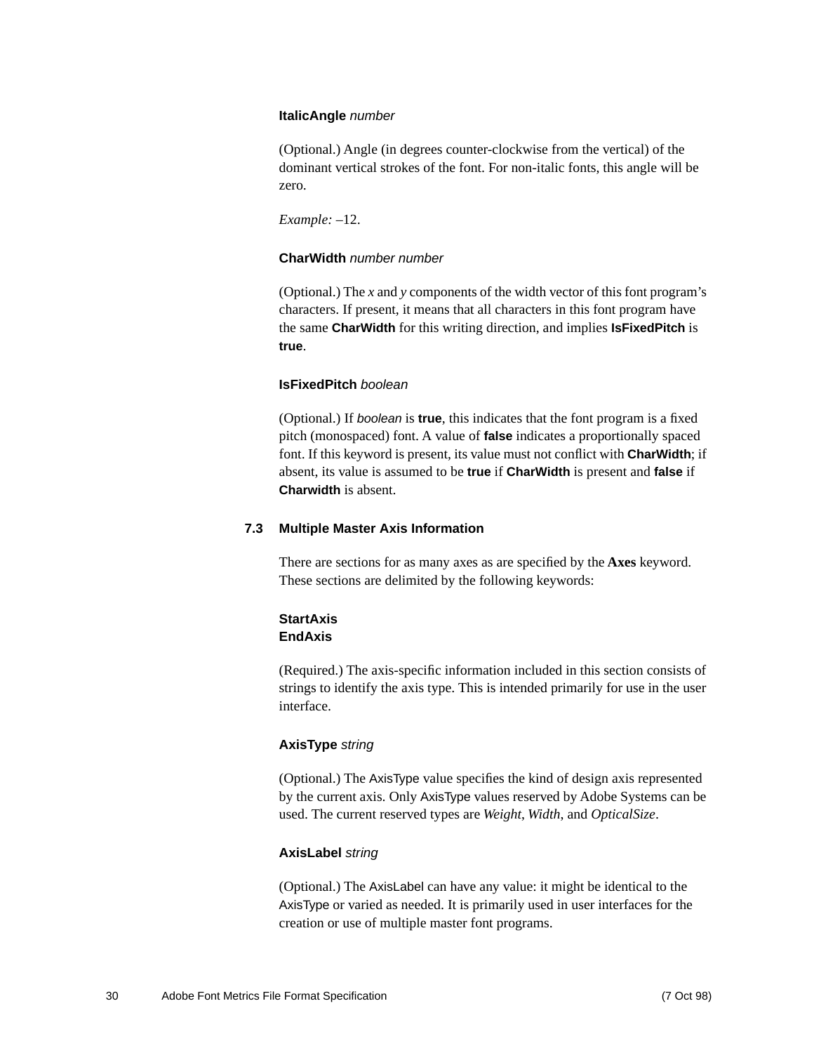**ItalicAngle** *number*

(Optional.) Angle (in degrees counter-clockwise from the vertical) of the dominant vertical strokes of the font. For non-italic fonts, this angle will be zero.

*Example:* –12.

**CharWidth** *number number*

(Optional.) The *x* and *y* components of the width vector of this font program's characters. If present, it means that all characters in this font program have the same **CharWidth** for this writing direction, and implies **IsFixedPitch** is **true**.

**IsFixedPitch** *boolean*

(Optional.) If *boolean* is **true**, this indicates that the font program is a fixed pitch (monospaced) font. A value of **false** indicates a proportionally spaced font. If this keyword is present, its value must not conflict with **CharWidth**; if absent, its value is assumed to be **true** if **CharWidth** is present and **false** if **Charwidth** is absent.

## 7.3 Multiple Master Axis Information

There are sections for as many axes as are specified by the **Axes** keyword. These sections are delimited by the following keywords:

**StartAxis**
**EndAxis**

(Required.) The axis-specific information included in this section consists of strings to identify the axis type. This is intended primarily for use in the user interface.

**AxisType** *string*

(Optional.) The AxisType value specifies the kind of design axis represented by the current axis. Only AxisType values reserved by Adobe Systems can be used. The current reserved types are *Weight*, *Width*, and *OpticalSize*.

**AxisLabel** *string*

(Optional.) The AxisLabel can have any value: it might be identical to the AxisType or varied as needed. It is primarily used in user interfaces for the creation or use of multiple master font programs.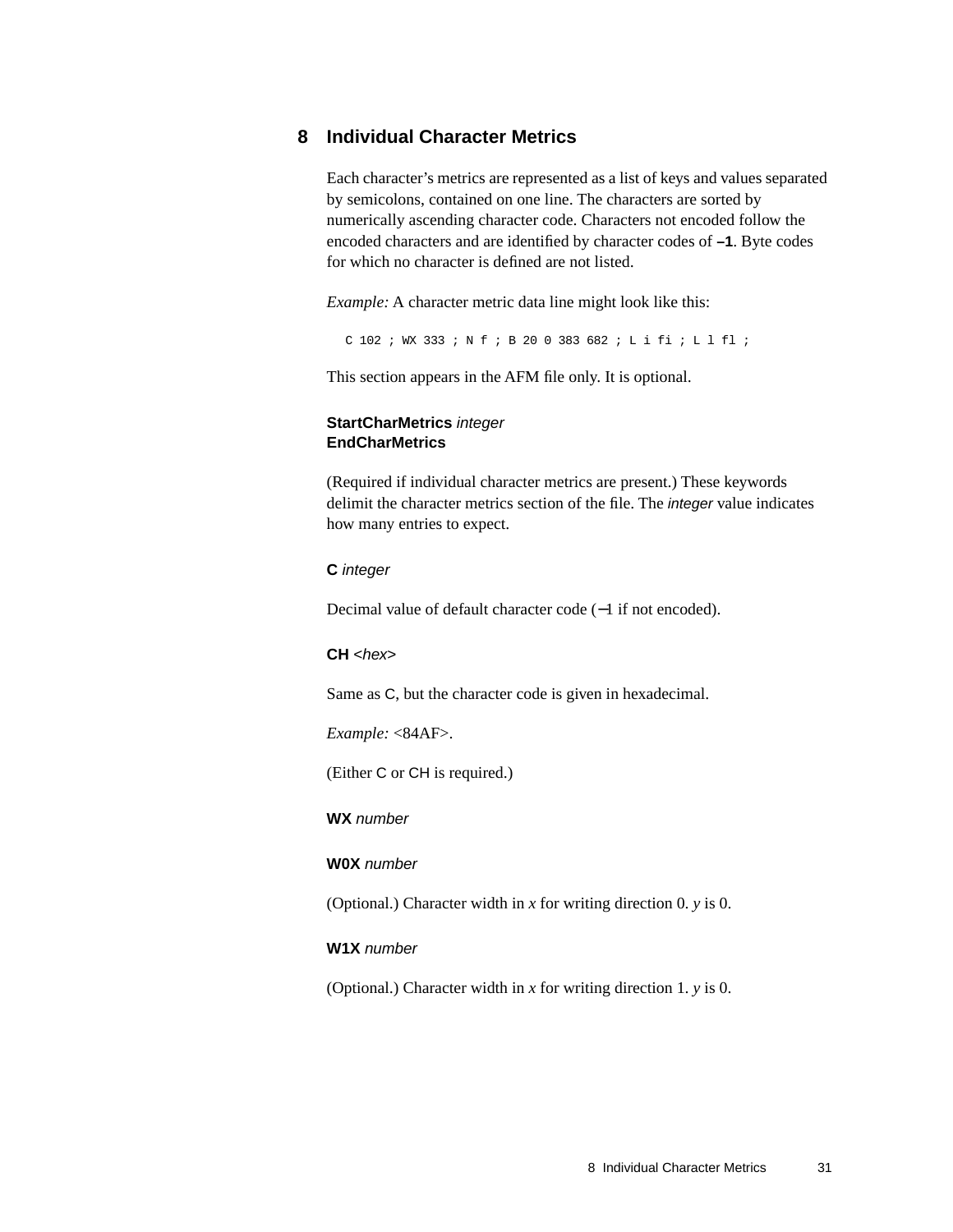## 8 Individual Character Metrics

Each character's metrics are represented as a list of keys and values separated by semicolons, contained on one line. The characters are sorted by numerically ascending character code. Characters not encoded follow the encoded characters and are identified by character codes of **–1**. Byte codes for which no character is defined are not listed.

*Example:* A character metric data line might look like this:

```
C 102 ; WX 333 ; N f ; B 20 0 383 682 ; L i fi ; L l fl ;
```

This section appears in the AFM file only. It is optional.

**StartCharMetrics** *integer*
**EndCharMetrics**

(Required if individual character metrics are present.) These keywords delimit the character metrics section of the file. The *integer* value indicates how many entries to expect.

**C** *integer*

Decimal value of default character code (−1 if not encoded).

**CH** *<hex>*

Same as C, but the character code is given in hexadecimal.

*Example:* <84AF>.

(Either C or CH is required.)

**WX** *number*

**W0X** *number*

(Optional.) Character width in *x* for writing direction 0. *y* is 0.

**W1X** *number*

(Optional.) Character width in *x* for writing direction 1. *y* is 0.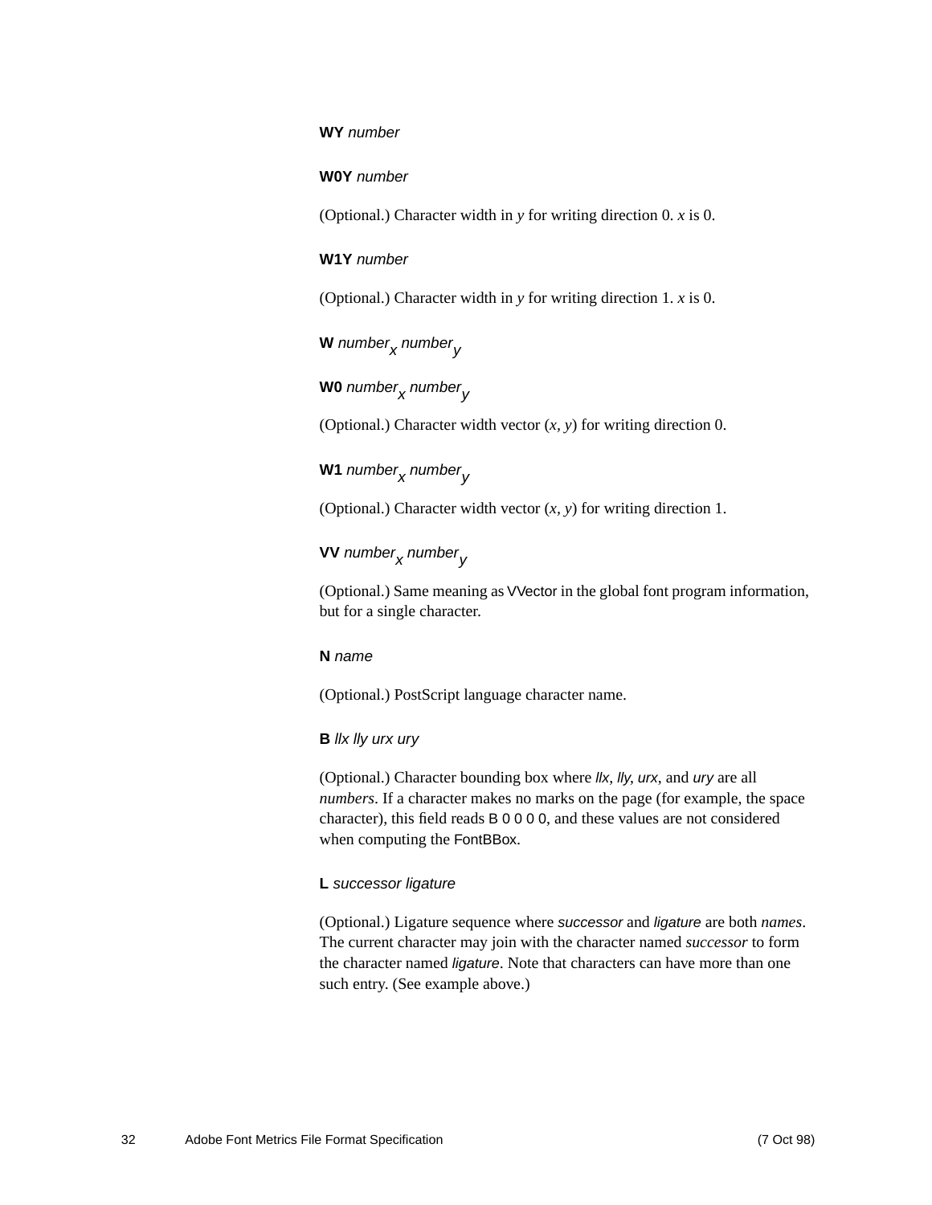**WY** *number*

**W0Y** *number*

(Optional.) Character width in *y* for writing direction 0. *x* is 0.

**W1Y** *number*

(Optional.) Character width in *y* for writing direction 1. *x* is 0.

**W** $number_x$ $number_y$

**W0** $number_x$ $number_y$

(Optional.) Character width vector (*x, y*) for writing direction 0.

**W1** $number_x$ $number_y$

(Optional.) Character width vector (*x, y*) for writing direction 1.

**VV** $number_x$ $number_y$

(Optional.) Same meaning as VVector in the global font program information, but for a single character.

**N** *name*

(Optional.) PostScript language character name.

**B** *llx lly urx ury*

(Optional.) Character bounding box where *llx*, *lly*, *urx*, and *ury* are all *numbers*. If a character makes no marks on the page (for example, the space character), this field reads `B 0 0 0 0`, and these values are not considered when computing the FontBBox.

**L** *successor ligature*

(Optional.) Ligature sequence where *successor* and *ligature* are both *names*. The current character may join with the character named *successor* to form the character named *ligature*. Note that characters can have more than one such entry. (See example above.)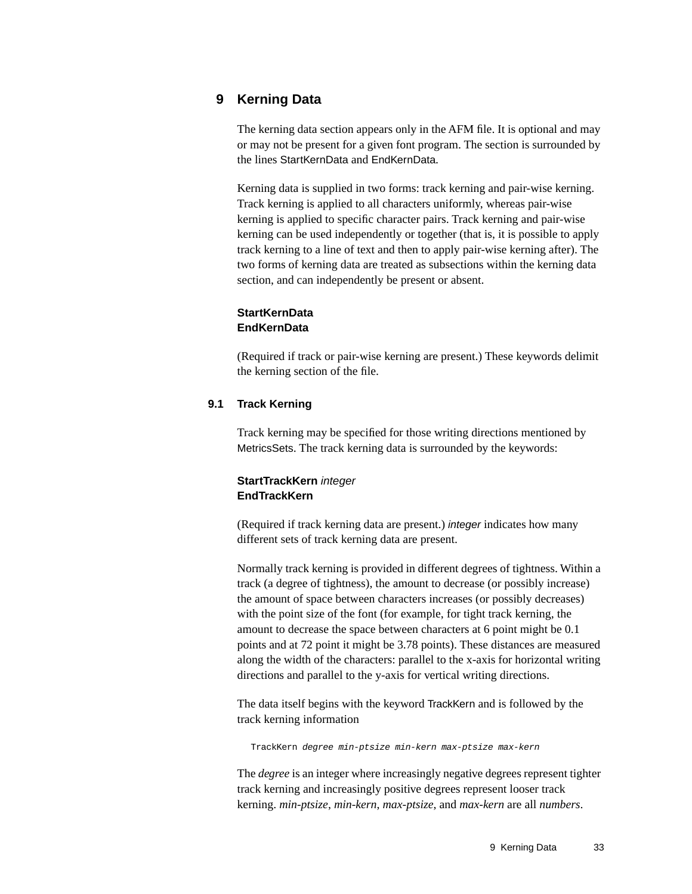# 9 Kerning Data

The kerning data section appears only in the AFM file. It is optional and may or may not be present for a given font program. The section is surrounded by the lines StartKernData and EndKernData.

Kerning data is supplied in two forms: track kerning and pair-wise kerning. Track kerning is applied to all characters uniformly, whereas pair-wise kerning is applied to specific character pairs. Track kerning and pair-wise kerning can be used independently or together (that is, it is possible to apply track kerning to a line of text and then to apply pair-wise kerning after). The two forms of kerning data are treated as subsections within the kerning data section, and can independently be present or absent.

**StartKernData**
**EndKernData**

(Required if track or pair-wise kerning are present.) These keywords delimit the kerning section of the file.

## 9.1 Track Kerning

Track kerning may be specified for those writing directions mentioned by MetricsSets. The track kerning data is surrounded by the keywords:

**StartTrackKern** *integer*
**EndTrackKern**

(Required if track kerning data are present.) *integer* indicates how many different sets of track kerning data are present.

Normally track kerning is provided in different degrees of tightness. Within a track (a degree of tightness), the amount to decrease (or possibly increase) the amount of space between characters increases (or possibly decreases) with the point size of the font (for example, for tight track kerning, the amount to decrease the space between characters at 6 point might be 0.1 points and at 72 point it might be 3.78 points). These distances are measured along the width of the characters: parallel to the x-axis for horizontal writing directions and parallel to the y-axis for vertical writing directions.

The data itself begins with the keyword TrackKern and is followed by the track kerning information

```
TrackKern degree min-ptsize min-kern max-ptsize max-kern
```

The *degree* is an integer where increasingly negative degrees represent tighter track kerning and increasingly positive degrees represent looser track kerning. *min-ptsize*, *min-kern*, *max-ptsize*, and *max-kern* are all *numbers*.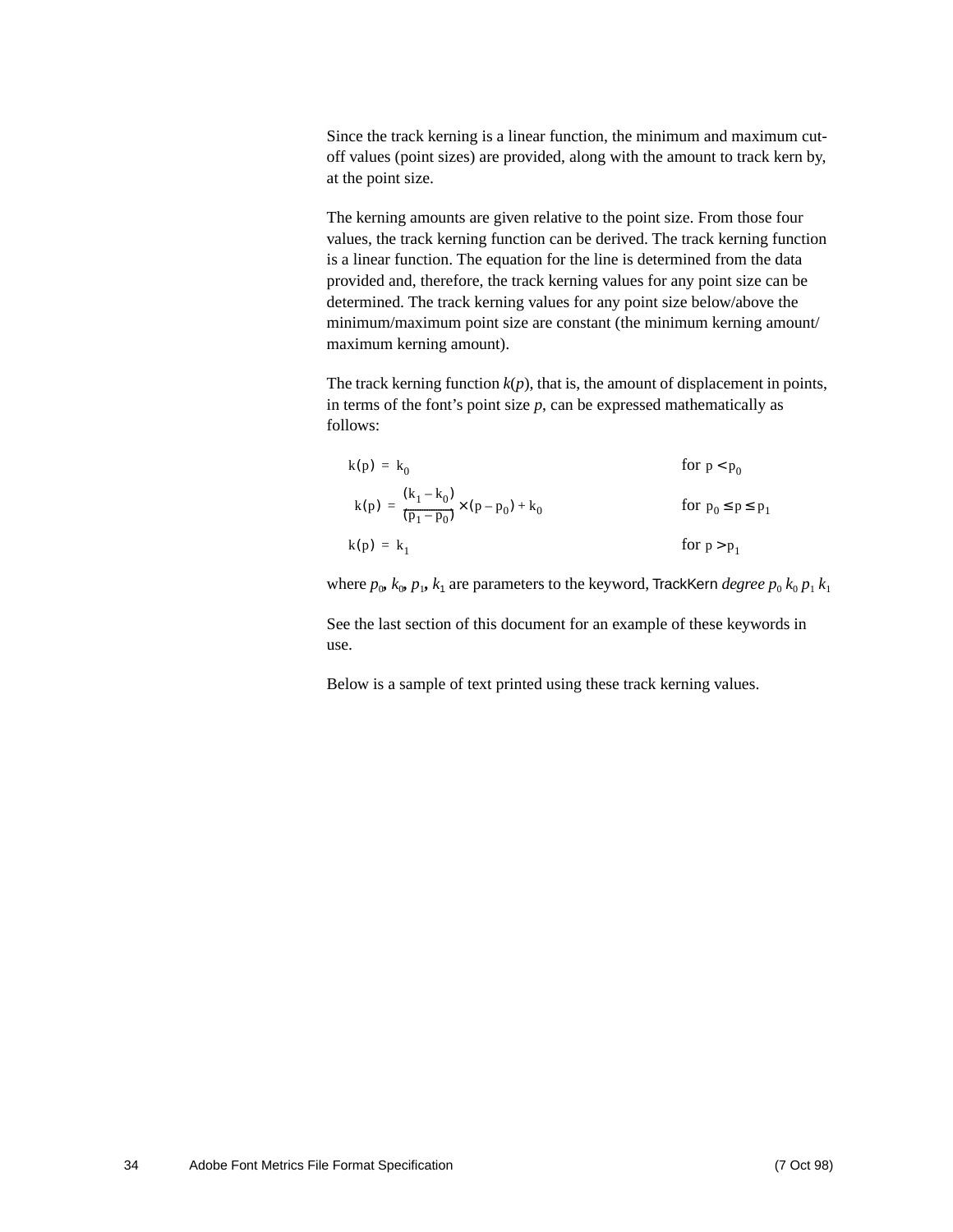Since the track kerning is a linear function, the minimum and maximum cut-off values (point sizes) are provided, along with the amount to track kern by, at the point size.

The kerning amounts are given relative to the point size. From those four values, the track kerning function can be derived. The track kerning function is a linear function. The equation for the line is determined from the data provided and, therefore, the track kerning values for any point size can be determined. The track kerning values for any point size below/above the minimum/maximum point size are constant (the minimum kerning amount/maximum kerning amount).

The track kerning function $k(p)$, that is, the amount of displacement in points, in terms of the font's point size $p$, can be expressed mathematically as follows:

$$k(p) = k_0 \qquad \text{for } p < p_0$$

$$k(p) = \frac{(k_1 - k_0)}{(p_1 - p_0)} \times (p - p_0) + k_0 \qquad \text{for } p_0 \le p \le p_1$$

$$k(p) = k_1 \qquad \text{for } p > p_1$$

where $p_0$, $k_0$, $p_1$, $k_1$ are parameters to the keyword, TrackKern *degree* $p_0$ $k_0$ $p_1$ $k_1$

See the last section of this document for an example of these keywords in use.

Below is a sample of text printed using these track kerning values.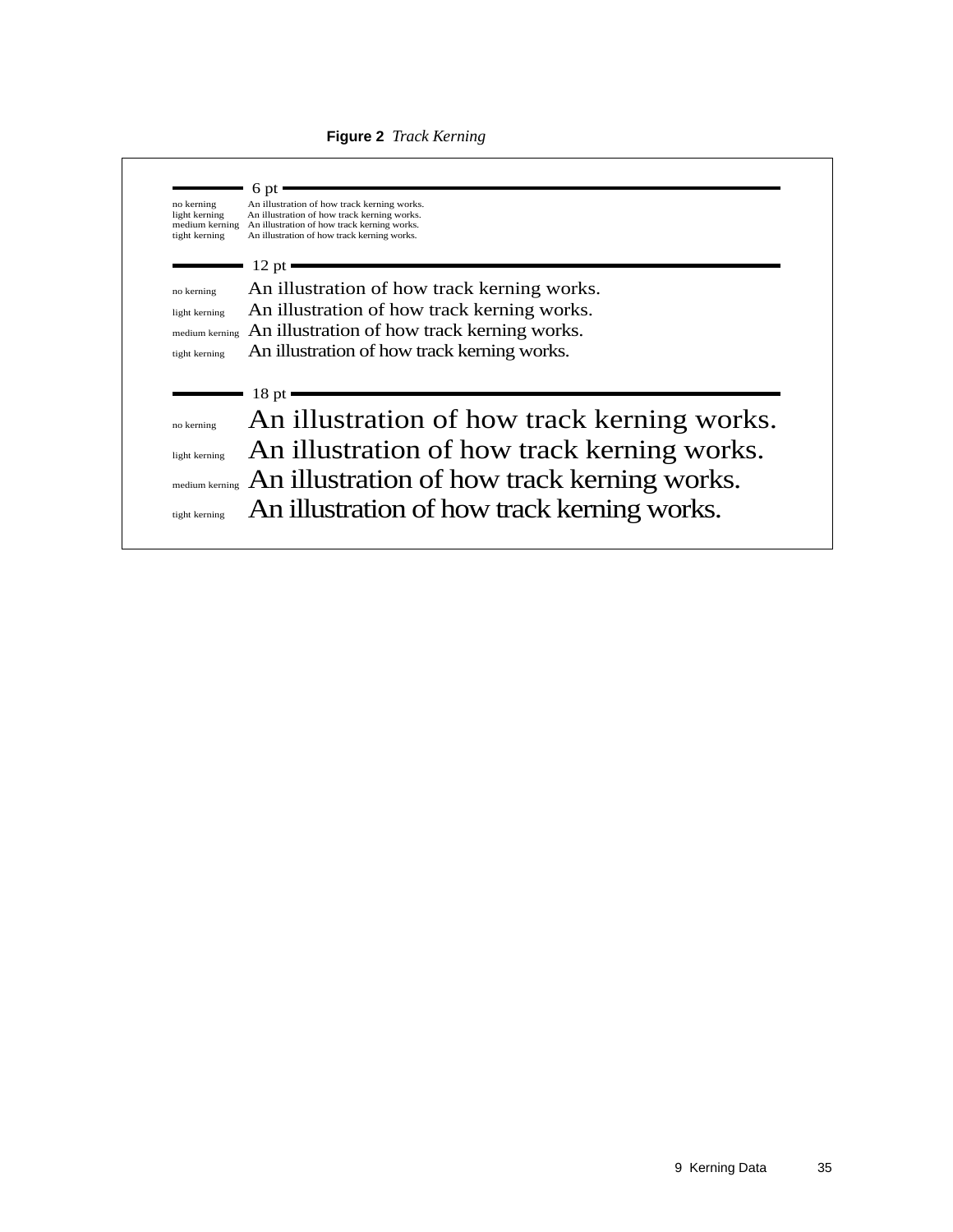**Figure 2** *Track Kerning*

6 pt

| | |
|---|---|
| no kerning | An illustration of how track kerning works. |
| light kerning | An illustration of how track kerning works. |
| medium kerning | An illustration of how track kerning works. |
| tight kerning | An illustration of how track kerning works. |

12 pt

| | |
|---|---|
| no kerning | An illustration of how track kerning works. |
| light kerning | An illustration of how track kerning works. |
| medium kerning | An illustration of how track kerning works. |
| tight kerning | An illustration of how track kerning works. |

18 pt

| | |
|---|---|
| no kerning | An illustration of how track kerning works. |
| light kerning | An illustration of how track kerning works. |
| medium kerning | An illustration of how track kerning works. |
| tight kerning | An illustration of how track kerning works. |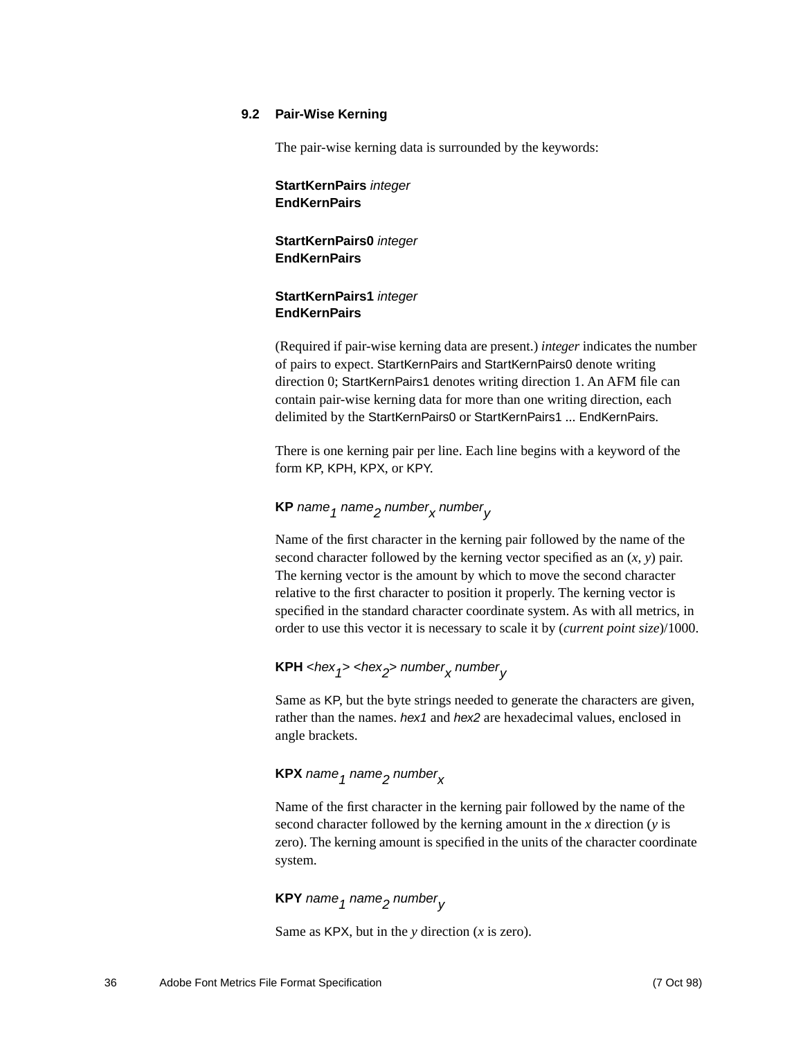## 9.2 Pair-Wise Kerning

The pair-wise kerning data is surrounded by the keywords:

**StartKernPairs** *integer*
**EndKernPairs**

**StartKernPairs0** *integer*
**EndKernPairs**

**StartKernPairs1** *integer*
**EndKernPairs**

(Required if pair-wise kerning data are present.) *integer* indicates the number of pairs to expect. StartKernPairs and StartKernPairs0 denote writing direction 0; StartKernPairs1 denotes writing direction 1. An AFM file can contain pair-wise kerning data for more than one writing direction, each delimited by the StartKernPairs0 or StartKernPairs1 ... EndKernPairs.

There is one kerning pair per line. Each line begins with a keyword of the form KP, KPH, KPX, or KPY.

**KP** $name_1$ $name_2$ $number_x$ $number_y$

Name of the first character in the kerning pair followed by the name of the second character followed by the kerning vector specified as an (*x, y*) pair. The kerning vector is the amount by which to move the second character relative to the first character to position it properly. The kerning vector is specified in the standard character coordinate system. As with all metrics, in order to use this vector it is necessary to scale it by (*current point size*)/1000.

**KPH** <$hex_1$> <$hex_2$> $number_x$ $number_y$

Same as KP, but the byte strings needed to generate the characters are given, rather than the names. *hex1* and *hex2* are hexadecimal values, enclosed in angle brackets.

**KPX** $name_1$ $name_2$ $number_x$

Name of the first character in the kerning pair followed by the name of the second character followed by the kerning amount in the *x* direction (*y* is zero). The kerning amount is specified in the units of the character coordinate system.

**KPY** $name_1$ $name_2$ $number_y$

Same as KPX, but in the *y* direction (*x* is zero).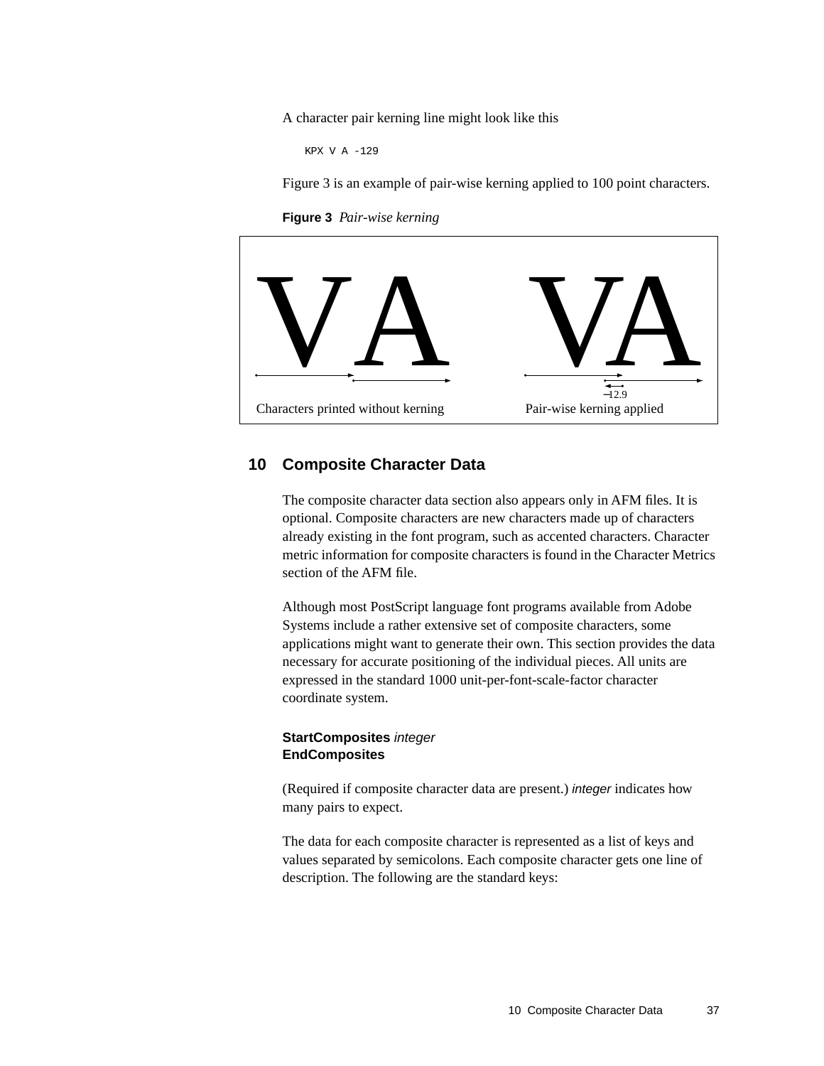A character pair kerning line might look like this

```
KPX V A -129
```

Figure 3 is an example of pair-wise kerning applied to 100 point characters.

**Figure 3** *Pair-wise kerning*

VA VA

–12.9

Characters printed without kerning     Pair-wise kerning applied

## 10 Composite Character Data

The composite character data section also appears only in AFM files. It is optional. Composite characters are new characters made up of characters already existing in the font program, such as accented characters. Character metric information for composite characters is found in the Character Metrics section of the AFM file.

Although most PostScript language font programs available from Adobe Systems include a rather extensive set of composite characters, some applications might want to generate their own. This section provides the data necessary for accurate positioning of the individual pieces. All units are expressed in the standard 1000 unit-per-font-scale-factor character coordinate system.

**StartComposites** *integer*
**EndComposites**

(Required if composite character data are present.) *integer* indicates how many pairs to expect.

The data for each composite character is represented as a list of keys and values separated by semicolons. Each composite character gets one line of description. The following are the standard keys: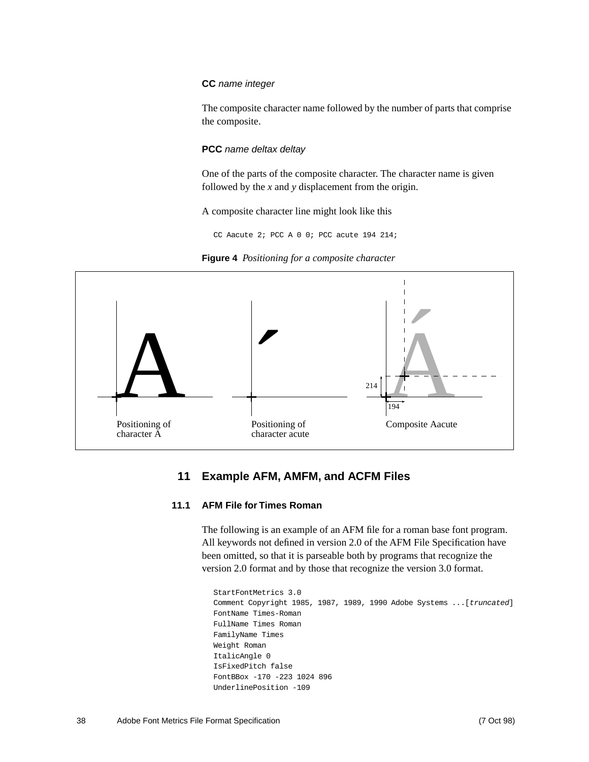**CC** *name integer*

The composite character name followed by the number of parts that comprise the composite.

**PCC** *name deltax deltay*

One of the parts of the composite character. The character name is given followed by the *x* and *y* displacement from the origin.

A composite character line might look like this

```
CC Aacute 2; PCC A 0 0; PCC acute 194 214;
```

**Figure 4** *Positioning for a composite character*

Positioning of character A

Positioning of character acute

Composite Aacute

## 11 Example AFM, AMFM, and ACFM Files

### 11.1 AFM File for Times Roman

The following is an example of an AFM file for a roman base font program. All keywords not defined in version 2.0 of the AFM File Specification have been omitted, so that it is parseable both by programs that recognize the version 2.0 format and by those that recognize the version 3.0 format.

```
StartFontMetrics 3.0
Comment Copyright 1985, 1987, 1989, 1990 Adobe Systems ...[truncated]
FontName Times-Roman
FullName Times Roman
FamilyName Times
Weight Roman
ItalicAngle 0
IsFixedPitch false
FontBBox -170 -223 1024 896
UnderlinePosition -109
```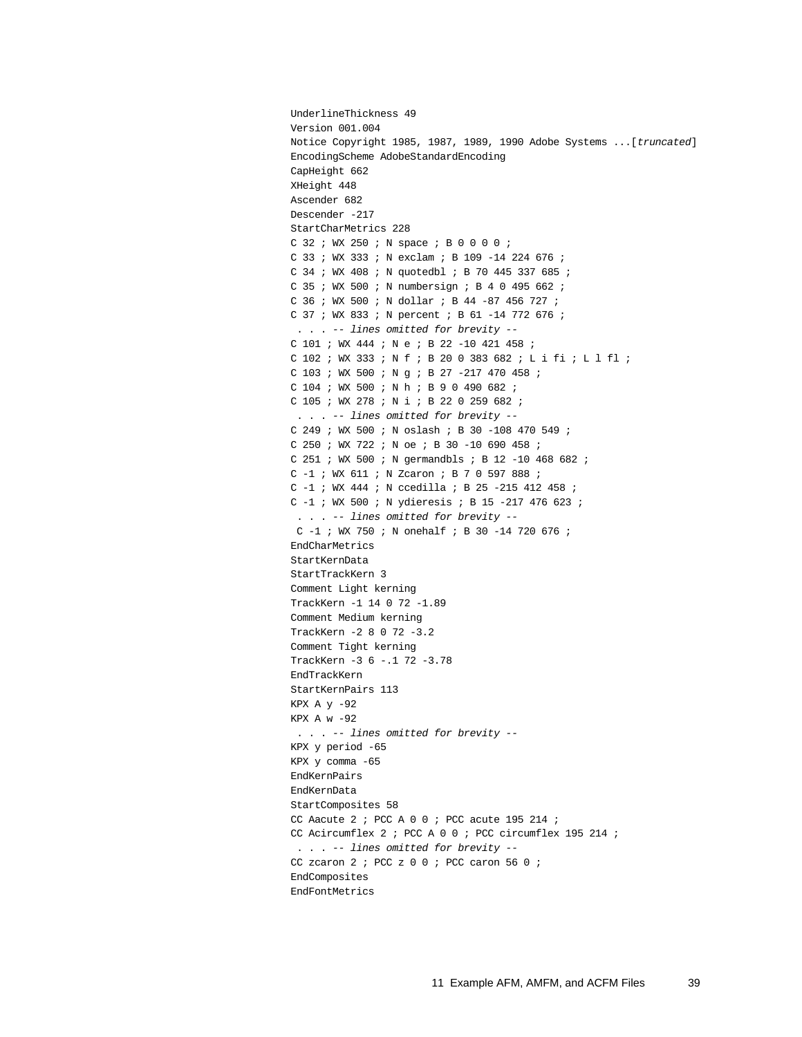```
UnderlineThickness 49
Version 001.004
Notice Copyright 1985, 1987, 1989, 1990 Adobe Systems ...[truncated]
EncodingScheme AdobeStandardEncoding
CapHeight 662
XHeight 448
Ascender 682
Descender -217
StartCharMetrics 228
C 32 ; WX 250 ; N space ; B 0 0 0 0 ;
C 33 ; WX 333 ; N exclam ; B 109 -14 224 676 ;
C 34 ; WX 408 ; N quotedbl ; B 70 445 337 685 ;
C 35 ; WX 500 ; N numbersign ; B 4 0 495 662 ;
C 36 ; WX 500 ; N dollar ; B 44 -87 456 727 ;
C 37 ; WX 833 ; N percent ; B 61 -14 772 676 ;
 . . . -- lines omitted for brevity --
C 101 ; WX 444 ; N e ; B 22 -10 421 458 ;
C 102 ; WX 333 ; N f ; B 20 0 383 682 ; L i fi ; L l fl ;
C 103 ; WX 500 ; N g ; B 27 -217 470 458 ;
C 104 ; WX 500 ; N h ; B 9 0 490 682 ;
C 105 ; WX 278 ; N i ; B 22 0 259 682 ;
 . . . -- lines omitted for brevity --
C 249 ; WX 500 ; N oslash ; B 30 -108 470 549 ;
C 250 ; WX 722 ; N oe ; B 30 -10 690 458 ;
C 251 ; WX 500 ; N germandbls ; B 12 -10 468 682 ;
C -1 ; WX 611 ; N Zcaron ; B 7 0 597 888 ;
C -1 ; WX 444 ; N ccedilla ; B 25 -215 412 458 ;
C -1 ; WX 500 ; N ydieresis ; B 15 -217 476 623 ;
 . . . -- lines omitted for brevity --
 C -1 ; WX 750 ; N onehalf ; B 30 -14 720 676 ;
EndCharMetrics
StartKernData
StartTrackKern 3
Comment Light kerning
TrackKern -1 14 0 72 -1.89
Comment Medium kerning
TrackKern -2 8 0 72 -3.2
Comment Tight kerning
TrackKern -3 6 -.1 72 -3.78
EndTrackKern
StartKernPairs 113
KPX A y -92
KPX A w -92
 . . . -- lines omitted for brevity --
KPX y period -65
KPX y comma -65
EndKernPairs
EndKernData
StartComposites 58
CC Aacute 2 ; PCC A 0 0 ; PCC acute 195 214 ;
CC Acircumflex 2 ; PCC A 0 0 ; PCC circumflex 195 214 ;
 . . . -- lines omitted for brevity --
CC zcaron 2 ; PCC z 0 0 ; PCC caron 56 0 ;
EndComposites
EndFontMetrics
```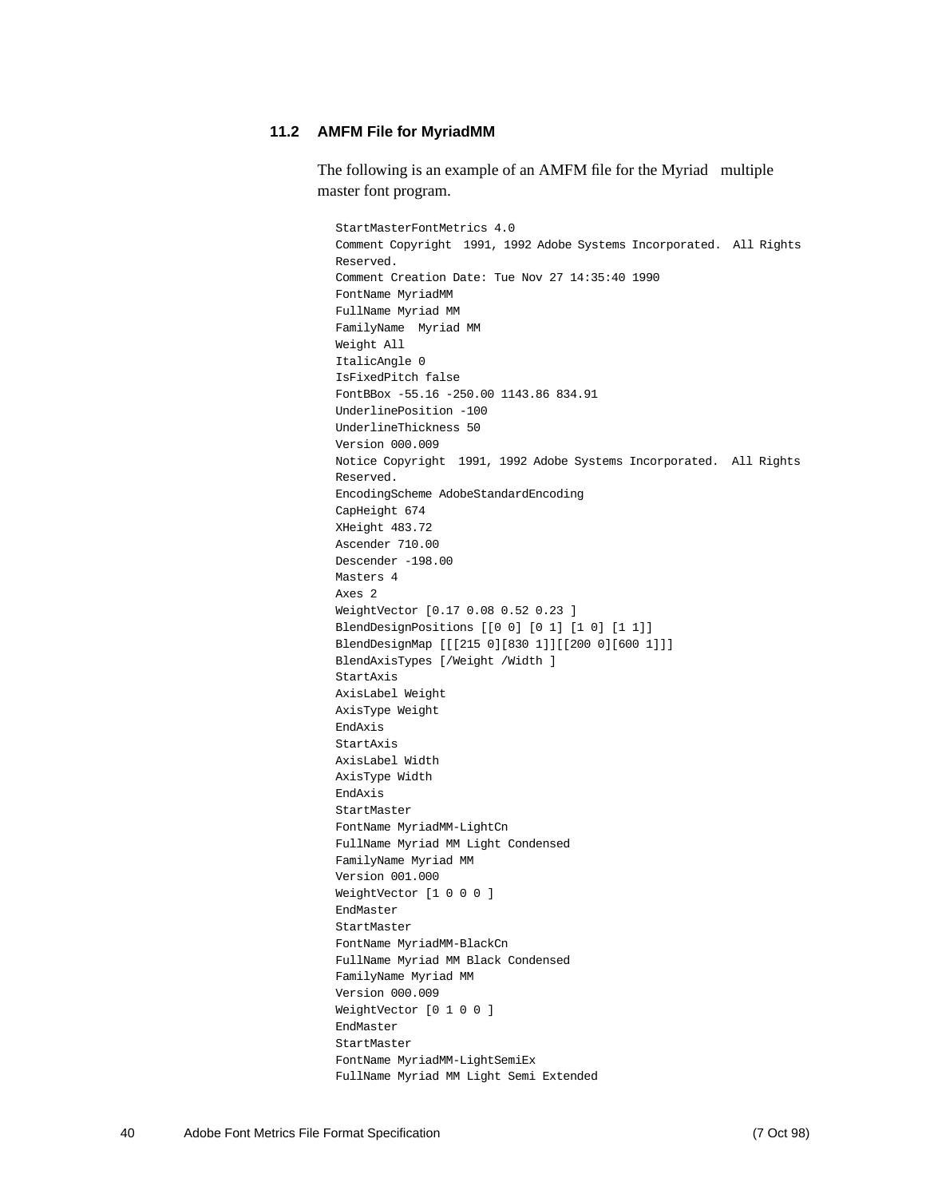### 11.2 AMFM File for MyriadMM

The following is an example of an AMFM file for the Myriad multiple master font program.

```
StartMasterFontMetrics 4.0
Comment Copyright  1991, 1992 Adobe Systems Incorporated.  All Rights
Reserved.
Comment Creation Date: Tue Nov 27 14:35:40 1990
FontName MyriadMM
FullName Myriad MM
FamilyName  Myriad MM
Weight All
ItalicAngle 0
IsFixedPitch false
FontBBox -55.16 -250.00 1143.86 834.91
UnderlinePosition -100
UnderlineThickness 50
Version 000.009
Notice Copyright  1991, 1992 Adobe Systems Incorporated.  All Rights
Reserved.
EncodingScheme AdobeStandardEncoding
CapHeight 674
XHeight 483.72
Ascender 710.00
Descender -198.00
Masters 4
Axes 2
WeightVector [0.17 0.08 0.52 0.23 ]
BlendDesignPositions [[0 0] [0 1] [1 0] [1 1]]
BlendDesignMap [[[215 0][830 1]][[200 0][600 1]]]
BlendAxisTypes [/Weight /Width ]
StartAxis
AxisLabel Weight
AxisType Weight
EndAxis
StartAxis
AxisLabel Width
AxisType Width
EndAxis
StartMaster
FontName MyriadMM-LightCn
FullName Myriad MM Light Condensed
FamilyName Myriad MM
Version 001.000
WeightVector [1 0 0 0 ]
EndMaster
StartMaster
FontName MyriadMM-BlackCn
FullName Myriad MM Black Condensed
FamilyName Myriad MM
Version 000.009
WeightVector [0 1 0 0 ]
EndMaster
StartMaster
FontName MyriadMM-LightSemiEx
FullName Myriad MM Light Semi Extended
```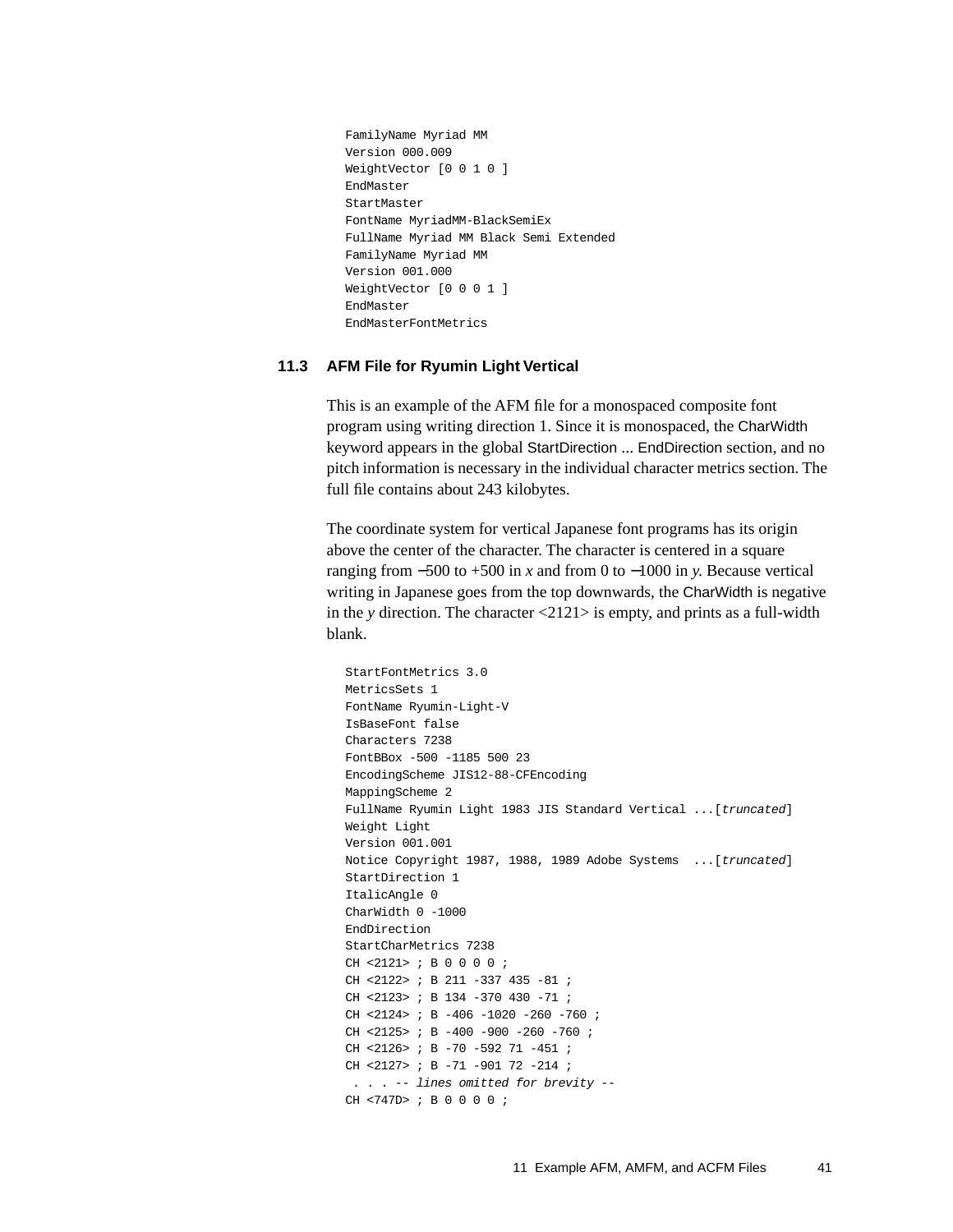```
FamilyName Myriad MM
Version 000.009
WeightVector [0 0 1 0 ]
EndMaster
StartMaster
FontName MyriadMM-BlackSemiEx
FullName Myriad MM Black Semi Extended
FamilyName Myriad MM
Version 001.000
WeightVector [0 0 0 1 ]
EndMaster
EndMasterFontMetrics
```

## 11.3 AFM File for Ryumin Light Vertical

This is an example of the AFM file for a monospaced composite font program using writing direction 1. Since it is monospaced, the CharWidth keyword appears in the global StartDirection ... EndDirection section, and no pitch information is necessary in the individual character metrics section. The full file contains about 243 kilobytes.

The coordinate system for vertical Japanese font programs has its origin above the center of the character. The character is centered in a square ranging from −500 to +500 in *x* and from 0 to −1000 in *y*. Because vertical writing in Japanese goes from the top downwards, the CharWidth is negative in the *y* direction. The character <2121> is empty, and prints as a full-width blank.

```
StartFontMetrics 3.0
MetricsSets 1
FontName Ryumin-Light-V
IsBaseFont false
Characters 7238
FontBBox -500 -1185 500 23
EncodingScheme JIS12-88-CFEncoding
MappingScheme 2
FullName Ryumin Light 1983 JIS Standard Vertical ...[truncated]
Weight Light
Version 001.001
Notice Copyright 1987, 1988, 1989 Adobe Systems  ...[truncated]
StartDirection 1
ItalicAngle 0
CharWidth 0 -1000
EndDirection
StartCharMetrics 7238
CH <2121> ; B 0 0 0 0 ;
CH <2122> ; B 211 -337 435 -81 ;
CH <2123> ; B 134 -370 430 -71 ;
CH <2124> ; B -406 -1020 -260 -760 ;
CH <2125> ; B -400 -900 -260 -760 ;
CH <2126> ; B -70 -592 71 -451 ;
CH <2127> ; B -71 -901 72 -214 ;
 . . . -- lines omitted for brevity --
CH <747D> ; B 0 0 0 0 ;
```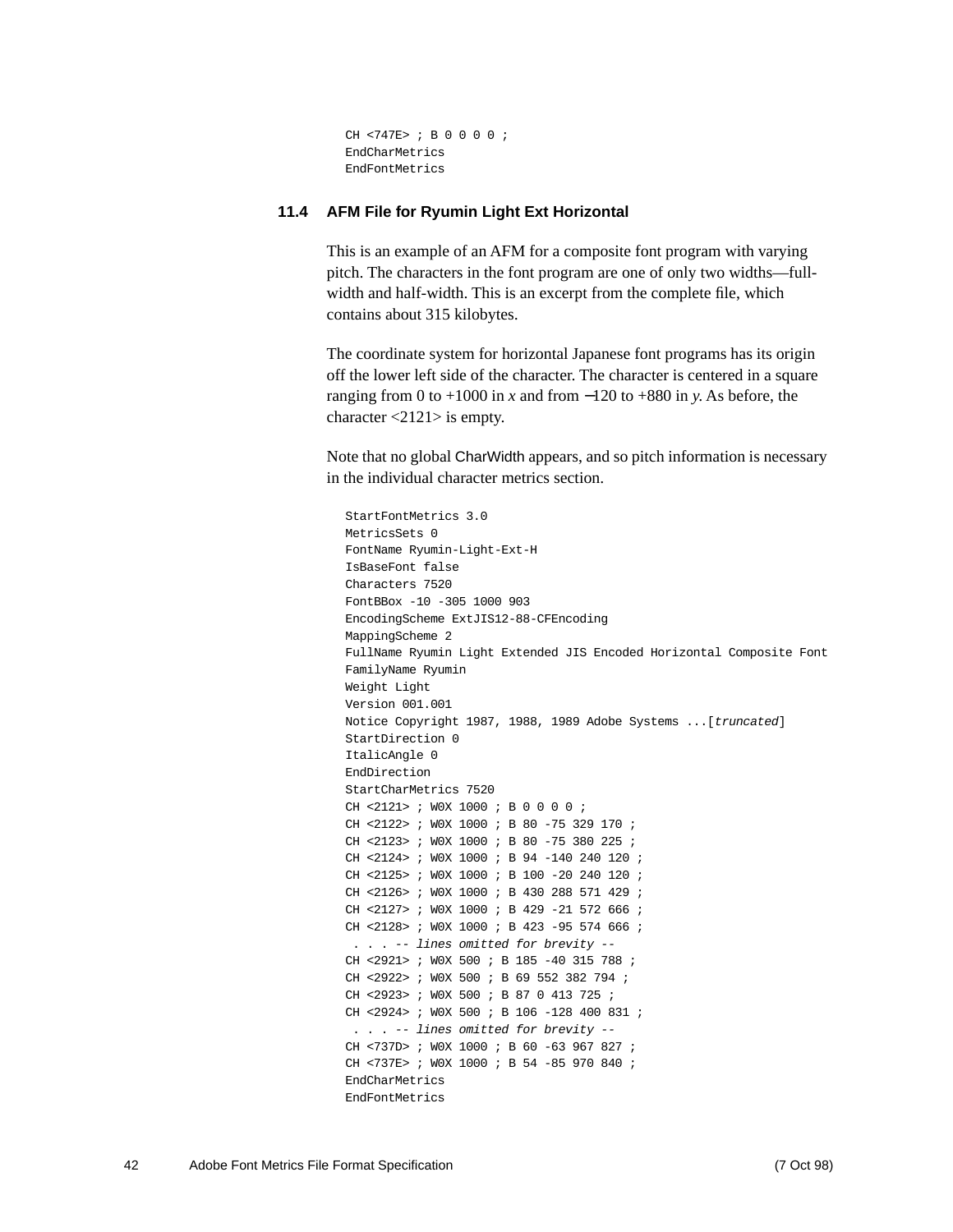```
CH <747E> ; B 0 0 0 0 ;
EndCharMetrics
EndFontMetrics
```

### 11.4 AFM File for Ryumin Light Ext Horizontal

This is an example of an AFM for a composite font program with varying pitch. The characters in the font program are one of only two widths—full-width and half-width. This is an excerpt from the complete file, which contains about 315 kilobytes.

The coordinate system for horizontal Japanese font programs has its origin off the lower left side of the character. The character is centered in a square ranging from 0 to +1000 in *x* and from −120 to +880 in *y*. As before, the character <2121> is empty.

Note that no global CharWidth appears, and so pitch information is necessary in the individual character metrics section.

```
StartFontMetrics 3.0
MetricsSets 0
FontName Ryumin-Light-Ext-H
IsBaseFont false
Characters 7520
FontBBox -10 -305 1000 903
EncodingScheme ExtJIS12-88-CFEncoding
MappingScheme 2
FullName Ryumin Light Extended JIS Encoded Horizontal Composite Font
FamilyName Ryumin
Weight Light
Version 001.001
Notice Copyright 1987, 1988, 1989 Adobe Systems ...[truncated]
StartDirection 0
ItalicAngle 0
EndDirection
StartCharMetrics 7520
CH <2121> ; W0X 1000 ; B 0 0 0 0 ;
CH <2122> ; W0X 1000 ; B 80 -75 329 170 ;
CH <2123> ; W0X 1000 ; B 80 -75 380 225 ;
CH <2124> ; W0X 1000 ; B 94 -140 240 120 ;
CH <2125> ; W0X 1000 ; B 100 -20 240 120 ;
CH <2126> ; W0X 1000 ; B 430 288 571 429 ;
CH <2127> ; W0X 1000 ; B 429 -21 572 666 ;
CH <2128> ; W0X 1000 ; B 423 -95 574 666 ;
 . . . -- lines omitted for brevity --
CH <2921> ; W0X 500 ; B 185 -40 315 788 ;
CH <2922> ; W0X 500 ; B 69 552 382 794 ;
CH <2923> ; W0X 500 ; B 87 0 413 725 ;
CH <2924> ; W0X 500 ; B 106 -128 400 831 ;
 . . . -- lines omitted for brevity --
CH <737D> ; W0X 1000 ; B 60 -63 967 827 ;
CH <737E> ; W0X 1000 ; B 54 -85 970 840 ;
EndCharMetrics
EndFontMetrics
```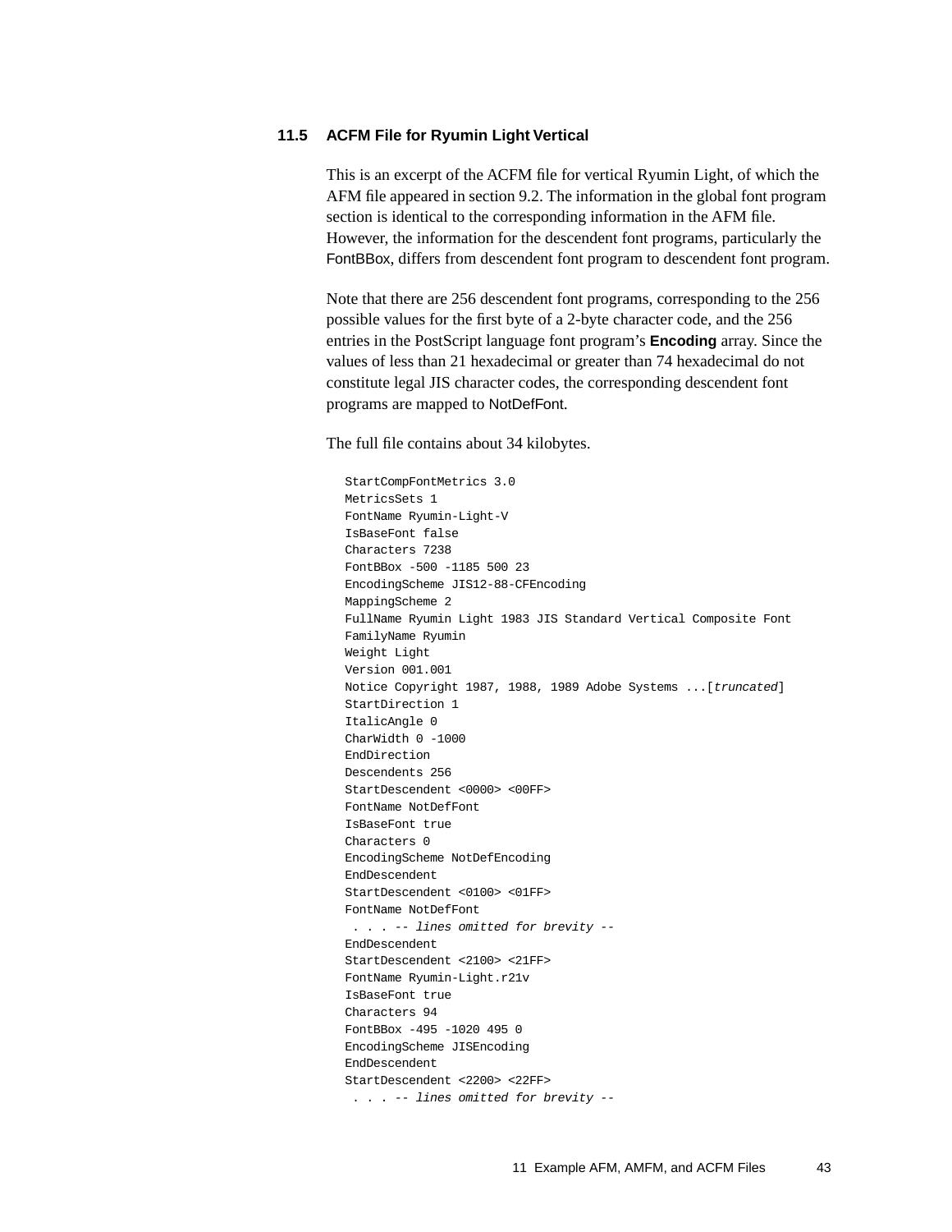## 11.5 ACFM File for Ryumin Light Vertical

This is an excerpt of the ACFM file for vertical Ryumin Light, of which the AFM file appeared in section 9.2. The information in the global font program section is identical to the corresponding information in the AFM file. However, the information for the descendent font programs, particularly the FontBBox, differs from descendent font program to descendent font program.

Note that there are 256 descendent font programs, corresponding to the 256 possible values for the first byte of a 2-byte character code, and the 256 entries in the PostScript language font program's **Encoding** array. Since the values of less than 21 hexadecimal or greater than 74 hexadecimal do not constitute legal JIS character codes, the corresponding descendent font programs are mapped to NotDefFont.

The full file contains about 34 kilobytes.

```
StartCompFontMetrics 3.0
MetricsSets 1
FontName Ryumin-Light-V
IsBaseFont false
Characters 7238
FontBBox -500 -1185 500 23
EncodingScheme JIS12-88-CFEncoding
MappingScheme 2
FullName Ryumin Light 1983 JIS Standard Vertical Composite Font
FamilyName Ryumin
Weight Light
Version 001.001
Notice Copyright 1987, 1988, 1989 Adobe Systems ...[truncated]
StartDirection 1
ItalicAngle 0
CharWidth 0 -1000
EndDirection
Descendents 256
StartDescendent <0000> <00FF>
FontName NotDefFont
IsBaseFont true
Characters 0
EncodingScheme NotDefEncoding
EndDescendent
StartDescendent <0100> <01FF>
FontName NotDefFont
 . . . -- lines omitted for brevity --
EndDescendent
StartDescendent <2100> <21FF>
FontName Ryumin-Light.r21v
IsBaseFont true
Characters 94
FontBBox -495 -1020 495 0
EncodingScheme JISEncoding
EndDescendent
StartDescendent <2200> <22FF>
 . . . -- lines omitted for brevity --
```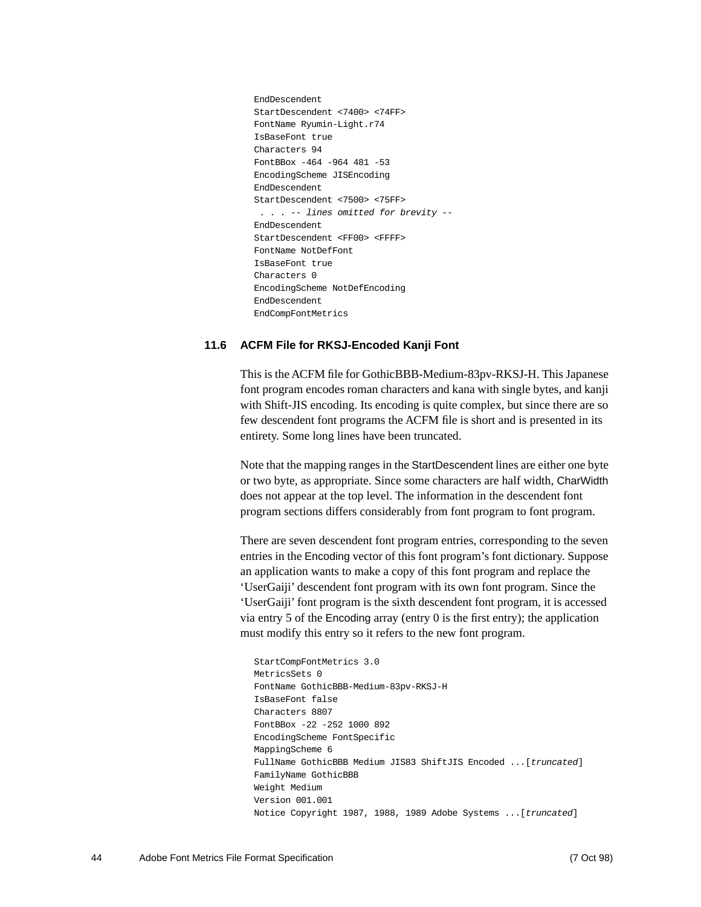```
EndDescendent
StartDescendent <7400> <74FF>
FontName Ryumin-Light.r74
IsBaseFont true
Characters 94
FontBBox -464 -964 481 -53
EncodingScheme JISEncoding
EndDescendent
StartDescendent <7500> <75FF>
 . . . -- lines omitted for brevity --
EndDescendent
StartDescendent <FF00> <FFFF>
FontName NotDefFont
IsBaseFont true
Characters 0
EncodingScheme NotDefEncoding
EndDescendent
EndCompFontMetrics
```

### 11.6 ACFM File for RKSJ-Encoded Kanji Font

This is the ACFM file for GothicBBB-Medium-83pv-RKSJ-H. This Japanese font program encodes roman characters and kana with single bytes, and kanji with Shift-JIS encoding. Its encoding is quite complex, but since there are so few descendent font programs the ACFM file is short and is presented in its entirety. Some long lines have been truncated.

Note that the mapping ranges in the StartDescendent lines are either one byte or two byte, as appropriate. Since some characters are half width, CharWidth does not appear at the top level. The information in the descendent font program sections differs considerably from font program to font program.

There are seven descendent font program entries, corresponding to the seven entries in the Encoding vector of this font program's font dictionary. Suppose an application wants to make a copy of this font program and replace the 'UserGaiji' descendent font program with its own font program. Since the 'UserGaiji' font program is the sixth descendent font program, it is accessed via entry 5 of the Encoding array (entry 0 is the first entry); the application must modify this entry so it refers to the new font program.

```
StartCompFontMetrics 3.0
MetricsSets 0
FontName GothicBBB-Medium-83pv-RKSJ-H
IsBaseFont false
Characters 8807
FontBBox -22 -252 1000 892
EncodingScheme FontSpecific
MappingScheme 6
FullName GothicBBB Medium JIS83 ShiftJIS Encoded ...[truncated]
FamilyName GothicBBB
Weight Medium
Version 001.001
Notice Copyright 1987, 1988, 1989 Adobe Systems ...[truncated]
```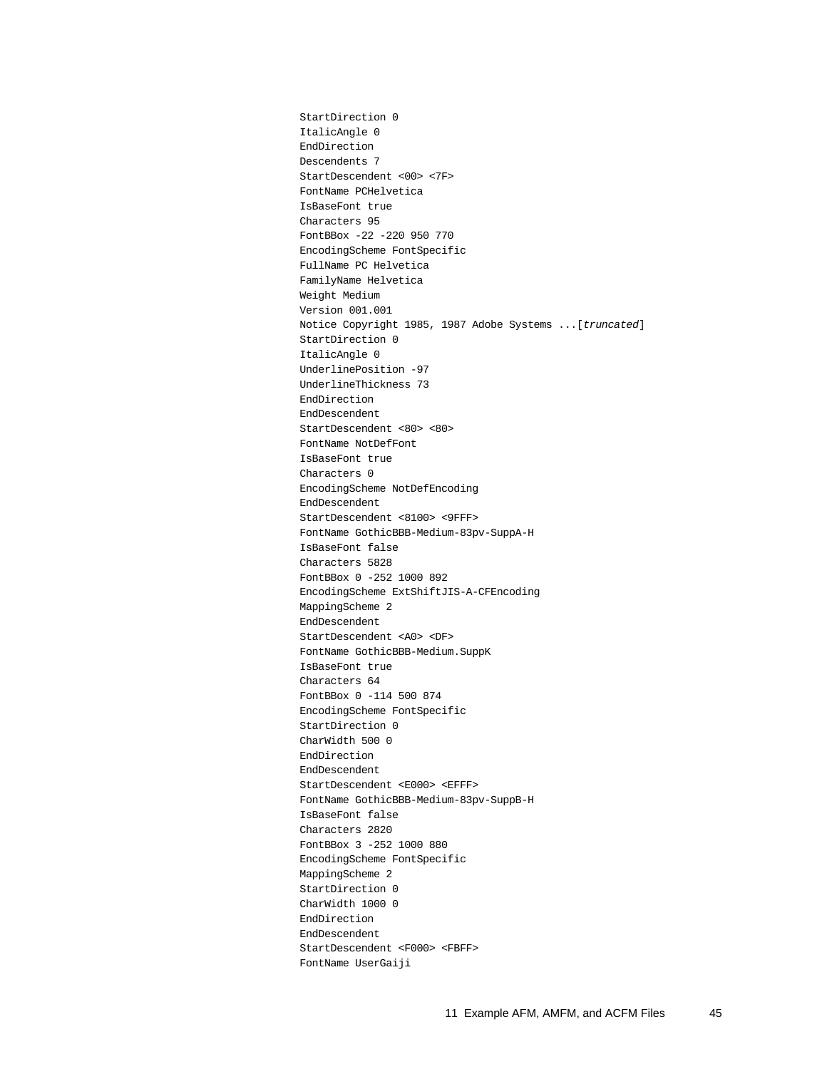```
StartDirection 0
ItalicAngle 0
EndDirection
Descendents 7
StartDescendent <00> <7F>
FontName PCHelvetica
IsBaseFont true
Characters 95
FontBBox -22 -220 950 770
EncodingScheme FontSpecific
FullName PC Helvetica
FamilyName Helvetica
Weight Medium
Version 001.001
Notice Copyright 1985, 1987 Adobe Systems ...[truncated]
StartDirection 0
ItalicAngle 0
UnderlinePosition -97
UnderlineThickness 73
EndDirection
EndDescendent
StartDescendent <80> <80>
FontName NotDefFont
IsBaseFont true
Characters 0
EncodingScheme NotDefEncoding
EndDescendent
StartDescendent <8100> <9FFF>
FontName GothicBBB-Medium-83pv-SuppA-H
IsBaseFont false
Characters 5828
FontBBox 0 -252 1000 892
EncodingScheme ExtShiftJIS-A-CFEncoding
MappingScheme 2
EndDescendent
StartDescendent <A0> <DF>
FontName GothicBBB-Medium.SuppK
IsBaseFont true
Characters 64
FontBBox 0 -114 500 874
EncodingScheme FontSpecific
StartDirection 0
CharWidth 500 0
EndDirection
EndDescendent
StartDescendent <E000> <EFFF>
FontName GothicBBB-Medium-83pv-SuppB-H
IsBaseFont false
Characters 2820
FontBBox 3 -252 1000 880
EncodingScheme FontSpecific
MappingScheme 2
StartDirection 0
CharWidth 1000 0
EndDirection
EndDescendent
StartDescendent <F000> <FBFF>
FontName UserGaiji
```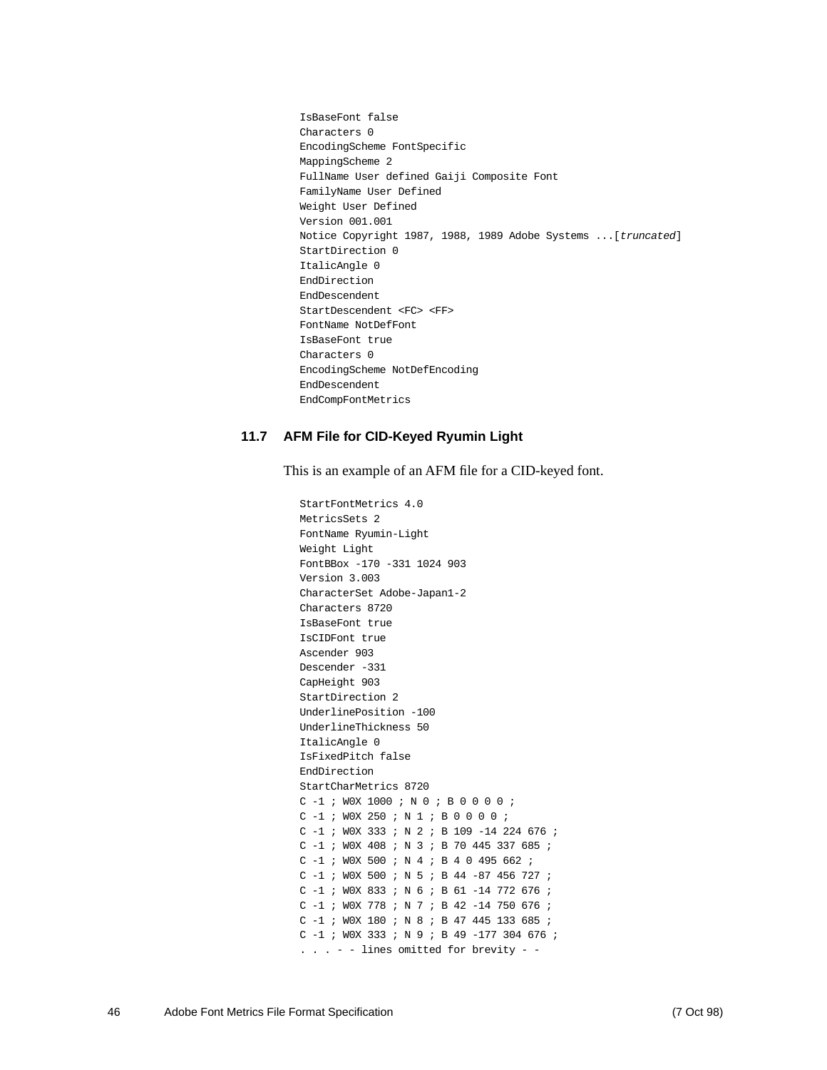```
IsBaseFont false
Characters 0
EncodingScheme FontSpecific
MappingScheme 2
FullName User defined Gaiji Composite Font
FamilyName User Defined
Weight User Defined
Version 001.001
Notice Copyright 1987, 1988, 1989 Adobe Systems ...[truncated]
StartDirection 0
ItalicAngle 0
EndDirection
EndDescendent
StartDescendent <FC> <FF>
FontName NotDefFont
IsBaseFont true
Characters 0
EncodingScheme NotDefEncoding
EndDescendent
EndCompFontMetrics
```

### 11.7 AFM File for CID-Keyed Ryumin Light

This is an example of an AFM file for a CID-keyed font.

```
StartFontMetrics 4.0
MetricsSets 2
FontName Ryumin-Light
Weight Light
FontBBox -170 -331 1024 903
Version 3.003
CharacterSet Adobe-Japan1-2
Characters 8720
IsBaseFont true
IsCIDFont true
Ascender 903
Descender -331
CapHeight 903
StartDirection 2
UnderlinePosition -100
UnderlineThickness 50
ItalicAngle 0
IsFixedPitch false
EndDirection
StartCharMetrics 8720
C -1 ; W0X 1000 ; N 0 ; B 0 0 0 0 ;
C -1 ; W0X 250 ; N 1 ; B 0 0 0 0 ;
C -1 ; W0X 333 ; N 2 ; B 109 -14 224 676 ;
C -1 ; W0X 408 ; N 3 ; B 70 445 337 685 ;
C -1 ; W0X 500 ; N 4 ; B 4 0 495 662 ;
C -1 ; W0X 500 ; N 5 ; B 44 -87 456 727 ;
C -1 ; W0X 833 ; N 6 ; B 61 -14 772 676 ;
C -1 ; W0X 778 ; N 7 ; B 42 -14 750 676 ;
C -1 ; W0X 180 ; N 8 ; B 47 445 133 685 ;
C -1 ; W0X 333 ; N 9 ; B 49 -177 304 676 ;
. . . - - lines omitted for brevity - -
```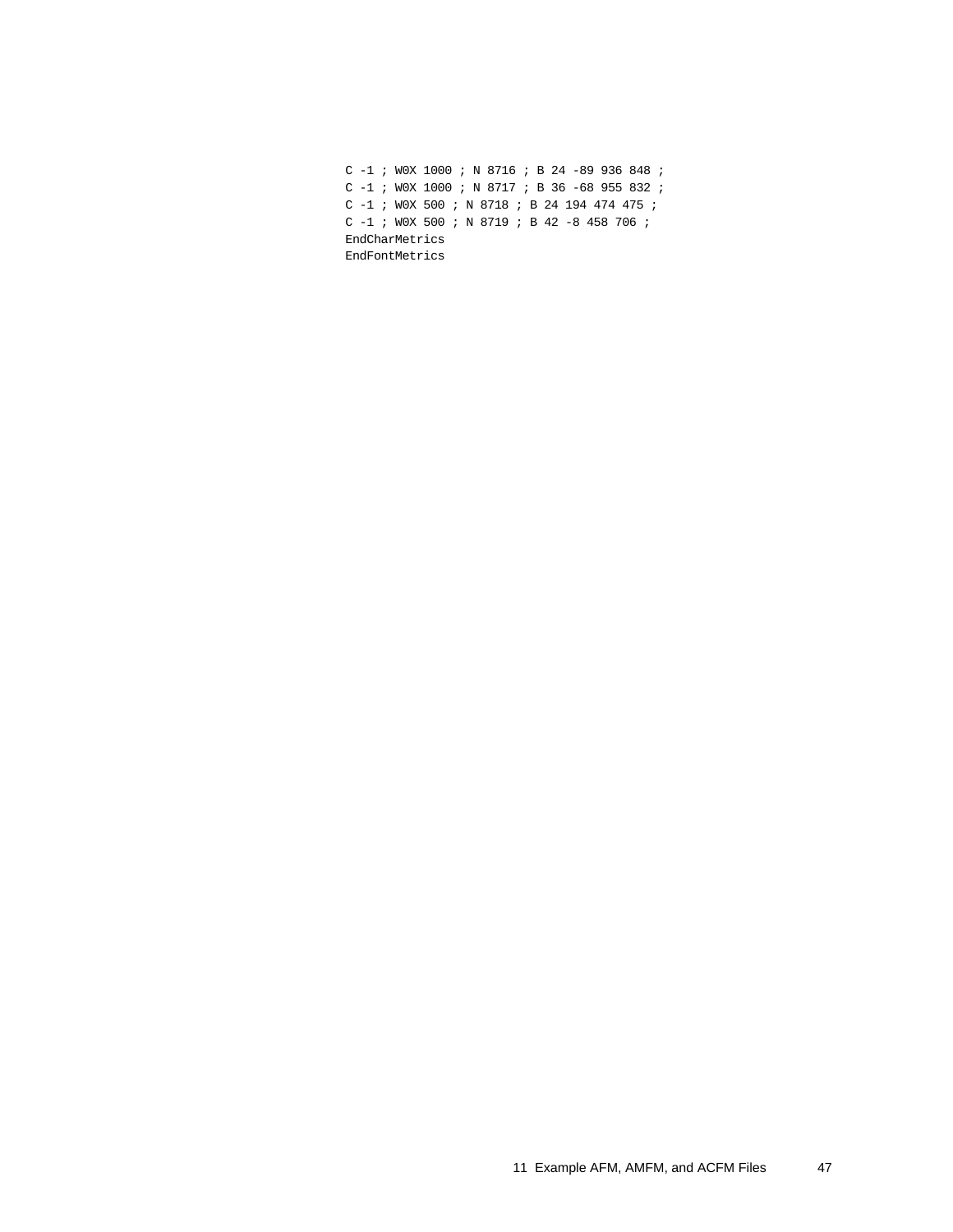```
C -1 ; W0X 1000 ; N 8716 ; B 24 -89 936 848 ;
C -1 ; W0X 1000 ; N 8717 ; B 36 -68 955 832 ;
C -1 ; W0X 500 ; N 8718 ; B 24 194 474 475 ;
C -1 ; W0X 500 ; N 8719 ; B 42 -8 458 706 ;
EndCharMetrics
EndFontMetrics
```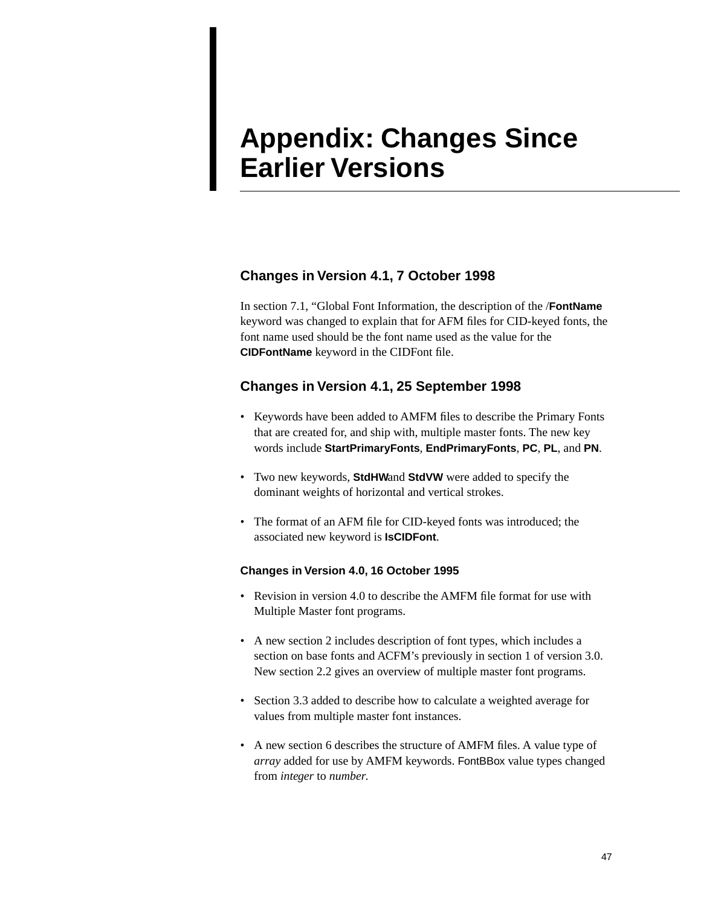# Appendix: Changes Since Earlier Versions

## Changes in Version 4.1, 7 October 1998

In section 7.1, “Global Font Information, the description of the /**FontName** keyword was changed to explain that for AFM files for CID-keyed fonts, the font name used should be the font name used as the value for the **CIDFontName** keyword in the CIDFont file.

## Changes in Version 4.1, 25 September 1998

- Keywords have been added to AMFM files to describe the Primary Fonts that are created for, and ship with, multiple master fonts. The new key words include **StartPrimaryFonts**, **EndPrimaryFonts**, **PC**, **PL**, and **PN**.
- Two new keywords, **StdHW** and **StdVW** were added to specify the dominant weights of horizontal and vertical strokes.
- The format of an AFM file for CID-keyed fonts was introduced; the associated new keyword is **IsCIDFont**.

### Changes in Version 4.0, 16 October 1995

- Revision in version 4.0 to describe the AMFM file format for use with Multiple Master font programs.
- A new section 2 includes description of font types, which includes a section on base fonts and ACFM’s previously in section 1 of version 3.0. New section 2.2 gives an overview of multiple master font programs.
- Section 3.3 added to describe how to calculate a weighted average for values from multiple master font instances.
- A new section 6 describes the structure of AMFM files. A value type of *array* added for use by AMFM keywords. FontBBox value types changed from *integer* to *number.*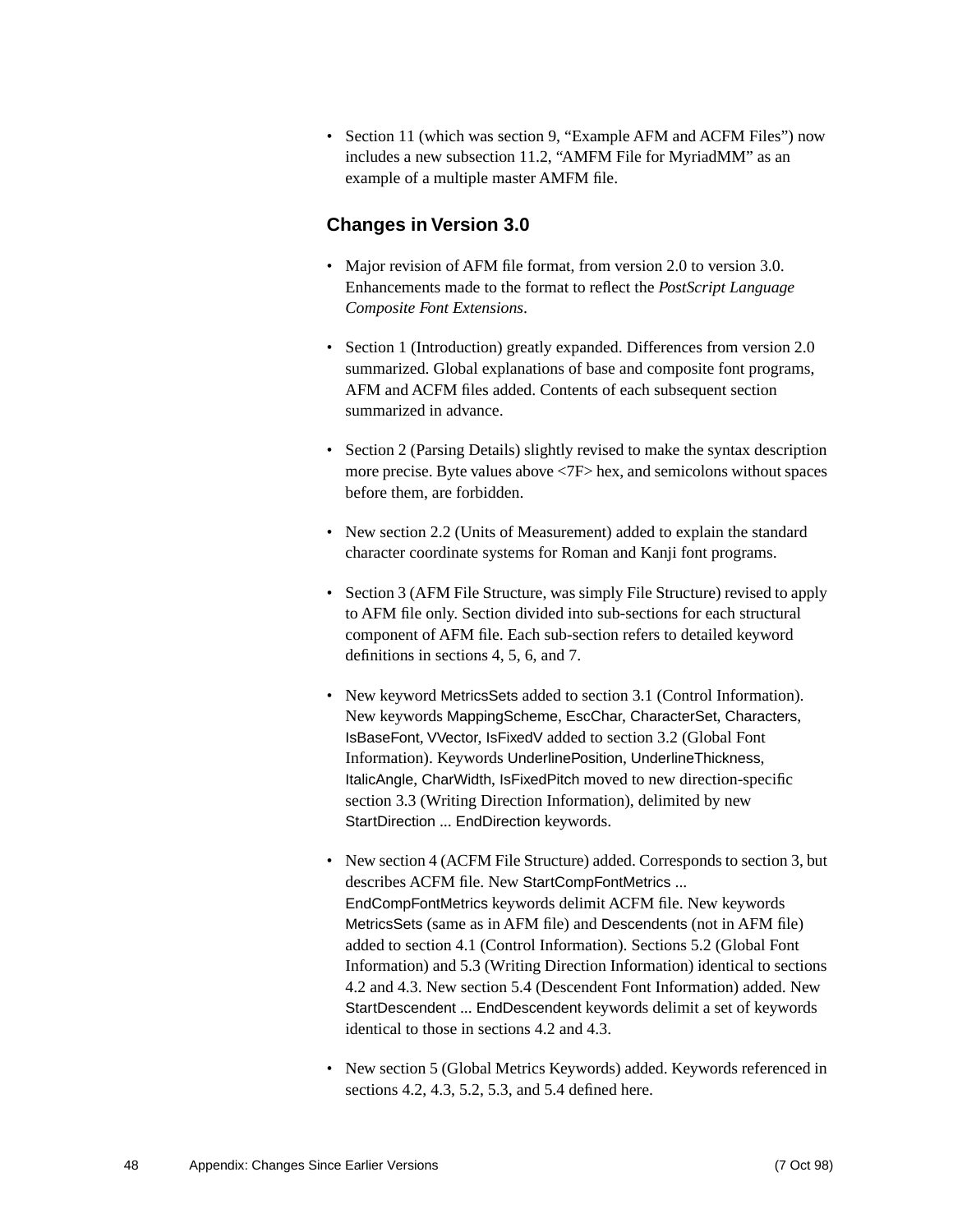- Section 11 (which was section 9, “Example AFM and ACFM Files”) now includes a new subsection 11.2, “AMFM File for MyriadMM” as an example of a multiple master AMFM file.

## Changes in Version 3.0

- Major revision of AFM file format, from version 2.0 to version 3.0. Enhancements made to the format to reflect the *PostScript Language Composite Font Extensions*.
- Section 1 (Introduction) greatly expanded. Differences from version 2.0 summarized. Global explanations of base and composite font programs, AFM and ACFM files added. Contents of each subsequent section summarized in advance.
- Section 2 (Parsing Details) slightly revised to make the syntax description more precise. Byte values above <7F> hex, and semicolons without spaces before them, are forbidden.
- New section 2.2 (Units of Measurement) added to explain the standard character coordinate systems for Roman and Kanji font programs.
- Section 3 (AFM File Structure, was simply File Structure) revised to apply to AFM file only. Section divided into sub-sections for each structural component of AFM file. Each sub-section refers to detailed keyword definitions in sections 4, 5, 6, and 7.
- New keyword MetricsSets added to section 3.1 (Control Information). New keywords MappingScheme, EscChar, CharacterSet, Characters, IsBaseFont, VVector, IsFixedV added to section 3.2 (Global Font Information). Keywords UnderlinePosition, UnderlineThickness, ItalicAngle, CharWidth, IsFixedPitch moved to new direction-specific section 3.3 (Writing Direction Information), delimited by new StartDirection ... EndDirection keywords.
- New section 4 (ACFM File Structure) added. Corresponds to section 3, but describes ACFM file. New StartCompFontMetrics ... EndCompFontMetrics keywords delimit ACFM file. New keywords MetricsSets (same as in AFM file) and Descendents (not in AFM file) added to section 4.1 (Control Information). Sections 5.2 (Global Font Information) and 5.3 (Writing Direction Information) identical to sections 4.2 and 4.3. New section 5.4 (Descendent Font Information) added. New StartDescendent ... EndDescendent keywords delimit a set of keywords identical to those in sections 4.2 and 4.3.
- New section 5 (Global Metrics Keywords) added. Keywords referenced in sections 4.2, 4.3, 5.2, 5.3, and 5.4 defined here.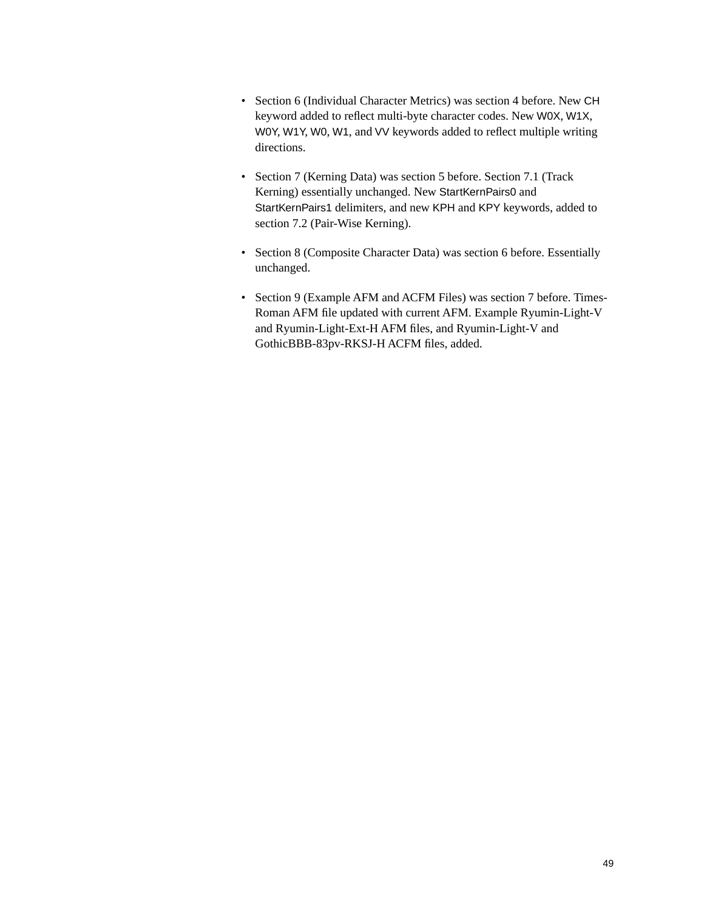- Section 6 (Individual Character Metrics) was section 4 before. New CH keyword added to reflect multi-byte character codes. New W0X, W1X, W0Y, W1Y, W0, W1, and VV keywords added to reflect multiple writing directions.

- Section 7 (Kerning Data) was section 5 before. Section 7.1 (Track Kerning) essentially unchanged. New StartKernPairs0 and StartKernPairs1 delimiters, and new KPH and KPY keywords, added to section 7.2 (Pair-Wise Kerning).

- Section 8 (Composite Character Data) was section 6 before. Essentially unchanged.

- Section 9 (Example AFM and ACFM Files) was section 7 before. Times-Roman AFM file updated with current AFM. Example Ryumin-Light-V and Ryumin-Light-Ext-H AFM files, and Ryumin-Light-V and GothicBBB-83pv-RKSJ-H ACFM files, added.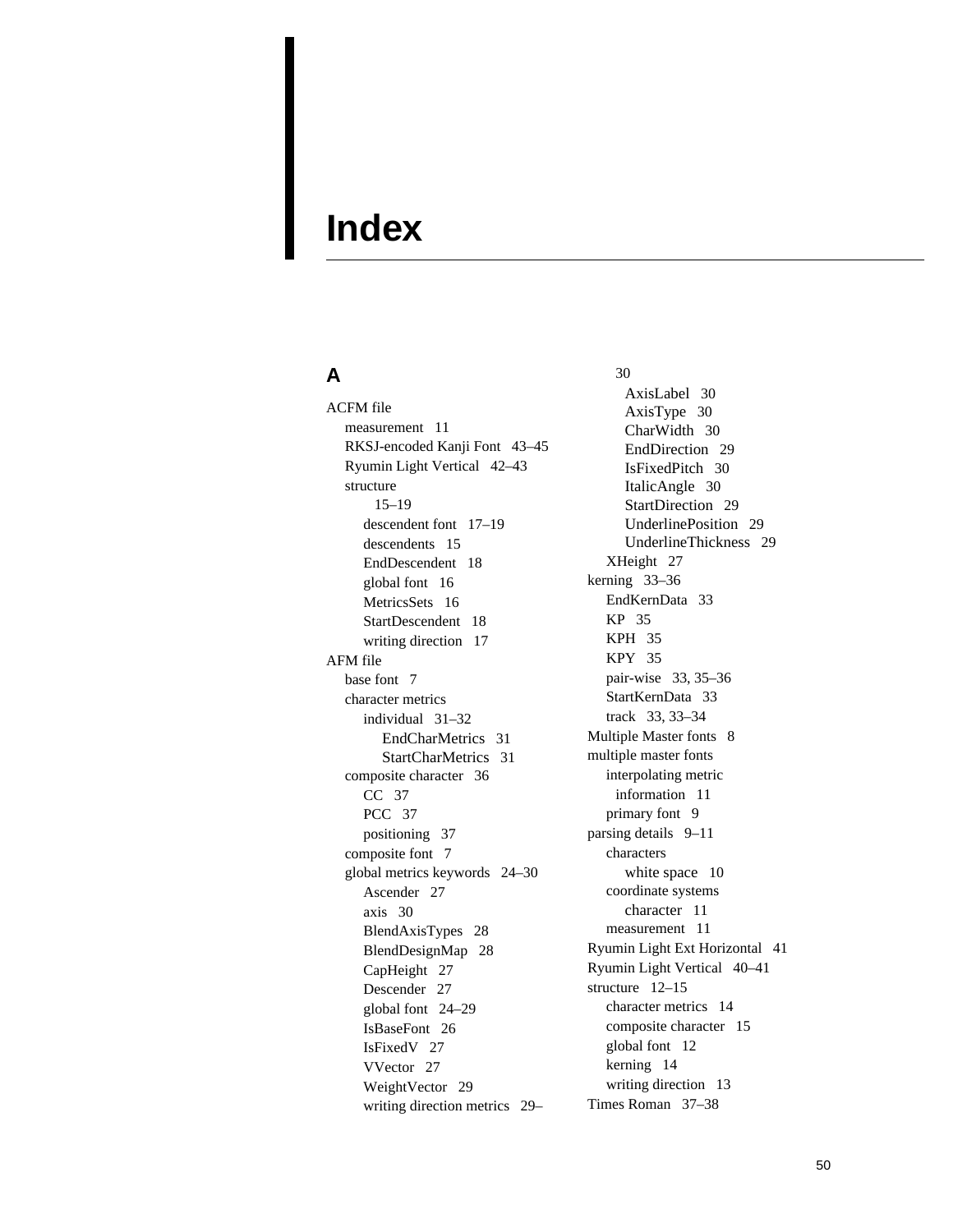# Index

## A

ACFM file
- measurement 11
- RKSJ-encoded Kanji Font 43–45
- Ryumin Light Vertical 42–43
- structure 15–19
  - descendent font 17–19
  - descendents 15
  - EndDescendent 18
  - global font 16
  - MetricsSets 16
  - StartDescendent 18
  - writing direction 17

AFM file
- base font 7
- character metrics
  - individual 31–32
    - EndCharMetrics 31
    - StartCharMetrics 31
- composite character 36
  - CC 37
  - PCC 37
  - positioning 37
- composite font 7
- global metrics keywords 24–30
  - Ascender 27
  - axis 30
  - BlendAxisTypes 28
  - BlendDesignMap 28
  - CapHeight 27
  - Descender 27
  - global font 24–29
  - IsBaseFont 26
  - IsFixedV 27
  - VVector 27
  - WeightVector 29
  - writing direction metrics 29–30
    - AxisLabel 30
    - AxisType 30
    - CharWidth 30
    - EndDirection 29
    - IsFixedPitch 30
    - ItalicAngle 30
    - StartDirection 29
    - UnderlinePosition 29
    - UnderlineThickness 29
  - XHeight 27
- kerning 33–36
  - EndKernData 33
  - KP 35
  - KPH 35
  - KPY 35
  - pair-wise 33, 35–36
  - StartKernData 33
  - track 33, 33–34
- Multiple Master fonts 8
- multiple master fonts
  - interpolating metric information 11
  - primary font 9
- parsing details 9–11
  - characters
    - white space 10
  - coordinate systems
    - character 11
  - measurement 11
- Ryumin Light Ext Horizontal 41
- Ryumin Light Vertical 40–41
- structure 12–15
  - character metrics 14
  - composite character 15
  - global font 12
  - kerning 14
  - writing direction 13
- Times Roman 37–38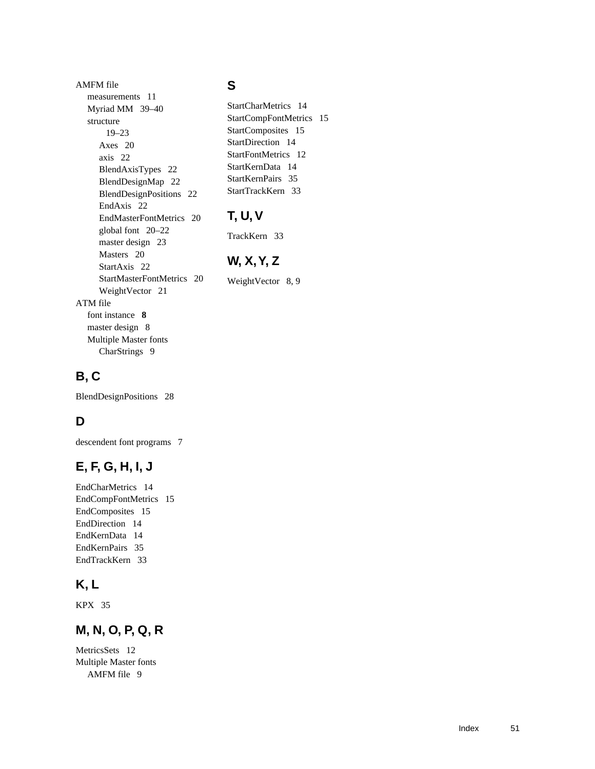AMFM file
- measurements 11
- Myriad MM 39–40
- structure
  - 19–23
  - Axes 20
  - axis 22
  - BlendAxisTypes 22
  - BlendDesignMap 22
  - BlendDesignPositions 22
  - EndAxis 22
  - EndMasterFontMetrics 20
  - global font 20–22
  - master design 23
  - Masters 20
  - StartAxis 22
  - StartMasterFontMetrics 20
  - WeightVector 21

ATM file
- font instance **8**
- master design 8
- Multiple Master fonts
  - CharStrings 9

## B, C

BlendDesignPositions 28

## D

descendent font programs 7

## E, F, G, H, I, J

EndCharMetrics 14
EndCompFontMetrics 15
EndComposites 15
EndDirection 14
EndKernData 14
EndKernPairs 35
EndTrackKern 33

## K, L

KPX 35

## M, N, O, P, Q, R

MetricsSets 12
Multiple Master fonts
- AMFM file 9

## S

StartCharMetrics 14
StartCompFontMetrics 15
StartComposites 15
StartDirection 14
StartFontMetrics 12
StartKernData 14
StartKernPairs 35
StartTrackKern 33

## T, U, V

TrackKern 33

## W, X, Y, Z

WeightVector 8, 9